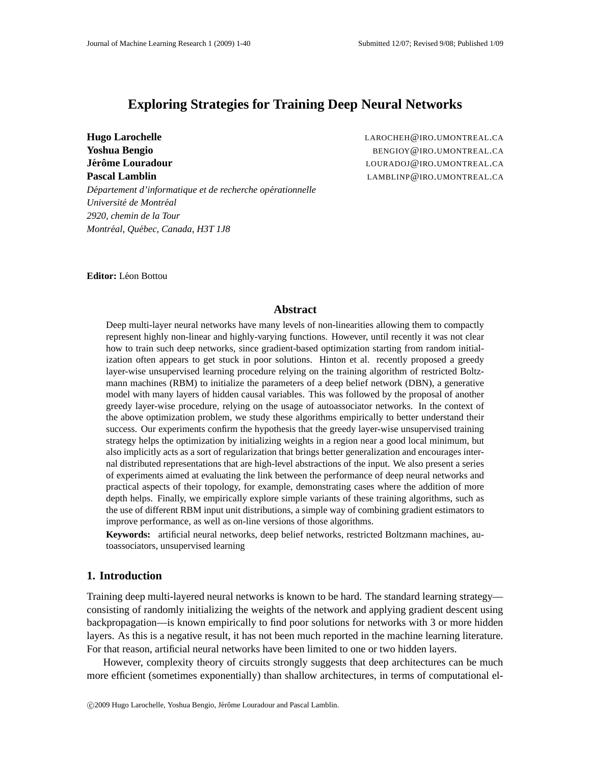# Exploring Strategies for Training Deep Neural Networks

**Hugo Larochelle** LAROCHEH@IRO.UMONTREAL.CA
**Yoshua Bengio** BENGIOY@IRO.UMONTREAL.CA
**Jérôme Louradour** LOURADOJ@IRO.UMONTREAL.CA
**Pascal Lamblin** LAMBLINP@IRO.UMONTREAL.CA

*Département d'informatique et de recherche opérationnelle*
*Université de Montréal*
*2920, chemin de la Tour*
*Montréal, Québec, Canada, H3T 1J8*

**Editor:** Léon Bottou

## Abstract

Deep multi-layer neural networks have many levels of non-linearities allowing them to compactly represent highly non-linear and highly-varying functions. However, until recently it was not clear how to train such deep networks, since gradient-based optimization starting from random initialization often appears to get stuck in poor solutions. Hinton et al. recently proposed a greedy layer-wise unsupervised learning procedure relying on the training algorithm of restricted Boltzmann machines (RBM) to initialize the parameters of a deep belief network (DBN), a generative model with many layers of hidden causal variables. This was followed by the proposal of another greedy layer-wise procedure, relying on the usage of autoassociator networks. In the context of the above optimization problem, we study these algorithms empirically to better understand their success. Our experiments confirm the hypothesis that the greedy layer-wise unsupervised training strategy helps the optimization by initializing weights in a region near a good local minimum, but also implicitly acts as a sort of regularization that brings better generalization and encourages internal distributed representations that are high-level abstractions of the input. We also present a series of experiments aimed at evaluating the link between the performance of deep neural networks and practical aspects of their topology, for example, demonstrating cases where the addition of more depth helps. Finally, we empirically explore simple variants of these training algorithms, such as the use of different RBM input unit distributions, a simple way of combining gradient estimators to improve performance, as well as on-line versions of those algorithms.

**Keywords:** artificial neural networks, deep belief networks, restricted Boltzmann machines, autoassociators, unsupervised learning

## 1. Introduction

Training deep multi-layered neural networks is known to be hard. The standard learning strategy—consisting of randomly initializing the weights of the network and applying gradient descent using backpropagation—is known empirically to find poor solutions for networks with 3 or more hidden layers. As this is a negative result, it has not been much reported in the machine learning literature. For that reason, artificial neural networks have been limited to one or two hidden layers.

However, complexity theory of circuits strongly suggests that deep architectures can be much more efficient (sometimes exponentially) than shallow architectures, in terms of computational el-

©2009 Hugo Larochelle, Yoshua Bengio, Jérôme Louradour and Pascal Lamblin.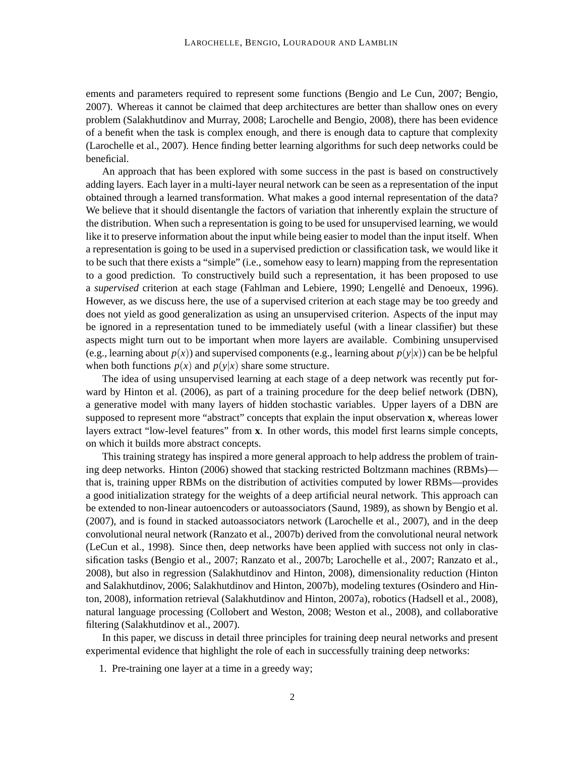ements and parameters required to represent some functions (Bengio and Le Cun, 2007; Bengio, 2007). Whereas it cannot be claimed that deep architectures are better than shallow ones on every problem (Salakhutdinov and Murray, 2008; Larochelle and Bengio, 2008), there has been evidence of a benefit when the task is complex enough, and there is enough data to capture that complexity (Larochelle et al., 2007). Hence finding better learning algorithms for such deep networks could be beneficial.

An approach that has been explored with some success in the past is based on constructively adding layers. Each layer in a multi-layer neural network can be seen as a representation of the input obtained through a learned transformation. What makes a good internal representation of the data? We believe that it should disentangle the factors of variation that inherently explain the structure of the distribution. When such a representation is going to be used for unsupervised learning, we would like it to preserve information about the input while being easier to model than the input itself. When a representation is going to be used in a supervised prediction or classification task, we would like it to be such that there exists a "simple" (i.e., somehow easy to learn) mapping from the representation to a good prediction. To constructively build such a representation, it has been proposed to use a *supervised* criterion at each stage (Fahlman and Lebiere, 1990; Lengellé and Denoeux, 1996). However, as we discuss here, the use of a supervised criterion at each stage may be too greedy and does not yield as good generalization as using an unsupervised criterion. Aspects of the input may be ignored in a representation tuned to be immediately useful (with a linear classifier) but these aspects might turn out to be important when more layers are available. Combining unsupervised (e.g., learning about $p(x)$) and supervised components (e.g., learning about $p(y|x)$) can be be helpful when both functions $p(x)$ and $p(y|x)$ share some structure.

The idea of using unsupervised learning at each stage of a deep network was recently put forward by Hinton et al. (2006), as part of a training procedure for the deep belief network (DBN), a generative model with many layers of hidden stochastic variables. Upper layers of a DBN are supposed to represent more "abstract" concepts that explain the input observation $\mathbf{x}$, whereas lower layers extract "low-level features" from $\mathbf{x}$. In other words, this model first learns simple concepts, on which it builds more abstract concepts.

This training strategy has inspired a more general approach to help address the problem of training deep networks. Hinton (2006) showed that stacking restricted Boltzmann machines (RBMs)—that is, training upper RBMs on the distribution of activities computed by lower RBMs—provides a good initialization strategy for the weights of a deep artificial neural network. This approach can be extended to non-linear autoencoders or autoassociators (Saund, 1989), as shown by Bengio et al. (2007), and is found in stacked autoassociators network (Larochelle et al., 2007), and in the deep convolutional neural network (Ranzato et al., 2007b) derived from the convolutional neural network (LeCun et al., 1998). Since then, deep networks have been applied with success not only in classification tasks (Bengio et al., 2007; Ranzato et al., 2007b; Larochelle et al., 2007; Ranzato et al., 2008), but also in regression (Salakhutdinov and Hinton, 2008), dimensionality reduction (Hinton and Salakhutdinov, 2006; Salakhutdinov and Hinton, 2007b), modeling textures (Osindero and Hinton, 2008), information retrieval (Salakhutdinov and Hinton, 2007a), robotics (Hadsell et al., 2008), natural language processing (Collobert and Weston, 2008; Weston et al., 2008), and collaborative filtering (Salakhutdinov et al., 2007).

In this paper, we discuss in detail three principles for training deep neural networks and present experimental evidence that highlight the role of each in successfully training deep networks:

1. Pre-training one layer at a time in a greedy way;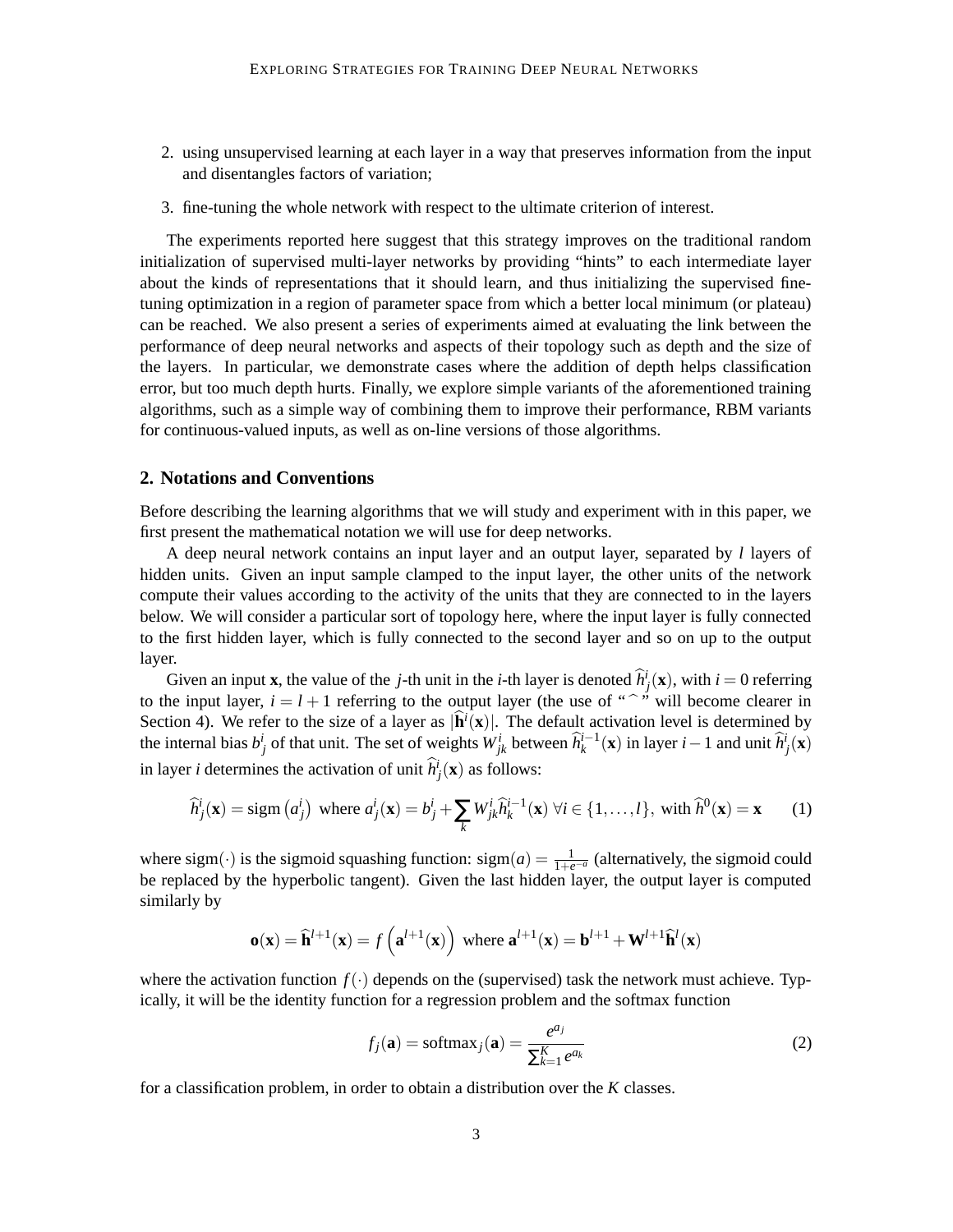2. using unsupervised learning at each layer in a way that preserves information from the input and disentangles factors of variation;
3. fine-tuning the whole network with respect to the ultimate criterion of interest.

The experiments reported here suggest that this strategy improves on the traditional random initialization of supervised multi-layer networks by providing "hints" to each intermediate layer about the kinds of representations that it should learn, and thus initializing the supervised fine-tuning optimization in a region of parameter space from which a better local minimum (or plateau) can be reached. We also present a series of experiments aimed at evaluating the link between the performance of deep neural networks and aspects of their topology such as depth and the size of the layers. In particular, we demonstrate cases where the addition of depth helps classification error, but too much depth hurts. Finally, we explore simple variants of the aforementioned training algorithms, such as a simple way of combining them to improve their performance, RBM variants for continuous-valued inputs, as well as on-line versions of those algorithms.

## 2. Notations and Conventions

Before describing the learning algorithms that we will study and experiment with in this paper, we first present the mathematical notation we will use for deep networks.

A deep neural network contains an input layer and an output layer, separated by $l$ layers of hidden units. Given an input sample clamped to the input layer, the other units of the network compute their values according to the activity of the units that they are connected to in the layers below. We will consider a particular sort of topology here, where the input layer is fully connected to the first hidden layer, which is fully connected to the second layer and so on up to the output layer.

Given an input $\mathbf{x}$, the value of the $j$-th unit in the $i$-th layer is denoted $\widehat{h}^i_j(\mathbf{x})$, with $i = 0$ referring to the input layer, $i = l+1$ referring to the output layer (the use of "$\widehat{\ }$" will become clearer in Section 4). We refer to the size of a layer as $|\widehat{\mathbf{h}}^i(\mathbf{x})|$. The default activation level is determined by the internal bias $b^i_j$ of that unit. The set of weights $W^i_{jk}$ between $\widehat{h}^{i-1}_k(\mathbf{x})$ in layer $i-1$ and unit $\widehat{h}^i_j(\mathbf{x})$ in layer $i$ determines the activation of unit $\widehat{h}^i_j(\mathbf{x})$ as follows:

$$\widehat{h}^i_j(\mathbf{x}) = \mathrm{sigm}\left(a^i_j\right) \text{ where } a^i_j(\mathbf{x}) = b^i_j + \sum_k W^i_{jk}\widehat{h}^{i-1}_k(\mathbf{x}) \ \forall i \in \{1,\ldots,l\}, \text{ with } \widehat{h}^0(\mathbf{x}) = \mathbf{x} \qquad (1)$$

where $\mathrm{sigm}(\cdot)$ is the sigmoid squashing function: $\mathrm{sigm}(a) = \frac{1}{1+e^{-a}}$ (alternatively, the sigmoid could be replaced by the hyperbolic tangent). Given the last hidden layer, the output layer is computed similarly by

$$\mathbf{o}(\mathbf{x}) = \widehat{\mathbf{h}}^{l+1}(\mathbf{x}) = f\left(\mathbf{a}^{l+1}(\mathbf{x})\right) \text{ where } \mathbf{a}^{l+1}(\mathbf{x}) = \mathbf{b}^{l+1} + \mathbf{W}^{l+1}\widehat{\mathbf{h}}^{l}(\mathbf{x})$$

where the activation function $f(\cdot)$ depends on the (supervised) task the network must achieve. Typically, it will be the identity function for a regression problem and the softmax function

$$f_j(\mathbf{a}) = \mathrm{softmax}_j(\mathbf{a}) = \frac{e^{a_j}}{\sum_{k=1}^{K} e^{a_k}} \qquad (2)$$

for a classification problem, in order to obtain a distribution over the $K$ classes.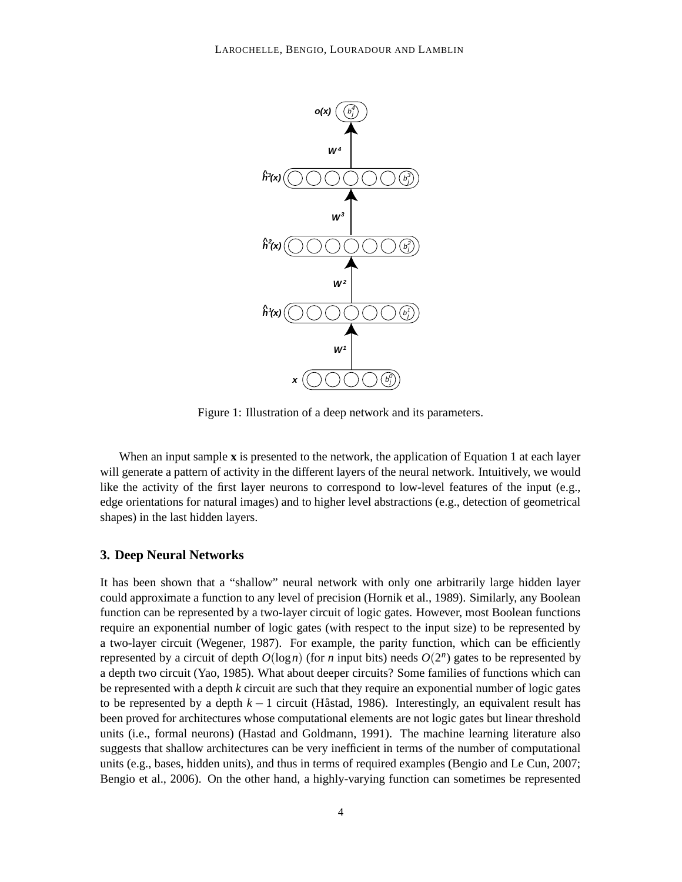Figure 1: Illustration of a deep network and its parameters.

When an input sample $\mathbf{x}$ is presented to the network, the application of Equation 1 at each layer will generate a pattern of activity in the different layers of the neural network. Intuitively, we would like the activity of the first layer neurons to correspond to low-level features of the input (e.g., edge orientations for natural images) and to higher level abstractions (e.g., detection of geometrical shapes) in the last hidden layers.

## 3. Deep Neural Networks

It has been shown that a "shallow" neural network with only one arbitrarily large hidden layer could approximate a function to any level of precision (Hornik et al., 1989). Similarly, any Boolean function can be represented by a two-layer circuit of logic gates. However, most Boolean functions require an exponential number of logic gates (with respect to the input size) to be represented by a two-layer circuit (Wegener, 1987). For example, the parity function, which can be efficiently represented by a circuit of depth $O(\log n)$ (for $n$ input bits) needs $O(2^n)$ gates to be represented by a depth two circuit (Yao, 1985). What about deeper circuits? Some families of functions which can be represented with a depth $k$ circuit are such that they require an exponential number of logic gates to be represented by a depth $k-1$ circuit (Håstad, 1986). Interestingly, an equivalent result has been proved for architectures whose computational elements are not logic gates but linear threshold units (i.e., formal neurons) (Hastad and Goldmann, 1991). The machine learning literature also suggests that shallow architectures can be very inefficient in terms of the number of computational units (e.g., bases, hidden units), and thus in terms of required examples (Bengio and Le Cun, 2007; Bengio et al., 2006). On the other hand, a highly-varying function can sometimes be represented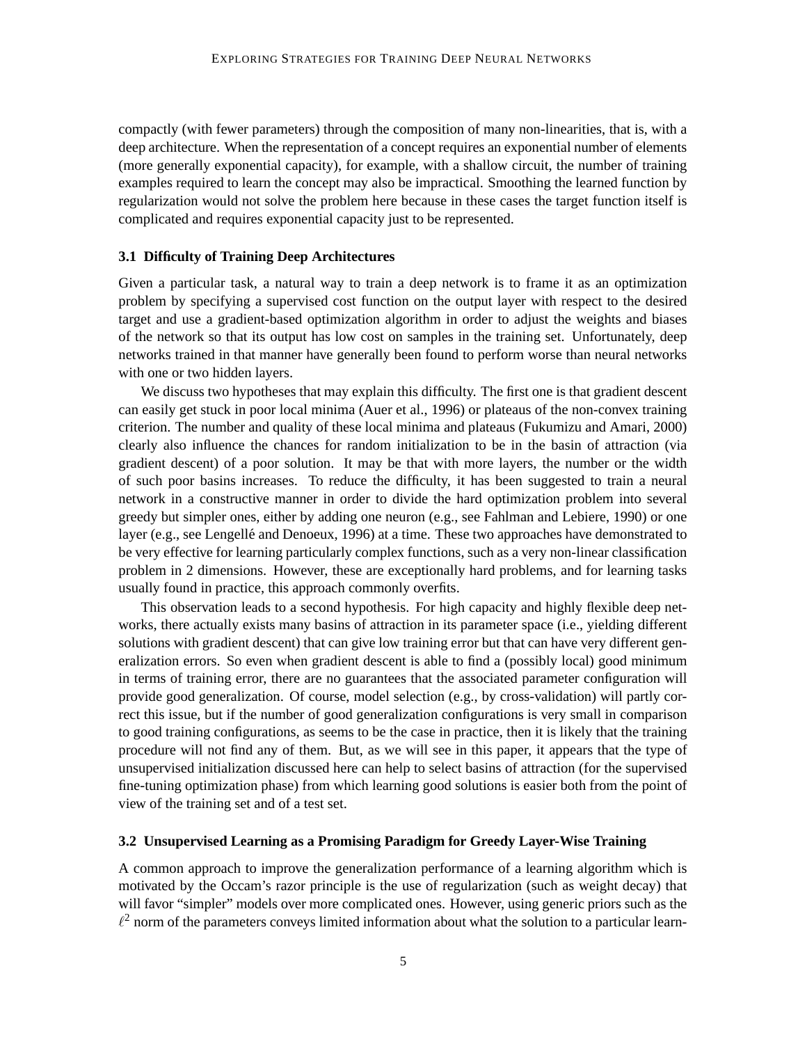compactly (with fewer parameters) through the composition of many non-linearities, that is, with a deep architecture. When the representation of a concept requires an exponential number of elements (more generally exponential capacity), for example, with a shallow circuit, the number of training examples required to learn the concept may also be impractical. Smoothing the learned function by regularization would not solve the problem here because in these cases the target function itself is complicated and requires exponential capacity just to be represented.

### 3.1 Difficulty of Training Deep Architectures

Given a particular task, a natural way to train a deep network is to frame it as an optimization problem by specifying a supervised cost function on the output layer with respect to the desired target and use a gradient-based optimization algorithm in order to adjust the weights and biases of the network so that its output has low cost on samples in the training set. Unfortunately, deep networks trained in that manner have generally been found to perform worse than neural networks with one or two hidden layers.

We discuss two hypotheses that may explain this difficulty. The first one is that gradient descent can easily get stuck in poor local minima (Auer et al., 1996) or plateaus of the non-convex training criterion. The number and quality of these local minima and plateaus (Fukumizu and Amari, 2000) clearly also influence the chances for random initialization to be in the basin of attraction (via gradient descent) of a poor solution. It may be that with more layers, the number or the width of such poor basins increases. To reduce the difficulty, it has been suggested to train a neural network in a constructive manner in order to divide the hard optimization problem into several greedy but simpler ones, either by adding one neuron (e.g., see Fahlman and Lebiere, 1990) or one layer (e.g., see Lengellé and Denoeux, 1996) at a time. These two approaches have demonstrated to be very effective for learning particularly complex functions, such as a very non-linear classification problem in 2 dimensions. However, these are exceptionally hard problems, and for learning tasks usually found in practice, this approach commonly overfits.

This observation leads to a second hypothesis. For high capacity and highly flexible deep networks, there actually exists many basins of attraction in its parameter space (i.e., yielding different solutions with gradient descent) that can give low training error but that can have very different generalization errors. So even when gradient descent is able to find a (possibly local) good minimum in terms of training error, there are no guarantees that the associated parameter configuration will provide good generalization. Of course, model selection (e.g., by cross-validation) will partly correct this issue, but if the number of good generalization configurations is very small in comparison to good training configurations, as seems to be the case in practice, then it is likely that the training procedure will not find any of them. But, as we will see in this paper, it appears that the type of unsupervised initialization discussed here can help to select basins of attraction (for the supervised fine-tuning optimization phase) from which learning good solutions is easier both from the point of view of the training set and of a test set.

### 3.2 Unsupervised Learning as a Promising Paradigm for Greedy Layer-Wise Training

A common approach to improve the generalization performance of a learning algorithm which is motivated by the Occam's razor principle is the use of regularization (such as weight decay) that will favor "simpler" models over more complicated ones. However, using generic priors such as the $\ell^2$ norm of the parameters conveys limited information about what the solution to a particular learn-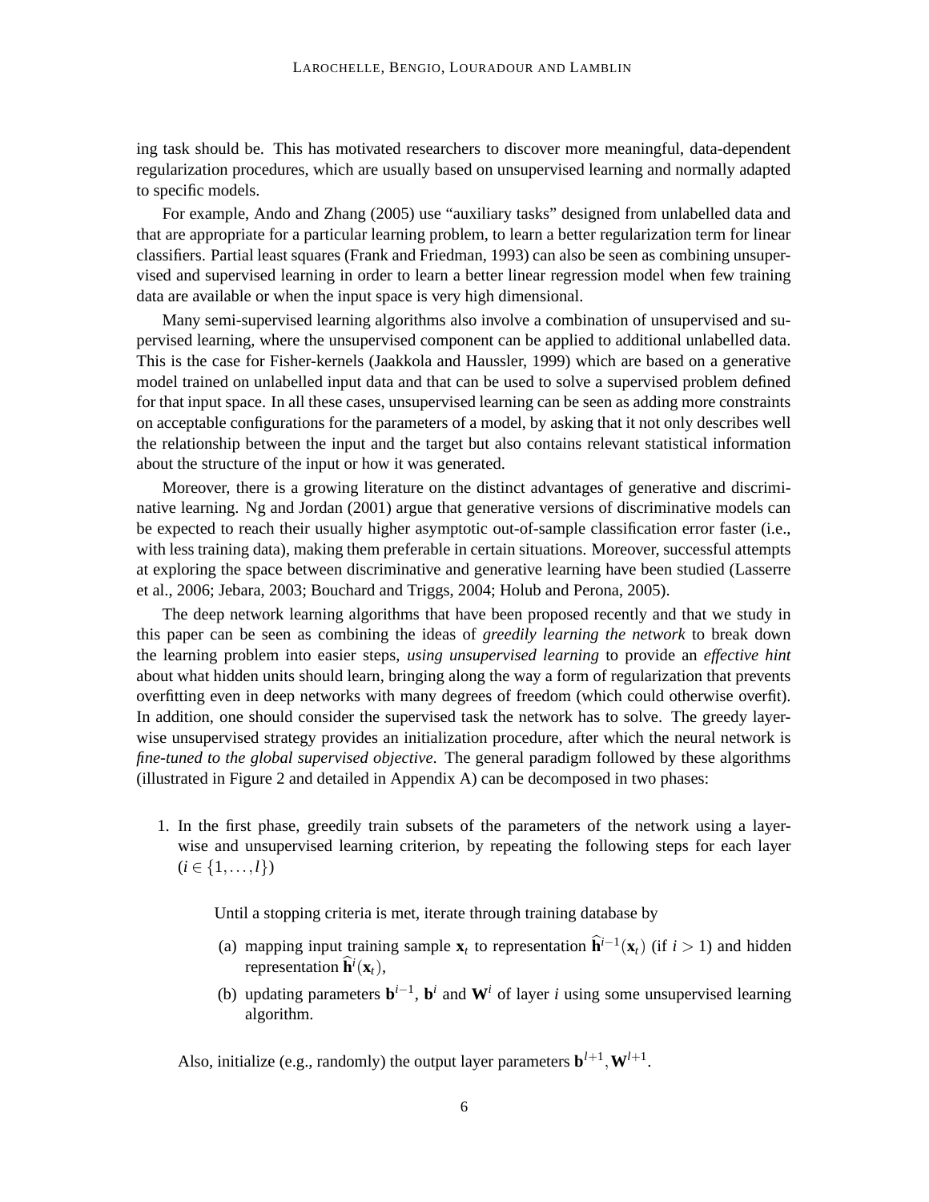ing task should be. This has motivated researchers to discover more meaningful, data-dependent regularization procedures, which are usually based on unsupervised learning and normally adapted to specific models.

For example, Ando and Zhang (2005) use "auxiliary tasks" designed from unlabelled data and that are appropriate for a particular learning problem, to learn a better regularization term for linear classifiers. Partial least squares (Frank and Friedman, 1993) can also be seen as combining unsupervised and supervised learning in order to learn a better linear regression model when few training data are available or when the input space is very high dimensional.

Many semi-supervised learning algorithms also involve a combination of unsupervised and supervised learning, where the unsupervised component can be applied to additional unlabelled data. This is the case for Fisher-kernels (Jaakkola and Haussler, 1999) which are based on a generative model trained on unlabelled input data and that can be used to solve a supervised problem defined for that input space. In all these cases, unsupervised learning can be seen as adding more constraints on acceptable configurations for the parameters of a model, by asking that it not only describes well the relationship between the input and the target but also contains relevant statistical information about the structure of the input or how it was generated.

Moreover, there is a growing literature on the distinct advantages of generative and discriminative learning. Ng and Jordan (2001) argue that generative versions of discriminative models can be expected to reach their usually higher asymptotic out-of-sample classification error faster (i.e., with less training data), making them preferable in certain situations. Moreover, successful attempts at exploring the space between discriminative and generative learning have been studied (Lasserre et al., 2006; Jebara, 2003; Bouchard and Triggs, 2004; Holub and Perona, 2005).

The deep network learning algorithms that have been proposed recently and that we study in this paper can be seen as combining the ideas of *greedily learning the network* to break down the learning problem into easier steps, *using unsupervised learning* to provide an *effective hint* about what hidden units should learn, bringing along the way a form of regularization that prevents overfitting even in deep networks with many degrees of freedom (which could otherwise overfit). In addition, one should consider the supervised task the network has to solve. The greedy layer-wise unsupervised strategy provides an initialization procedure, after which the neural network is *fine-tuned to the global supervised objective*. The general paradigm followed by these algorithms (illustrated in Figure 2 and detailed in Appendix A) can be decomposed in two phases:

1. In the first phase, greedily train subsets of the parameters of the network using a layer-wise and unsupervised learning criterion, by repeating the following steps for each layer ($i \in \{1, \ldots, l\}$)

   Until a stopping criteria is met, iterate through training database by

   (a) mapping input training sample $\mathbf{x}_t$ to representation $\widehat{\mathbf{h}}^{i-1}(\mathbf{x}_t)$ (if $i > 1$) and hidden representation $\widehat{\mathbf{h}}^i(\mathbf{x}_t)$,

   (b) updating parameters $\mathbf{b}^{i-1}$, $\mathbf{b}^i$ and $\mathbf{W}^i$ of layer $i$ using some unsupervised learning algorithm.

   Also, initialize (e.g., randomly) the output layer parameters $\mathbf{b}^{l+1}, \mathbf{W}^{l+1}$.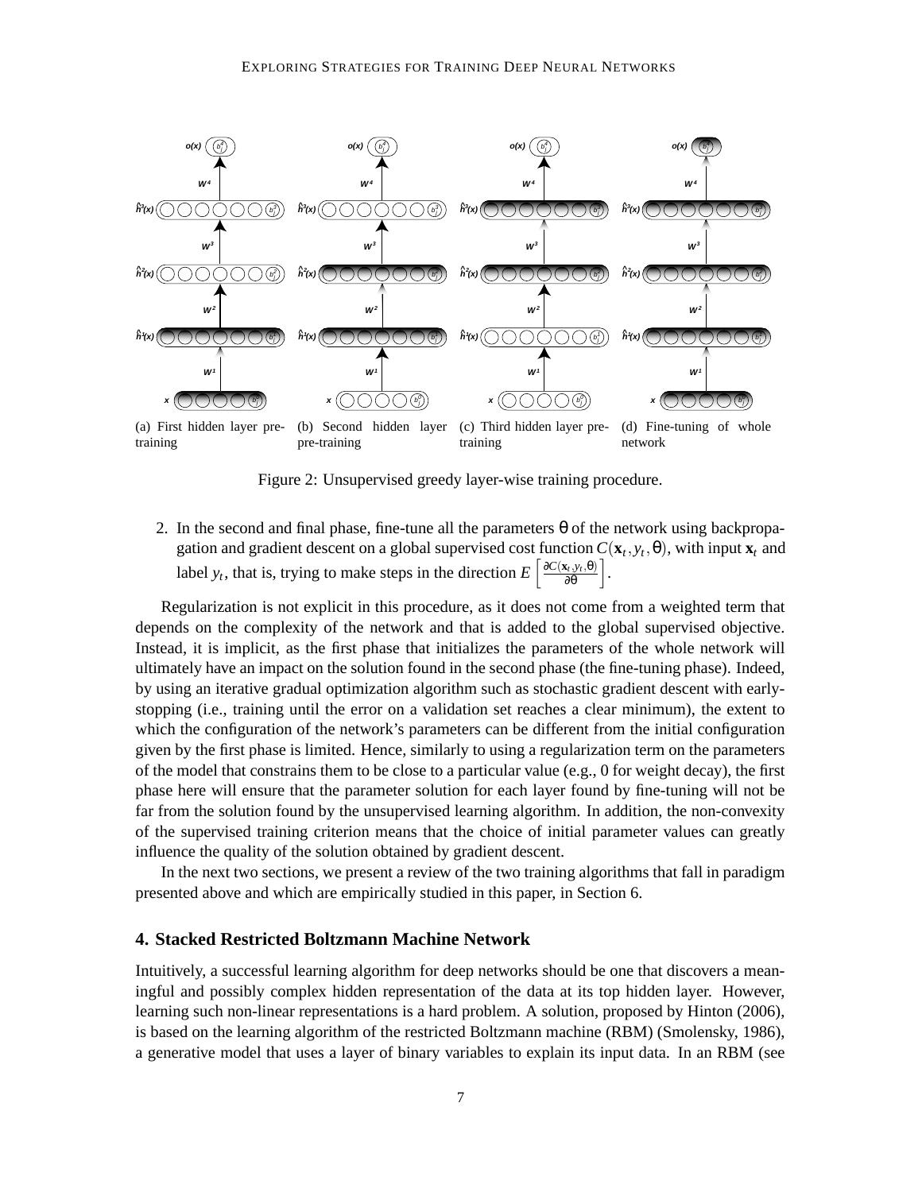(a) First hidden layer pre-training

(b) Second hidden layer pre-training

(c) Third hidden layer pre-training

(d) Fine-tuning of whole network

Figure 2: Unsupervised greedy layer-wise training procedure.

2. In the second and final phase, fine-tune all the parameters $\theta$ of the network using backpropagation and gradient descent on a global supervised cost function $C(\mathbf{x}_t, y_t, \theta)$, with input $\mathbf{x}_t$ and label $y_t$, that is, trying to make steps in the direction $E\left[\frac{\partial C(\mathbf{x}_t, y_t, \theta)}{\partial \theta}\right]$.

Regularization is not explicit in this procedure, as it does not come from a weighted term that depends on the complexity of the network and that is added to the global supervised objective. Instead, it is implicit, as the first phase that initializes the parameters of the whole network will ultimately have an impact on the solution found in the second phase (the fine-tuning phase). Indeed, by using an iterative gradual optimization algorithm such as stochastic gradient descent with early-stopping (i.e., training until the error on a validation set reaches a clear minimum), the extent to which the configuration of the network's parameters can be different from the initial configuration given by the first phase is limited. Hence, similarly to using a regularization term on the parameters of the model that constrains them to be close to a particular value (e.g., 0 for weight decay), the first phase here will ensure that the parameter solution for each layer found by fine-tuning will not be far from the solution found by the unsupervised learning algorithm. In addition, the non-convexity of the supervised training criterion means that the choice of initial parameter values can greatly influence the quality of the solution obtained by gradient descent.

In the next two sections, we present a review of the two training algorithms that fall in paradigm presented above and which are empirically studied in this paper, in Section 6.

## 4. Stacked Restricted Boltzmann Machine Network

Intuitively, a successful learning algorithm for deep networks should be one that discovers a meaningful and possibly complex hidden representation of the data at its top hidden layer. However, learning such non-linear representations is a hard problem. A solution, proposed by Hinton (2006), is based on the learning algorithm of the restricted Boltzmann machine (RBM) (Smolensky, 1986), a generative model that uses a layer of binary variables to explain its input data. In an RBM (see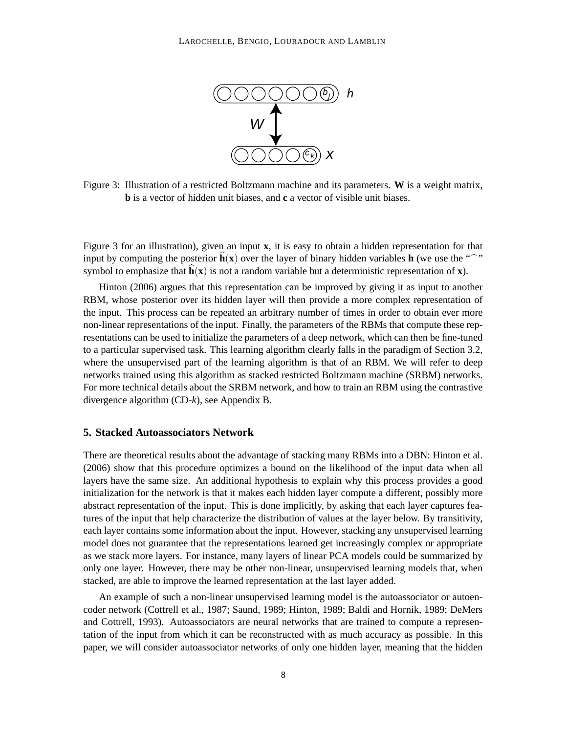Figure 3: Illustration of a restricted Boltzmann machine and its parameters. $\mathbf{W}$ is a weight matrix, $\mathbf{b}$ is a vector of hidden unit biases, and $\mathbf{c}$ a vector of visible unit biases.

Figure 3 for an illustration), given an input $\mathbf{x}$, it is easy to obtain a hidden representation for that input by computing the posterior $\widehat{\mathbf{h}}(\mathbf{x})$ over the layer of binary hidden variables $\mathbf{h}$ (we use the "$\widehat{\ }$" symbol to emphasize that $\widehat{\mathbf{h}}(\mathbf{x})$ is not a random variable but a deterministic representation of $\mathbf{x}$).

Hinton (2006) argues that this representation can be improved by giving it as input to another RBM, whose posterior over its hidden layer will then provide a more complex representation of the input. This process can be repeated an arbitrary number of times in order to obtain ever more non-linear representations of the input. Finally, the parameters of the RBMs that compute these representations can be used to initialize the parameters of a deep network, which can then be fine-tuned to a particular supervised task. This learning algorithm clearly falls in the paradigm of Section 3.2, where the unsupervised part of the learning algorithm is that of an RBM. We will refer to deep networks trained using this algorithm as stacked restricted Boltzmann machine (SRBM) networks. For more technical details about the SRBM network, and how to train an RBM using the contrastive divergence algorithm (CD-$k$), see Appendix B.

## 5. Stacked Autoassociators Network

There are theoretical results about the advantage of stacking many RBMs into a DBN: Hinton et al. (2006) show that this procedure optimizes a bound on the likelihood of the input data when all layers have the same size. An additional hypothesis to explain why this process provides a good initialization for the network is that it makes each hidden layer compute a different, possibly more abstract representation of the input. This is done implicitly, by asking that each layer captures features of the input that help characterize the distribution of values at the layer below. By transitivity, each layer contains some information about the input. However, stacking any unsupervised learning model does not guarantee that the representations learned get increasingly complex or appropriate as we stack more layers. For instance, many layers of linear PCA models could be summarized by only one layer. However, there may be other non-linear, unsupervised learning models that, when stacked, are able to improve the learned representation at the last layer added.

An example of such a non-linear unsupervised learning model is the autoassociator or autoencoder network (Cottrell et al., 1987; Saund, 1989; Hinton, 1989; Baldi and Hornik, 1989; DeMers and Cottrell, 1993). Autoassociators are neural networks that are trained to compute a representation of the input from which it can be reconstructed with as much accuracy as possible. In this paper, we will consider autoassociator networks of only one hidden layer, meaning that the hidden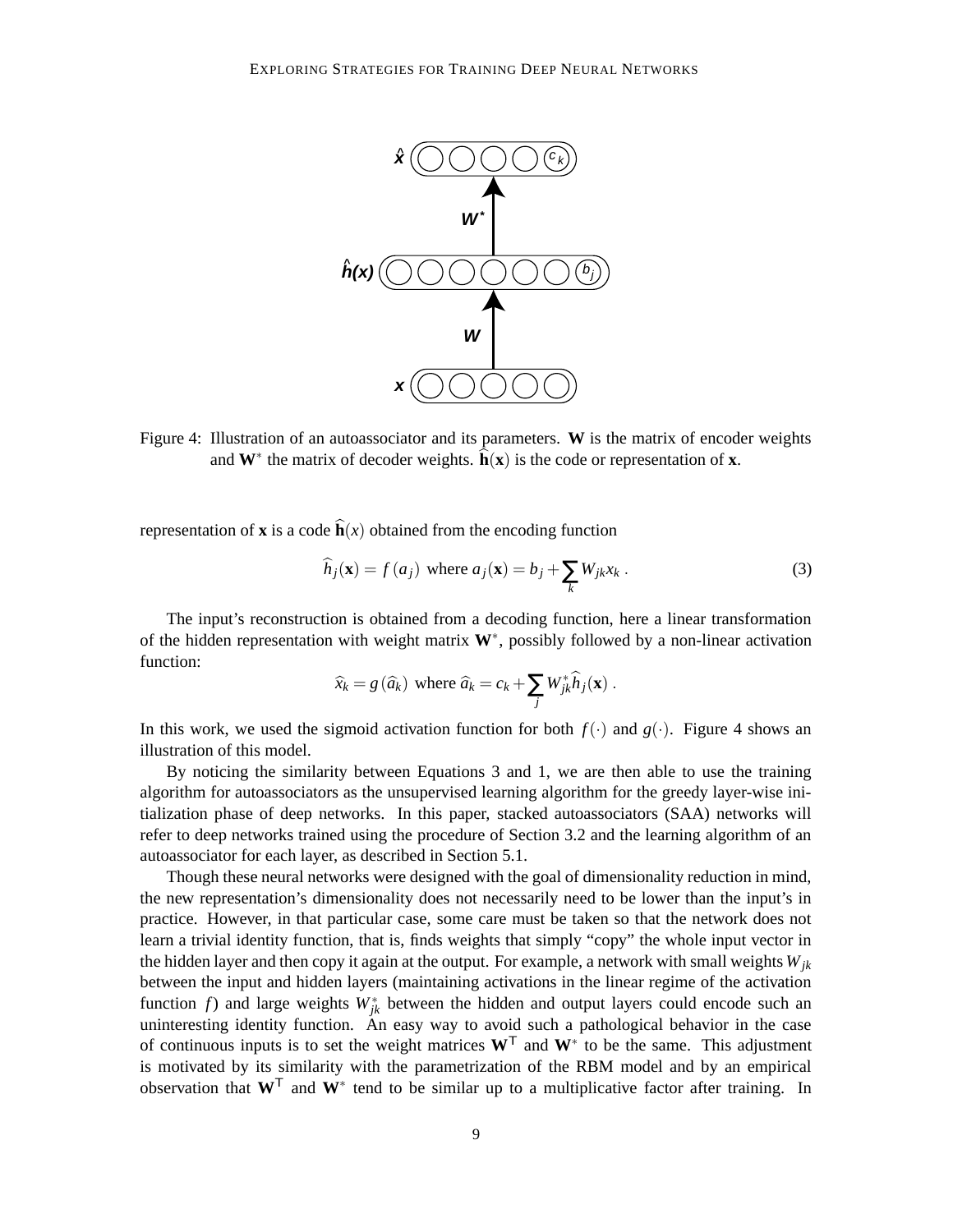Figure 4: Illustration of an autoassociator and its parameters. $\mathbf{W}$ is the matrix of encoder weights and $\mathbf{W}^*$ the matrix of decoder weights. $\widehat{\mathbf{h}}(\mathbf{x})$ is the code or representation of $\mathbf{x}$.

representation of $\mathbf{x}$ is a code $\widehat{\mathbf{h}}(x)$ obtained from the encoding function

$$\widehat{h}_j(\mathbf{x}) = f(a_j) \text{ where } a_j(\mathbf{x}) = b_j + \sum_k W_{jk} x_k \,. \tag{3}$$

The input's reconstruction is obtained from a decoding function, here a linear transformation of the hidden representation with weight matrix $\mathbf{W}^*$, possibly followed by a non-linear activation function:

$$\widehat{x}_k = g(\widehat{a}_k) \text{ where } \widehat{a}_k = c_k + \sum_j W^*_{jk} \widehat{h}_j(\mathbf{x}) \,.$$

In this work, we used the sigmoid activation function for both $f(\cdot)$ and $g(\cdot)$. Figure 4 shows an illustration of this model.

By noticing the similarity between Equations 3 and 1, we are then able to use the training algorithm for autoassociators as the unsupervised learning algorithm for the greedy layer-wise initialization phase of deep networks. In this paper, stacked autoassociators (SAA) networks will refer to deep networks trained using the procedure of Section 3.2 and the learning algorithm of an autoassociator for each layer, as described in Section 5.1.

Though these neural networks were designed with the goal of dimensionality reduction in mind, the new representation's dimensionality does not necessarily need to be lower than the input's in practice. However, in that particular case, some care must be taken so that the network does not learn a trivial identity function, that is, finds weights that simply "copy" the whole input vector in the hidden layer and then copy it again at the output. For example, a network with small weights $W_{jk}$ between the input and hidden layers (maintaining activations in the linear regime of the activation function $f$) and large weights $W^*_{jk}$ between the hidden and output layers could encode such an uninteresting identity function. An easy way to avoid such a pathological behavior in the case of continuous inputs is to set the weight matrices $\mathbf{W}^\mathsf{T}$ and $\mathbf{W}^*$ to be the same. This adjustment is motivated by its similarity with the parametrization of the RBM model and by an empirical observation that $\mathbf{W}^\mathsf{T}$ and $\mathbf{W}^*$ tend to be similar up to a multiplicative factor after training. In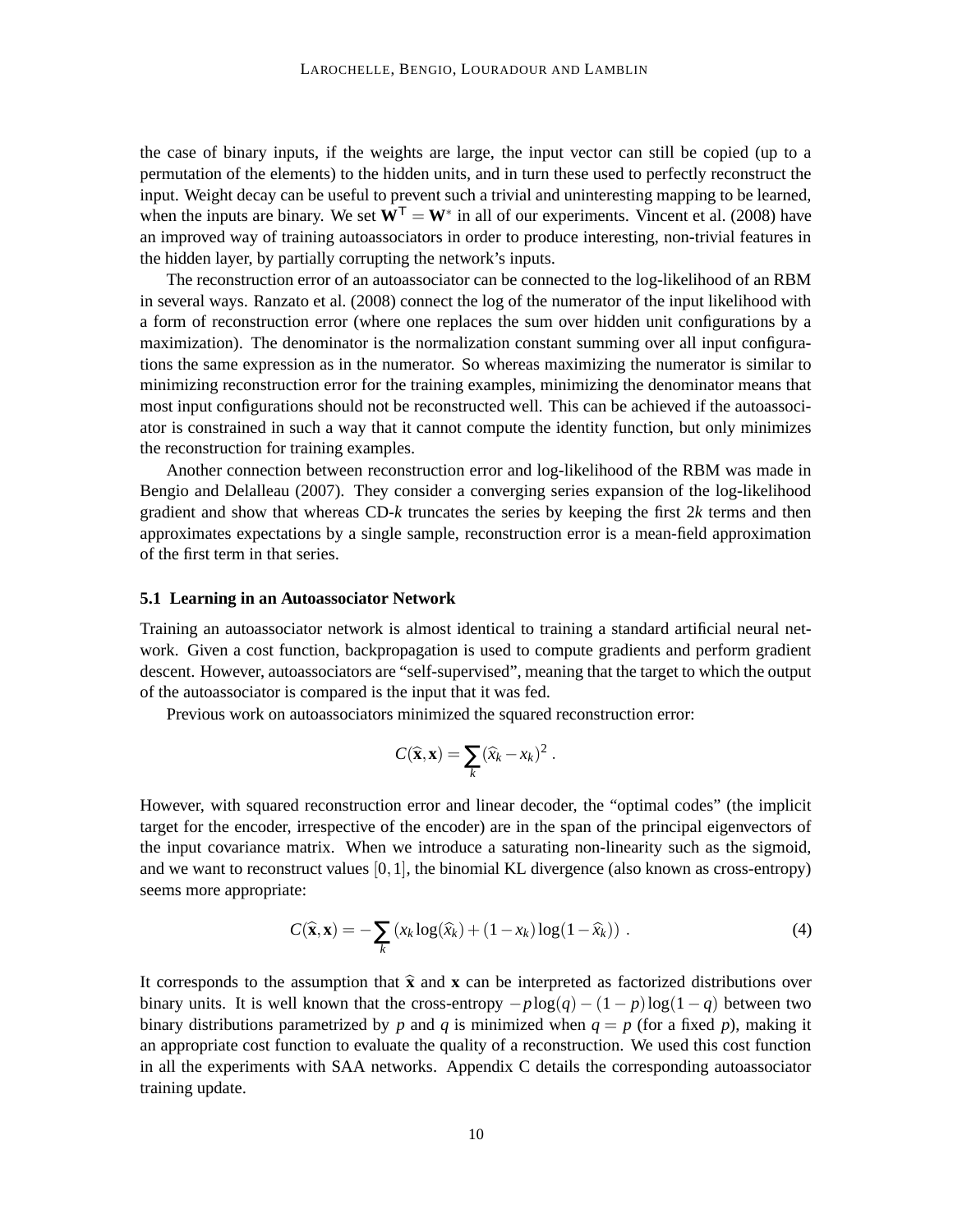the case of binary inputs, if the weights are large, the input vector can still be copied (up to a permutation of the elements) to the hidden units, and in turn these used to perfectly reconstruct the input. Weight decay can be useful to prevent such a trivial and uninteresting mapping to be learned, when the inputs are binary. We set $\mathbf{W}^{\mathsf{T}} = \mathbf{W}^*$ in all of our experiments. Vincent et al. (2008) have an improved way of training autoassociators in order to produce interesting, non-trivial features in the hidden layer, by partially corrupting the network's inputs.

The reconstruction error of an autoassociator can be connected to the log-likelihood of an RBM in several ways. Ranzato et al. (2008) connect the log of the numerator of the input likelihood with a form of reconstruction error (where one replaces the sum over hidden unit configurations by a maximization). The denominator is the normalization constant summing over all input configurations the same expression as in the numerator. So whereas maximizing the numerator is similar to minimizing reconstruction error for the training examples, minimizing the denominator means that most input configurations should not be reconstructed well. This can be achieved if the autoassociator is constrained in such a way that it cannot compute the identity function, but only minimizes the reconstruction for training examples.

Another connection between reconstruction error and log-likelihood of the RBM was made in Bengio and Delalleau (2007). They consider a converging series expansion of the log-likelihood gradient and show that whereas CD-$k$ truncates the series by keeping the first $2k$ terms and then approximates expectations by a single sample, reconstruction error is a mean-field approximation of the first term in that series.

### 5.1 Learning in an Autoassociator Network

Training an autoassociator network is almost identical to training a standard artificial neural network. Given a cost function, backpropagation is used to compute gradients and perform gradient descent. However, autoassociators are "self-supervised", meaning that the target to which the output of the autoassociator is compared is the input that it was fed.

Previous work on autoassociators minimized the squared reconstruction error:

$$C(\widehat{\mathbf{x}}, \mathbf{x}) = \sum_k (\widehat{x}_k - x_k)^2 .$$

However, with squared reconstruction error and linear decoder, the "optimal codes" (the implicit target for the encoder, irrespective of the encoder) are in the span of the principal eigenvectors of the input covariance matrix. When we introduce a saturating non-linearity such as the sigmoid, and we want to reconstruct values $[0,1]$, the binomial KL divergence (also known as cross-entropy) seems more appropriate:

$$C(\widehat{\mathbf{x}}, \mathbf{x}) = -\sum_k \left( x_k \log(\widehat{x}_k) + (1 - x_k) \log(1 - \widehat{x}_k) \right) . \tag{4}$$

It corresponds to the assumption that $\widehat{\mathbf{x}}$ and $\mathbf{x}$ can be interpreted as factorized distributions over binary units. It is well known that the cross-entropy $-p\log(q) - (1-p)\log(1-q)$ between two binary distributions parametrized by $p$ and $q$ is minimized when $q = p$ (for a fixed $p$), making it an appropriate cost function to evaluate the quality of a reconstruction. We used this cost function in all the experiments with SAA networks. Appendix C details the corresponding autoassociator training update.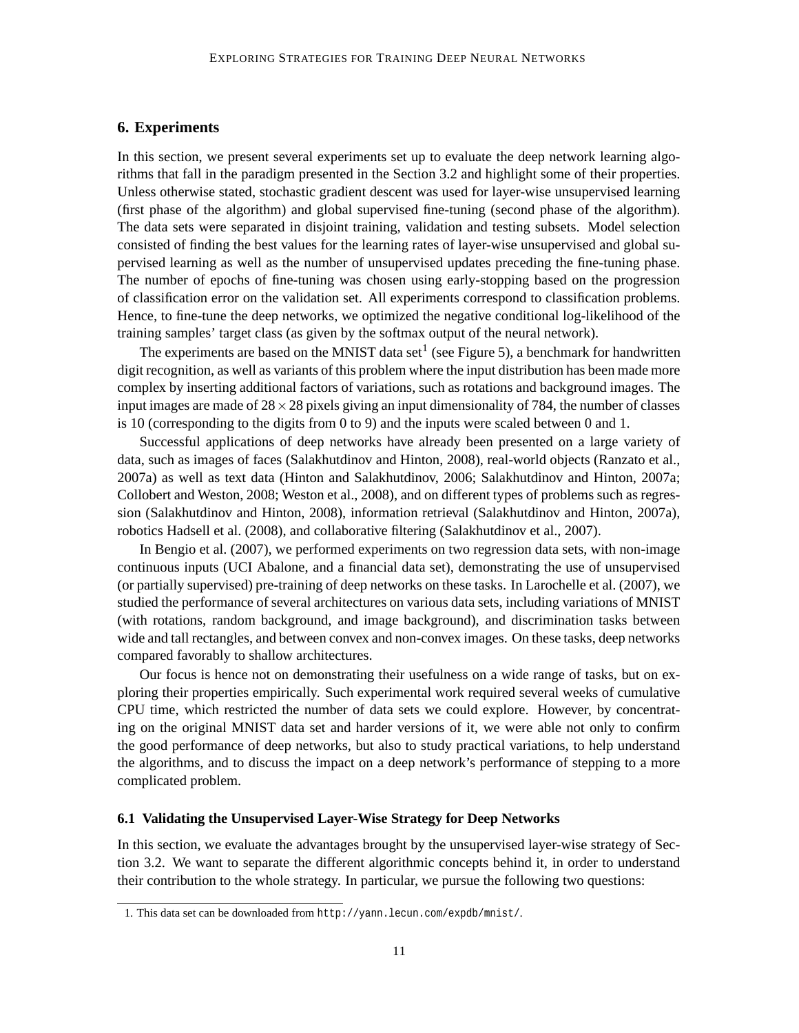## 6. Experiments

In this section, we present several experiments set up to evaluate the deep network learning algorithms that fall in the paradigm presented in the Section 3.2 and highlight some of their properties. Unless otherwise stated, stochastic gradient descent was used for layer-wise unsupervised learning (first phase of the algorithm) and global supervised fine-tuning (second phase of the algorithm). The data sets were separated in disjoint training, validation and testing subsets. Model selection consisted of finding the best values for the learning rates of layer-wise unsupervised and global supervised learning as well as the number of unsupervised updates preceding the fine-tuning phase. The number of epochs of fine-tuning was chosen using early-stopping based on the progression of classification error on the validation set. All experiments correspond to classification problems. Hence, to fine-tune the deep networks, we optimized the negative conditional log-likelihood of the training samples' target class (as given by the softmax output of the neural network).

The experiments are based on the MNIST data set[1] (see Figure 5), a benchmark for handwritten digit recognition, as well as variants of this problem where the input distribution has been made more complex by inserting additional factors of variations, such as rotations and background images. The input images are made of $28 \times 28$ pixels giving an input dimensionality of 784, the number of classes is 10 (corresponding to the digits from 0 to 9) and the inputs were scaled between 0 and 1.

Successful applications of deep networks have already been presented on a large variety of data, such as images of faces (Salakhutdinov and Hinton, 2008), real-world objects (Ranzato et al., 2007a) as well as text data (Hinton and Salakhutdinov, 2006; Salakhutdinov and Hinton, 2007a; Collobert and Weston, 2008; Weston et al., 2008), and on different types of problems such as regression (Salakhutdinov and Hinton, 2008), information retrieval (Salakhutdinov and Hinton, 2007a), robotics Hadsell et al. (2008), and collaborative filtering (Salakhutdinov et al., 2007).

In Bengio et al. (2007), we performed experiments on two regression data sets, with non-image continuous inputs (UCI Abalone, and a financial data set), demonstrating the use of unsupervised (or partially supervised) pre-training of deep networks on these tasks. In Larochelle et al. (2007), we studied the performance of several architectures on various data sets, including variations of MNIST (with rotations, random background, and image background), and discrimination tasks between wide and tall rectangles, and between convex and non-convex images. On these tasks, deep networks compared favorably to shallow architectures.

Our focus is hence not on demonstrating their usefulness on a wide range of tasks, but on exploring their properties empirically. Such experimental work required several weeks of cumulative CPU time, which restricted the number of data sets we could explore. However, by concentrating on the original MNIST data set and harder versions of it, we were able not only to confirm the good performance of deep networks, but also to study practical variations, to help understand the algorithms, and to discuss the impact on a deep network's performance of stepping to a more complicated problem.

### 6.1 Validating the Unsupervised Layer-Wise Strategy for Deep Networks

In this section, we evaluate the advantages brought by the unsupervised layer-wise strategy of Section 3.2. We want to separate the different algorithmic concepts behind it, in order to understand their contribution to the whole strategy. In particular, we pursue the following two questions:

1. This data set can be downloaded from http://yann.lecun.com/expdb/mnist/.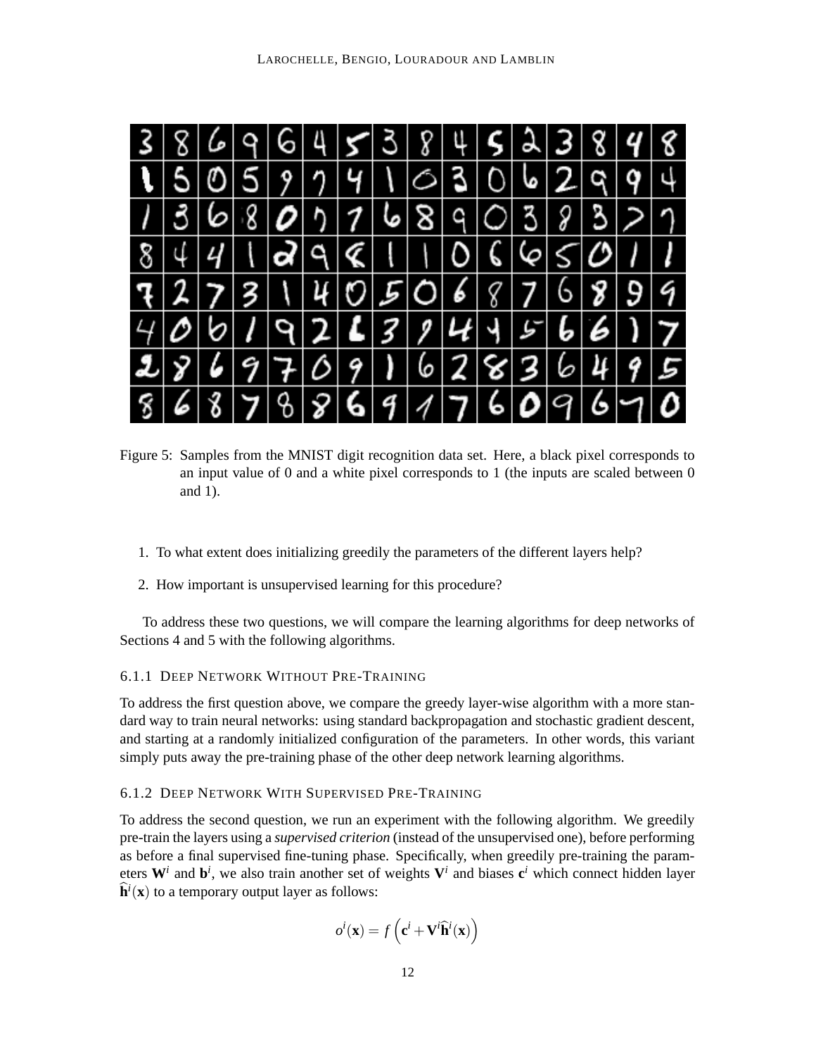Figure 5: Samples from the MNIST digit recognition data set. Here, a black pixel corresponds to an input value of 0 and a white pixel corresponds to 1 (the inputs are scaled between 0 and 1).

1. To what extent does initializing greedily the parameters of the different layers help?
2. How important is unsupervised learning for this procedure?

To address these two questions, we will compare the learning algorithms for deep networks of Sections 4 and 5 with the following algorithms.

#### 6.1.1 Deep Network Without Pre-Training

To address the first question above, we compare the greedy layer-wise algorithm with a more standard way to train neural networks: using standard backpropagation and stochastic gradient descent, and starting at a randomly initialized configuration of the parameters. In other words, this variant simply puts away the pre-training phase of the other deep network learning algorithms.

#### 6.1.2 Deep Network With Supervised Pre-Training

To address the second question, we run an experiment with the following algorithm. We greedily pre-train the layers using a *supervised criterion* (instead of the unsupervised one), before performing as before a final supervised fine-tuning phase. Specifically, when greedily pre-training the parameters $\mathbf{W}^i$ and $\mathbf{b}^i$, we also train another set of weights $\mathbf{V}^i$ and biases $\mathbf{c}^i$ which connect hidden layer $\widehat{\mathbf{h}}^i(\mathbf{x})$ to a temporary output layer as follows:

$$o^i(\mathbf{x}) = f\left(\mathbf{c}^i + \mathbf{V}^i \widehat{\mathbf{h}}^i(\mathbf{x})\right)$$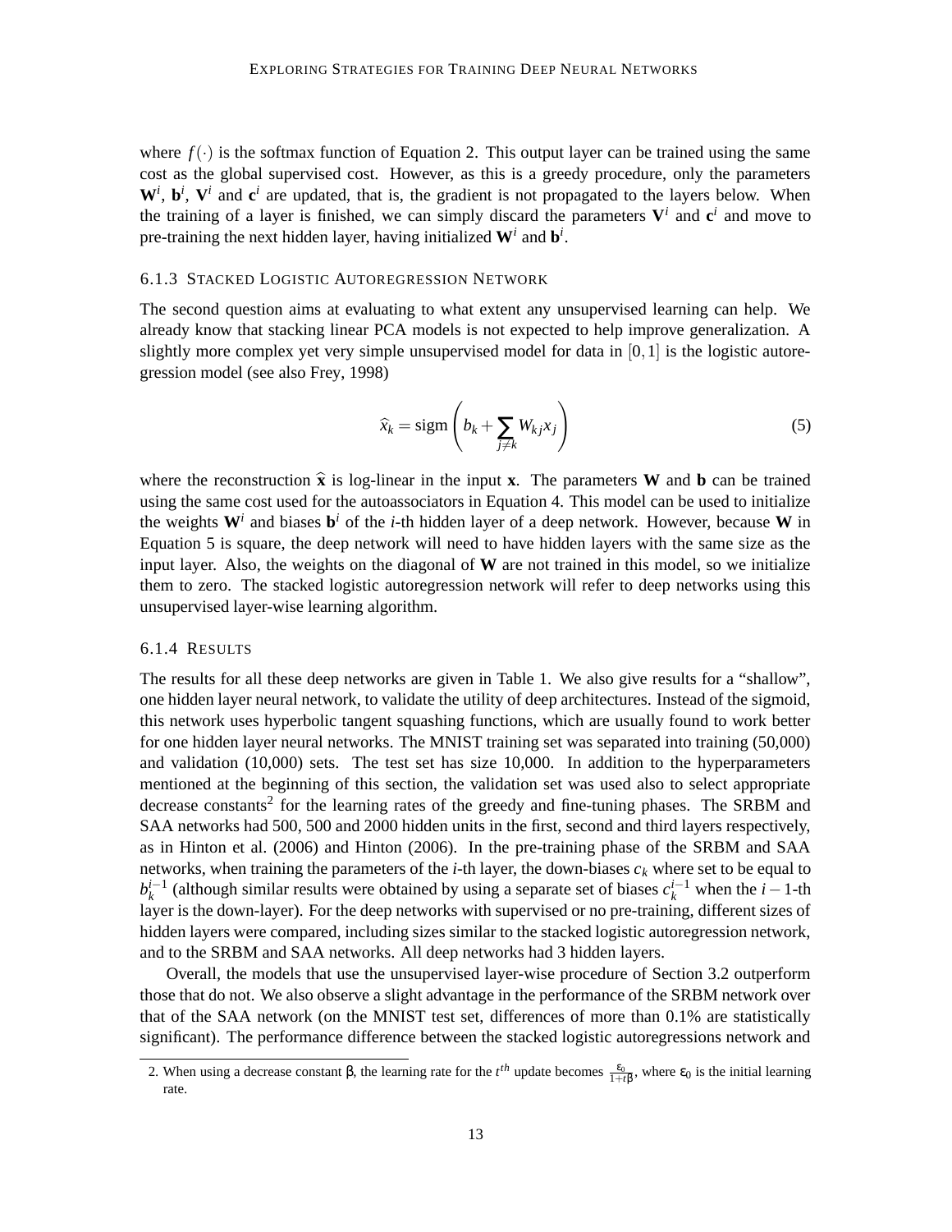where $f(\cdot)$ is the softmax function of Equation 2. This output layer can be trained using the same cost as the global supervised cost. However, as this is a greedy procedure, only the parameters $\mathbf{W}^i$, $\mathbf{b}^i$, $\mathbf{V}^i$ and $\mathbf{c}^i$ are updated, that is, the gradient is not propagated to the layers below. When the training of a layer is finished, we can simply discard the parameters $\mathbf{V}^i$ and $\mathbf{c}^i$ and move to pre-training the next hidden layer, having initialized $\mathbf{W}^i$ and $\mathbf{b}^i$.

### 6.1.3 Stacked Logistic Autoregression Network

The second question aims at evaluating to what extent any unsupervised learning can help. We already know that stacking linear PCA models is not expected to help improve generalization. A slightly more complex yet very simple unsupervised model for data in $[0,1]$ is the logistic autoregression model (see also Frey, 1998)

$$\widehat{x}_k = \text{sigm}\left(b_k + \sum_{j \neq k} W_{kj} x_j\right) \tag{5}$$

where the reconstruction $\widehat{\mathbf{x}}$ is log-linear in the input $\mathbf{x}$. The parameters $\mathbf{W}$ and $\mathbf{b}$ can be trained using the same cost used for the autoassociators in Equation 4. This model can be used to initialize the weights $\mathbf{W}^i$ and biases $\mathbf{b}^i$ of the $i$-th hidden layer of a deep network. However, because $\mathbf{W}$ in Equation 5 is square, the deep network will need to have hidden layers with the same size as the input layer. Also, the weights on the diagonal of $\mathbf{W}$ are not trained in this model, so we initialize them to zero. The stacked logistic autoregression network will refer to deep networks using this unsupervised layer-wise learning algorithm.

### 6.1.4 Results

The results for all these deep networks are given in Table 1. We also give results for a "shallow", one hidden layer neural network, to validate the utility of deep architectures. Instead of the sigmoid, this network uses hyperbolic tangent squashing functions, which are usually found to work better for one hidden layer neural networks. The MNIST training set was separated into training (50,000) and validation (10,000) sets. The test set has size 10,000. In addition to the hyperparameters mentioned at the beginning of this section, the validation set was used also to select appropriate decrease constants[2] for the learning rates of the greedy and fine-tuning phases. The SRBM and SAA networks had 500, 500 and 2000 hidden units in the first, second and third layers respectively, as in Hinton et al. (2006) and Hinton (2006). In the pre-training phase of the SRBM and SAA networks, when training the parameters of the $i$-th layer, the down-biases $c_k$ where set to be equal to $b_k^{i-1}$ (although similar results were obtained by using a separate set of biases $c_k^{i-1}$ when the $i-1$-th layer is the down-layer). For the deep networks with supervised or no pre-training, different sizes of hidden layers were compared, including sizes similar to the stacked logistic autoregression network, and to the SRBM and SAA networks. All deep networks had 3 hidden layers.

Overall, the models that use the unsupervised layer-wise procedure of Section 3.2 outperform those that do not. We also observe a slight advantage in the performance of the SRBM network over that of the SAA network (on the MNIST test set, differences of more than 0.1% are statistically significant). The performance difference between the stacked logistic autoregressions network and

2. When using a decrease constant $\beta$, the learning rate for the $t^{th}$ update becomes $\frac{\varepsilon_0}{1+t\beta}$, where $\varepsilon_0$ is the initial learning rate.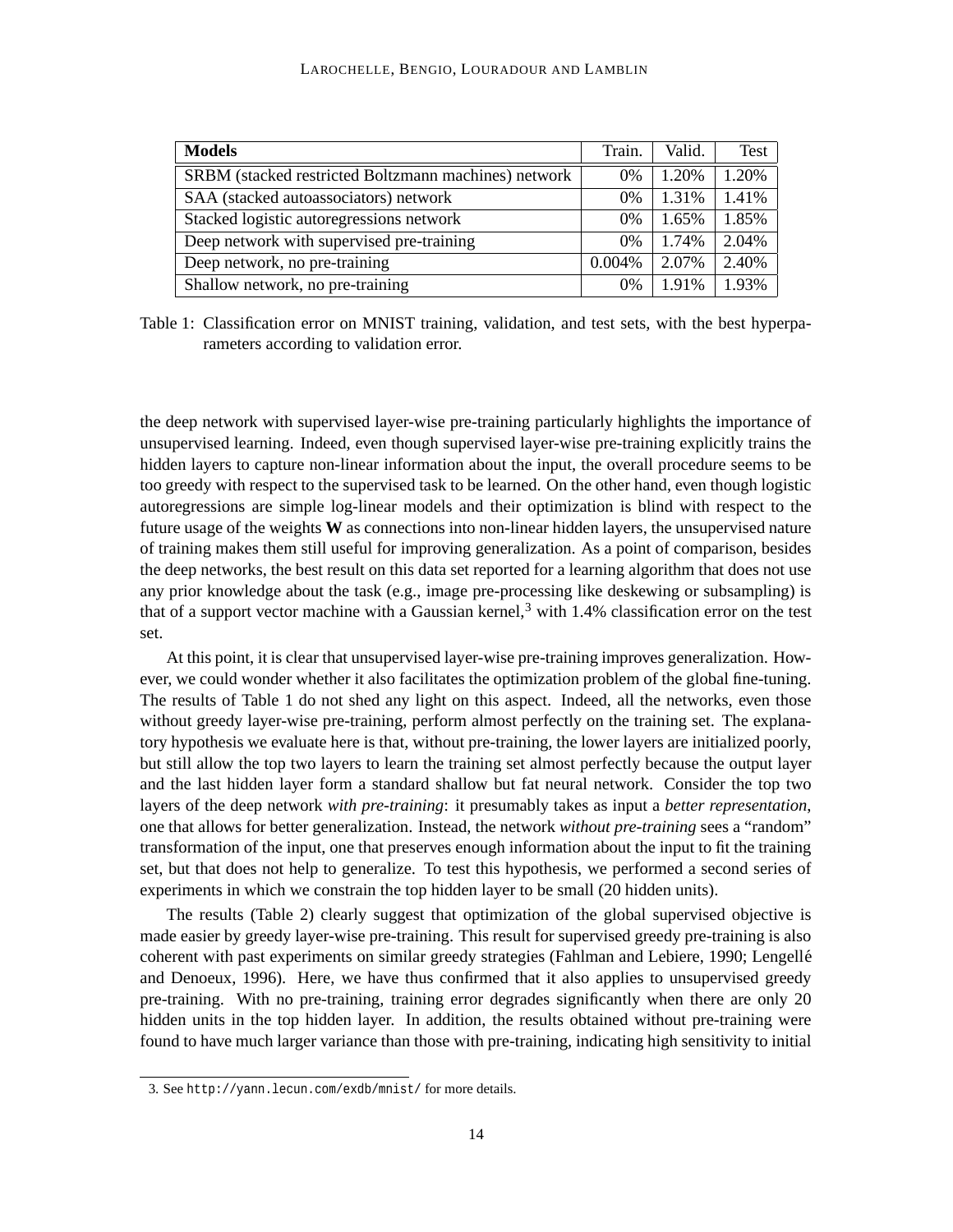| Models | Train. | Valid. | Test |
|---|---|---|---|
| SRBM (stacked restricted Boltzmann machines) network | 0% | 1.20% | 1.20% |
| SAA (stacked autoassociators) network | 0% | 1.31% | 1.41% |
| Stacked logistic autoregressions network | 0% | 1.65% | 1.85% |
| Deep network with supervised pre-training | 0% | 1.74% | 2.04% |
| Deep network, no pre-training | 0.004% | 2.07% | 2.40% |
| Shallow network, no pre-training | 0% | 1.91% | 1.93% |

Table 1: Classification error on MNIST training, validation, and test sets, with the best hyperparameters according to validation error.

the deep network with supervised layer-wise pre-training particularly highlights the importance of unsupervised learning. Indeed, even though supervised layer-wise pre-training explicitly trains the hidden layers to capture non-linear information about the input, the overall procedure seems to be too greedy with respect to the supervised task to be learned. On the other hand, even though logistic autoregressions are simple log-linear models and their optimization is blind with respect to the future usage of the weights $\mathbf{W}$ as connections into non-linear hidden layers, the unsupervised nature of training makes them still useful for improving generalization. As a point of comparison, besides the deep networks, the best result on this data set reported for a learning algorithm that does not use any prior knowledge about the task (e.g., image pre-processing like deskewing or subsampling) is that of a support vector machine with a Gaussian kernel,[3] with 1.4% classification error on the test set.

At this point, it is clear that unsupervised layer-wise pre-training improves generalization. However, we could wonder whether it also facilitates the optimization problem of the global fine-tuning. The results of Table 1 do not shed any light on this aspect. Indeed, all the networks, even those without greedy layer-wise pre-training, perform almost perfectly on the training set. The explanatory hypothesis we evaluate here is that, without pre-training, the lower layers are initialized poorly, but still allow the top two layers to learn the training set almost perfectly because the output layer and the last hidden layer form a standard shallow but fat neural network. Consider the top two layers of the deep network *with pre-training*: it presumably takes as input a *better representation*, one that allows for better generalization. Instead, the network *without pre-training* sees a "random" transformation of the input, one that preserves enough information about the input to fit the training set, but that does not help to generalize. To test this hypothesis, we performed a second series of experiments in which we constrain the top hidden layer to be small (20 hidden units).

The results (Table 2) clearly suggest that optimization of the global supervised objective is made easier by greedy layer-wise pre-training. This result for supervised greedy pre-training is also coherent with past experiments on similar greedy strategies (Fahlman and Lebiere, 1990; Lengellé and Denoeux, 1996). Here, we have thus confirmed that it also applies to unsupervised greedy pre-training. With no pre-training, training error degrades significantly when there are only 20 hidden units in the top hidden layer. In addition, the results obtained without pre-training were found to have much larger variance than those with pre-training, indicating high sensitivity to initial

3. See `http://yann.lecun.com/exdb/mnist/` for more details.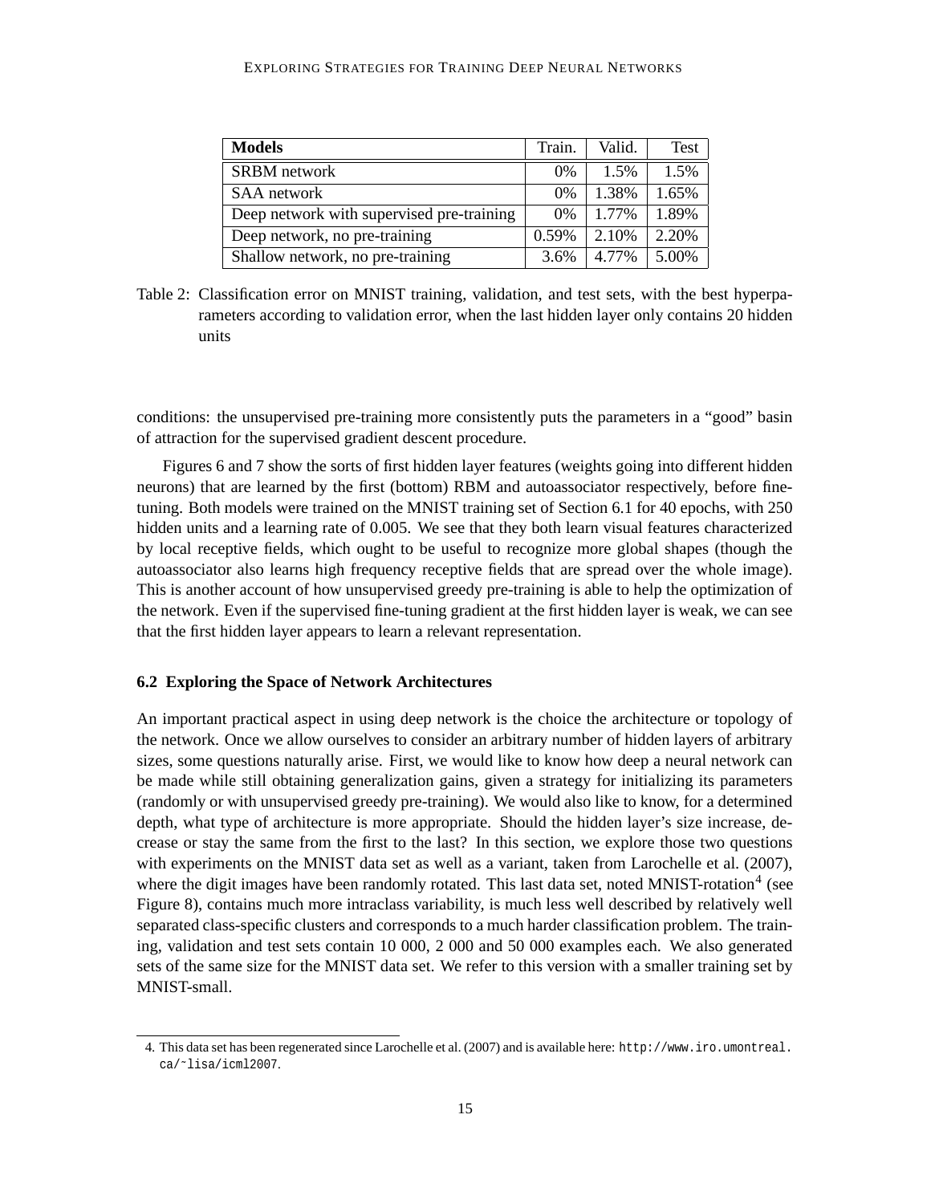| Models | Train. | Valid. | Test |
|---|---|---|---|
| SRBM network | 0% | 1.5% | 1.5% |
| SAA network | 0% | 1.38% | 1.65% |
| Deep network with supervised pre-training | 0% | 1.77% | 1.89% |
| Deep network, no pre-training | 0.59% | 2.10% | 2.20% |
| Shallow network, no pre-training | 3.6% | 4.77% | 5.00% |

Table 2: Classification error on MNIST training, validation, and test sets, with the best hyperparameters according to validation error, when the last hidden layer only contains 20 hidden units

conditions: the unsupervised pre-training more consistently puts the parameters in a "good" basin of attraction for the supervised gradient descent procedure.

Figures 6 and 7 show the sorts of first hidden layer features (weights going into different hidden neurons) that are learned by the first (bottom) RBM and autoassociator respectively, before fine-tuning. Both models were trained on the MNIST training set of Section 6.1 for 40 epochs, with 250 hidden units and a learning rate of 0.005. We see that they both learn visual features characterized by local receptive fields, which ought to be useful to recognize more global shapes (though the autoassociator also learns high frequency receptive fields that are spread over the whole image). This is another account of how unsupervised greedy pre-training is able to help the optimization of the network. Even if the supervised fine-tuning gradient at the first hidden layer is weak, we can see that the first hidden layer appears to learn a relevant representation.

### 6.2 Exploring the Space of Network Architectures

An important practical aspect in using deep network is the choice the architecture or topology of the network. Once we allow ourselves to consider an arbitrary number of hidden layers of arbitrary sizes, some questions naturally arise. First, we would like to know how deep a neural network can be made while still obtaining generalization gains, given a strategy for initializing its parameters (randomly or with unsupervised greedy pre-training). We would also like to know, for a determined depth, what type of architecture is more appropriate. Should the hidden layer's size increase, decrease or stay the same from the first to the last? In this section, we explore those two questions with experiments on the MNIST data set as well as a variant, taken from Larochelle et al. (2007), where the digit images have been randomly rotated. This last data set, noted MNIST-rotation[4] (see Figure 8), contains much more intraclass variability, is much less well described by relatively well separated class-specific clusters and corresponds to a much harder classification problem. The training, validation and test sets contain 10 000, 2 000 and 50 000 examples each. We also generated sets of the same size for the MNIST data set. We refer to this version with a smaller training set by MNIST-small.

4. This data set has been regenerated since Larochelle et al. (2007) and is available here: `http://www.iro.umontreal.ca/~lisa/icml2007`.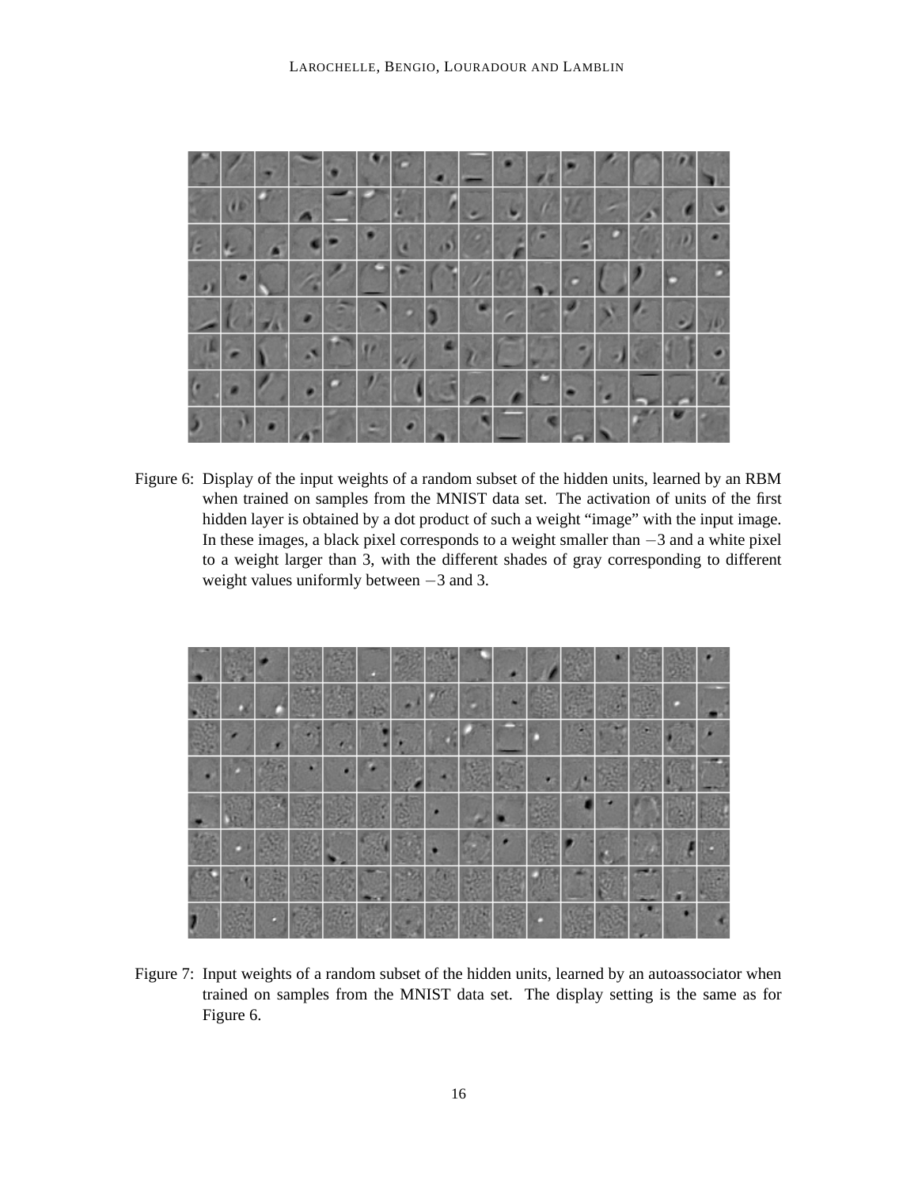Figure 6: Display of the input weights of a random subset of the hidden units, learned by an RBM when trained on samples from the MNIST data set. The activation of units of the first hidden layer is obtained by a dot product of such a weight "image" with the input image. In these images, a black pixel corresponds to a weight smaller than $-3$ and a white pixel to a weight larger than 3, with the different shades of gray corresponding to different weight values uniformly between $-3$ and 3.

Figure 7: Input weights of a random subset of the hidden units, learned by an autoassociator when trained on samples from the MNIST data set. The display setting is the same as for Figure 6.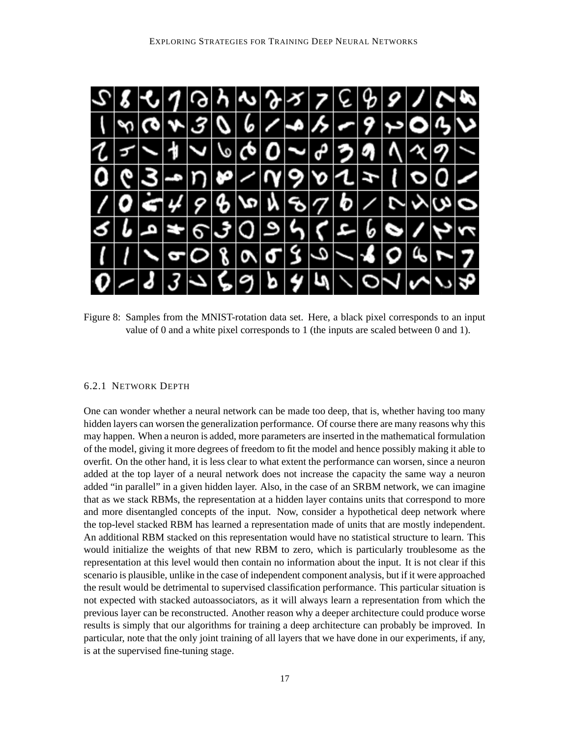Figure 8: Samples from the MNIST-rotation data set. Here, a black pixel corresponds to an input value of 0 and a white pixel corresponds to 1 (the inputs are scaled between 0 and 1).

#### 6.2.1 Network Depth

One can wonder whether a neural network can be made too deep, that is, whether having too many hidden layers can worsen the generalization performance. Of course there are many reasons why this may happen. When a neuron is added, more parameters are inserted in the mathematical formulation of the model, giving it more degrees of freedom to fit the model and hence possibly making it able to overfit. On the other hand, it is less clear to what extent the performance can worsen, since a neuron added at the top layer of a neural network does not increase the capacity the same way a neuron added "in parallel" in a given hidden layer. Also, in the case of an SRBM network, we can imagine that as we stack RBMs, the representation at a hidden layer contains units that correspond to more and more disentangled concepts of the input. Now, consider a hypothetical deep network where the top-level stacked RBM has learned a representation made of units that are mostly independent. An additional RBM stacked on this representation would have no statistical structure to learn. This would initialize the weights of that new RBM to zero, which is particularly troublesome as the representation at this level would then contain no information about the input. It is not clear if this scenario is plausible, unlike in the case of independent component analysis, but if it were approached the result would be detrimental to supervised classification performance. This particular situation is not expected with stacked autoassociators, as it will always learn a representation from which the previous layer can be reconstructed. Another reason why a deeper architecture could produce worse results is simply that our algorithms for training a deep architecture can probably be improved. In particular, note that the only joint training of all layers that we have done in our experiments, if any, is at the supervised fine-tuning stage.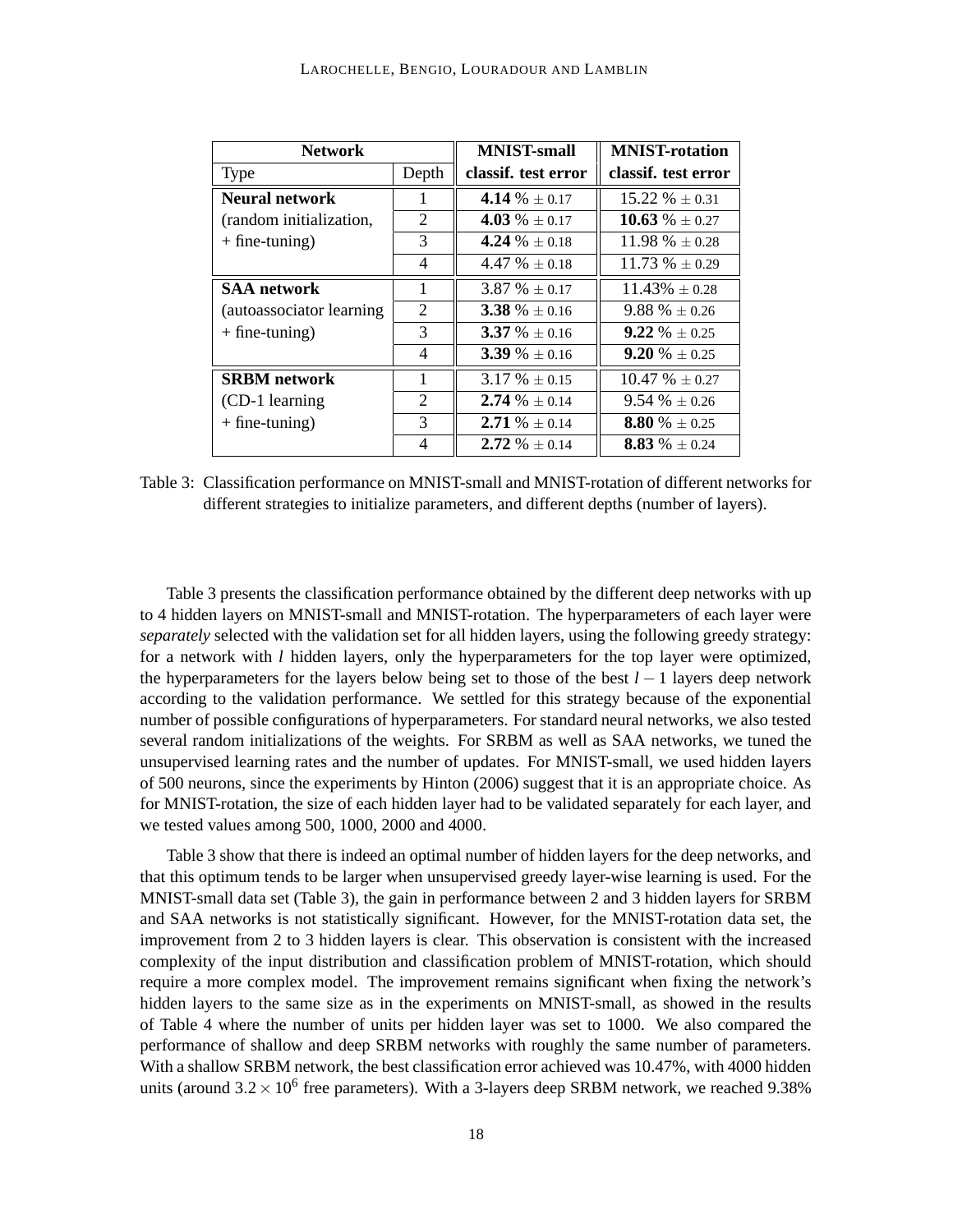| Network | | MNIST-small | MNIST-rotation |
|---|---|---|---|
| Type | Depth | classif. test error | classif. test error |
| **Neural network** | 1 | **4.14** % ± 0.17 | 15.22 % ± 0.31 |
| (random initialization, | 2 | **4.03** % ± 0.17 | **10.63** % ± 0.27 |
| + fine-tuning) | 3 | **4.24** % ± 0.18 | 11.98 % ± 0.28 |
| | 4 | 4.47 % ± 0.18 | 11.73 % ± 0.29 |
| **SAA network** | 1 | 3.87 % ± 0.17 | 11.43% ± 0.28 |
| (autoassociator learning | 2 | **3.38** % ± 0.16 | 9.88 % ± 0.26 |
| + fine-tuning) | 3 | **3.37** % ± 0.16 | **9.22** % ± 0.25 |
| | 4 | **3.39** % ± 0.16 | **9.20** % ± 0.25 |
| **SRBM network** | 1 | 3.17 % ± 0.15 | 10.47 % ± 0.27 |
| (CD-1 learning | 2 | **2.74** % ± 0.14 | 9.54 % ± 0.26 |
| + fine-tuning) | 3 | **2.71** % ± 0.14 | **8.80** % ± 0.25 |
| | 4 | **2.72** % ± 0.14 | **8.83** % ± 0.24 |

Table 3: Classification performance on MNIST-small and MNIST-rotation of different networks for different strategies to initialize parameters, and different depths (number of layers).

Table 3 presents the classification performance obtained by the different deep networks with up to 4 hidden layers on MNIST-small and MNIST-rotation. The hyperparameters of each layer were *separately* selected with the validation set for all hidden layers, using the following greedy strategy: for a network with $l$ hidden layers, only the hyperparameters for the top layer were optimized, the hyperparameters for the layers below being set to those of the best $l-1$ layers deep network according to the validation performance. We settled for this strategy because of the exponential number of possible configurations of hyperparameters. For standard neural networks, we also tested several random initializations of the weights. For SRBM as well as SAA networks, we tuned the unsupervised learning rates and the number of updates. For MNIST-small, we used hidden layers of 500 neurons, since the experiments by Hinton (2006) suggest that it is an appropriate choice. As for MNIST-rotation, the size of each hidden layer had to be validated separately for each layer, and we tested values among 500, 1000, 2000 and 4000.

Table 3 show that there is indeed an optimal number of hidden layers for the deep networks, and that this optimum tends to be larger when unsupervised greedy layer-wise learning is used. For the MNIST-small data set (Table 3), the gain in performance between 2 and 3 hidden layers for SRBM and SAA networks is not statistically significant. However, for the MNIST-rotation data set, the improvement from 2 to 3 hidden layers is clear. This observation is consistent with the increased complexity of the input distribution and classification problem of MNIST-rotation, which should require a more complex model. The improvement remains significant when fixing the network's hidden layers to the same size as in the experiments on MNIST-small, as showed in the results of Table 4 where the number of units per hidden layer was set to 1000. We also compared the performance of shallow and deep SRBM networks with roughly the same number of parameters. With a shallow SRBM network, the best classification error achieved was 10.47%, with 4000 hidden units (around $3.2 \times 10^6$ free parameters). With a 3-layers deep SRBM network, we reached 9.38%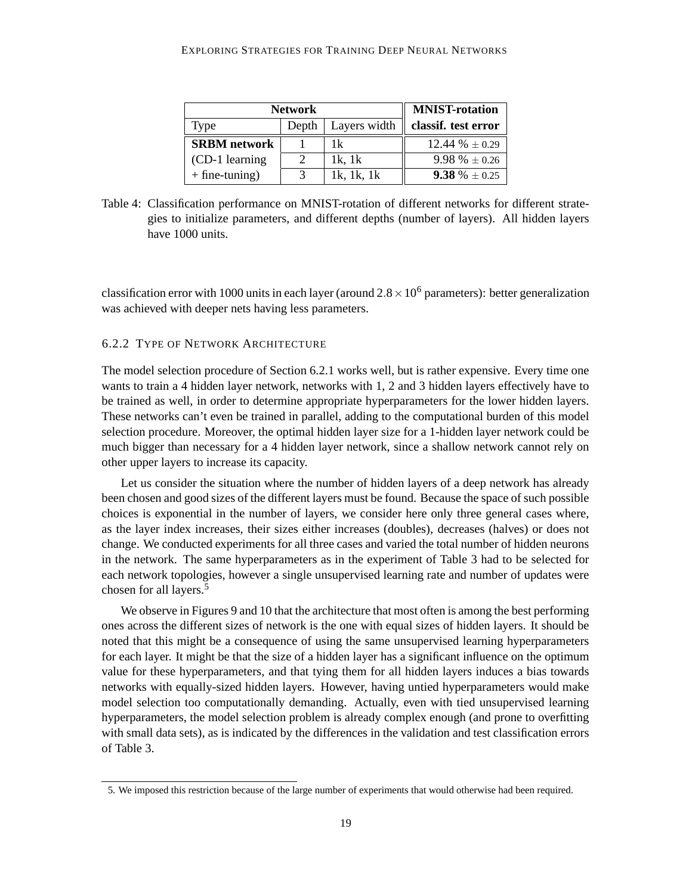| Network | | | MNIST-rotation |
|---|---|---|---|
| Type | Depth | Layers width | classif. test error |
| **SRBM network** | 1 | 1k | 12.44 % $\pm$ 0.29 |
| (CD-1 learning | 2 | 1k, 1k | 9.98 % $\pm$ 0.26 |
| + fine-tuning) | 3 | 1k, 1k, 1k | **9.38** % $\pm$ 0.25 |

Table 4: Classification performance on MNIST-rotation of different networks for different strategies to initialize parameters, and different depths (number of layers). All hidden layers have 1000 units.

classification error with 1000 units in each layer (around $2.8 \times 10^6$ parameters): better generalization was achieved with deeper nets having less parameters.

### 6.2.2 Type of Network Architecture

The model selection procedure of Section 6.2.1 works well, but is rather expensive. Every time one wants to train a 4 hidden layer network, networks with 1, 2 and 3 hidden layers effectively have to be trained as well, in order to determine appropriate hyperparameters for the lower hidden layers. These networks can't even be trained in parallel, adding to the computational burden of this model selection procedure. Moreover, the optimal hidden layer size for a 1-hidden layer network could be much bigger than necessary for a 4 hidden layer network, since a shallow network cannot rely on other upper layers to increase its capacity.

Let us consider the situation where the number of hidden layers of a deep network has already been chosen and good sizes of the different layers must be found. Because the space of such possible choices is exponential in the number of layers, we consider here only three general cases where, as the layer index increases, their sizes either increases (doubles), decreases (halves) or does not change. We conducted experiments for all three cases and varied the total number of hidden neurons in the network. The same hyperparameters as in the experiment of Table 3 had to be selected for each network topologies, however a single unsupervised learning rate and number of updates were chosen for all layers.[5]

We observe in Figures 9 and 10 that the architecture that most often is among the best performing ones across the different sizes of network is the one with equal sizes of hidden layers. It should be noted that this might be a consequence of using the same unsupervised learning hyperparameters for each layer. It might be that the size of a hidden layer has a significant influence on the optimum value for these hyperparameters, and that tying them for all hidden layers induces a bias towards networks with equally-sized hidden layers. However, having untied hyperparameters would make model selection too computationally demanding. Actually, even with tied unsupervised learning hyperparameters, the model selection problem is already complex enough (and prone to overfitting with small data sets), as is indicated by the differences in the validation and test classification errors of Table 3.

5. We imposed this restriction because of the large number of experiments that would otherwise had been required.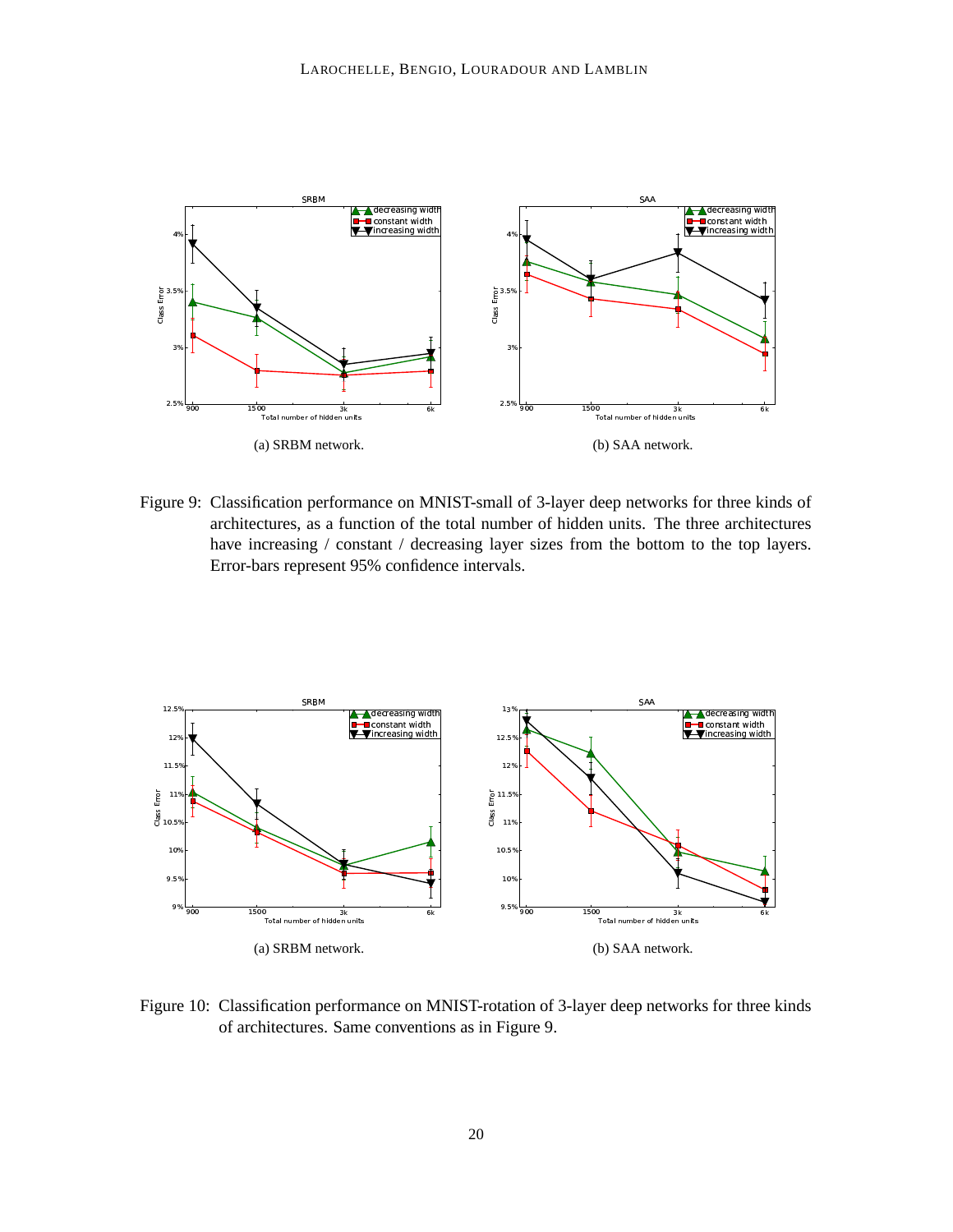(a) SRBM network.

(b) SAA network.

Figure 9: Classification performance on MNIST-small of 3-layer deep networks for three kinds of architectures, as a function of the total number of hidden units. The three architectures have increasing / constant / decreasing layer sizes from the bottom to the top layers. Error-bars represent 95% confidence intervals.

(a) SRBM network.

(b) SAA network.

Figure 10: Classification performance on MNIST-rotation of 3-layer deep networks for three kinds of architectures. Same conventions as in Figure 9.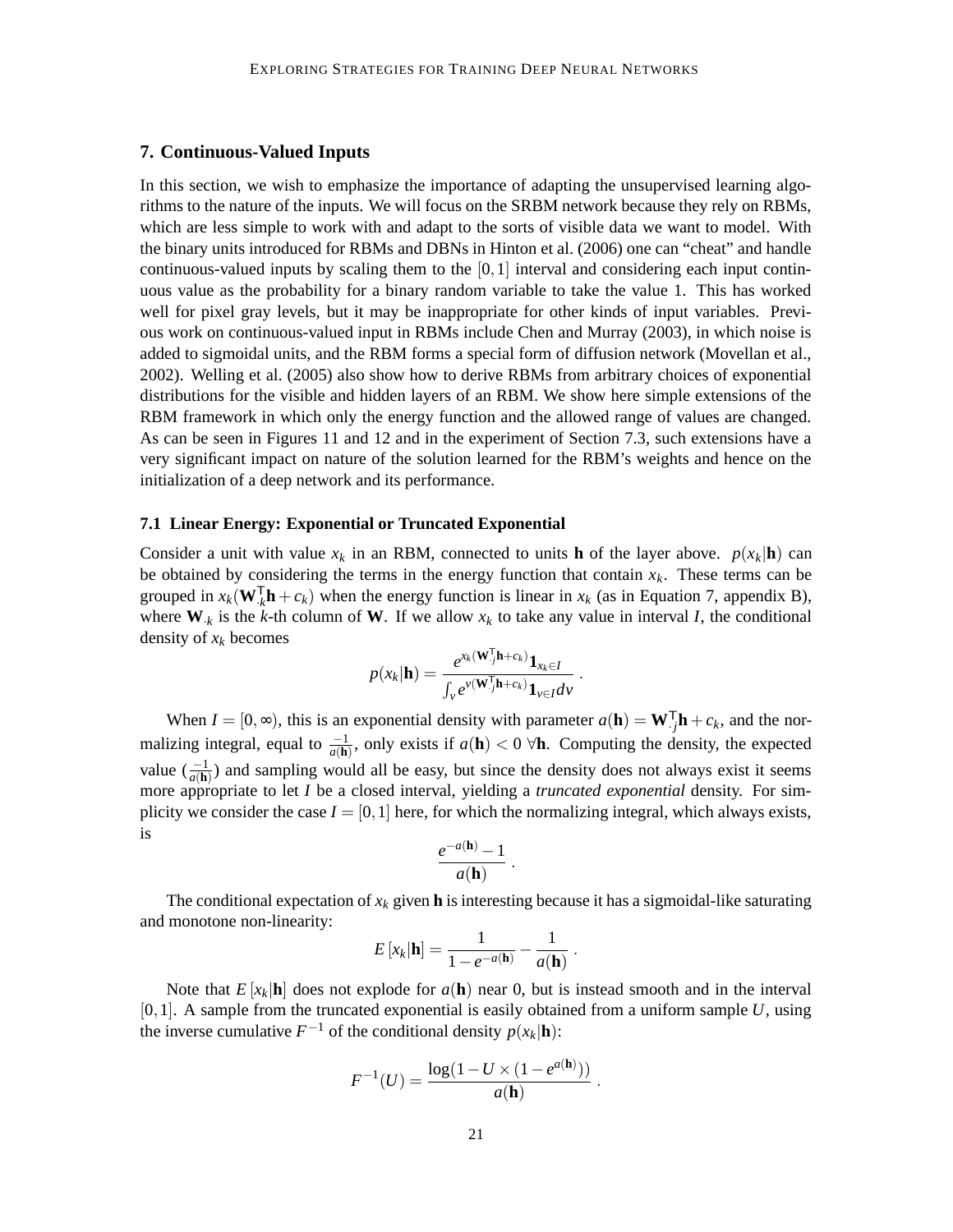## 7. Continuous-Valued Inputs

In this section, we wish to emphasize the importance of adapting the unsupervised learning algorithms to the nature of the inputs. We will focus on the SRBM network because they rely on RBMs, which are less simple to work with and adapt to the sorts of visible data we want to model. With the binary units introduced for RBMs and DBNs in Hinton et al. (2006) one can "cheat" and handle continuous-valued inputs by scaling them to the $[0,1]$ interval and considering each input continuous value as the probability for a binary random variable to take the value 1. This has worked well for pixel gray levels, but it may be inappropriate for other kinds of input variables. Previous work on continuous-valued input in RBMs include Chen and Murray (2003), in which noise is added to sigmoidal units, and the RBM forms a special form of diffusion network (Movellan et al., 2002). Welling et al. (2005) also show how to derive RBMs from arbitrary choices of exponential distributions for the visible and hidden layers of an RBM. We show here simple extensions of the RBM framework in which only the energy function and the allowed range of values are changed. As can be seen in Figures 11 and 12 and in the experiment of Section 7.3, such extensions have a very significant impact on nature of the solution learned for the RBM's weights and hence on the initialization of a deep network and its performance.

### 7.1 Linear Energy: Exponential or Truncated Exponential

Consider a unit with value $x_k$ in an RBM, connected to units $\mathbf{h}$ of the layer above. $p(x_k|\mathbf{h})$ can be obtained by considering the terms in the energy function that contain $x_k$. These terms can be grouped in $x_k(\mathbf{W}_{\cdot k}^{\mathsf{T}}\mathbf{h} + c_k)$ when the energy function is linear in $x_k$ (as in Equation 7, appendix B), where $\mathbf{W}_{\cdot k}$ is the $k$-th column of $\mathbf{W}$. If we allow $x_k$ to take any value in interval $I$, the conditional density of $x_k$ becomes

$$p(x_k|\mathbf{h}) = \frac{e^{x_k(\mathbf{W}_{\cdot j}^{\mathsf{T}}\mathbf{h}+c_k)}\mathbf{1}_{x_k \in I}}{\int_v e^{v(\mathbf{W}_{\cdot j}^{\mathsf{T}}\mathbf{h}+c_k)}\mathbf{1}_{v \in I} dv} \; .$$

When $I = [0,\infty)$, this is an exponential density with parameter $a(\mathbf{h}) = \mathbf{W}_{\cdot j}^{\mathsf{T}}\mathbf{h} + c_k$, and the normalizing integral, equal to $\frac{-1}{a(\mathbf{h})}$, only exists if $a(\mathbf{h}) < 0 \; \forall \mathbf{h}$. Computing the density, the expected value ($\frac{-1}{a(\mathbf{h})}$) and sampling would all be easy, but since the density does not always exist it seems more appropriate to let $I$ be a closed interval, yielding a *truncated exponential* density. For simplicity we consider the case $I = [0,1]$ here, for which the normalizing integral, which always exists, is

$$\frac{e^{-a(\mathbf{h})} - 1}{a(\mathbf{h})} \; .$$

The conditional expectation of $x_k$ given $\mathbf{h}$ is interesting because it has a sigmoidal-like saturating and monotone non-linearity:

$$E\left[x_k|\mathbf{h}\right] = \frac{1}{1 - e^{-a(\mathbf{h})}} - \frac{1}{a(\mathbf{h})} \; .$$

Note that $E\left[x_k|\mathbf{h}\right]$ does not explode for $a(\mathbf{h})$ near 0, but is instead smooth and in the interval $[0,1]$. A sample from the truncated exponential is easily obtained from a uniform sample $U$, using the inverse cumulative $F^{-1}$ of the conditional density $p(x_k|\mathbf{h})$:

$$F^{-1}(U) = \frac{\log(1 - U \times (1 - e^{a(\mathbf{h})}))}{a(\mathbf{h})} \; .$$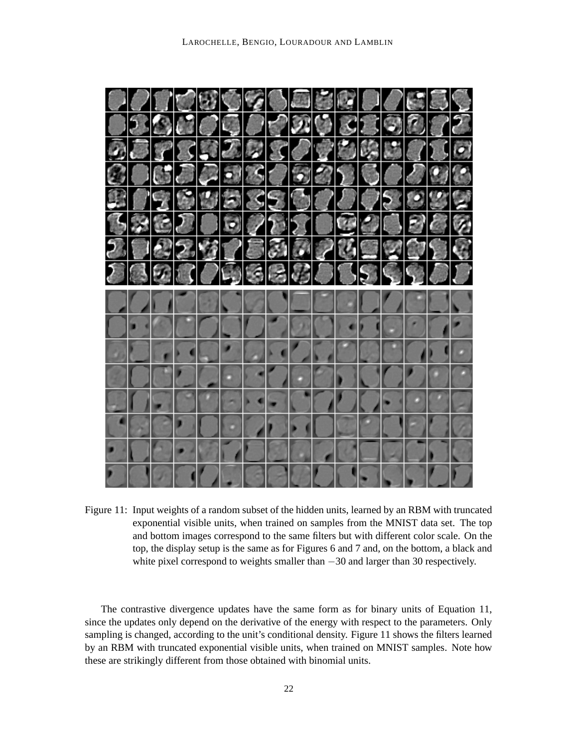Figure 11: Input weights of a random subset of the hidden units, learned by an RBM with truncated exponential visible units, when trained on samples from the MNIST data set. The top and bottom images correspond to the same filters but with different color scale. On the top, the display setup is the same as for Figures 6 and 7 and, on the bottom, a black and white pixel correspond to weights smaller than $-30$ and larger than 30 respectively.

The contrastive divergence updates have the same form as for binary units of Equation 11, since the updates only depend on the derivative of the energy with respect to the parameters. Only sampling is changed, according to the unit's conditional density. Figure 11 shows the filters learned by an RBM with truncated exponential visible units, when trained on MNIST samples. Note how these are strikingly different from those obtained with binomial units.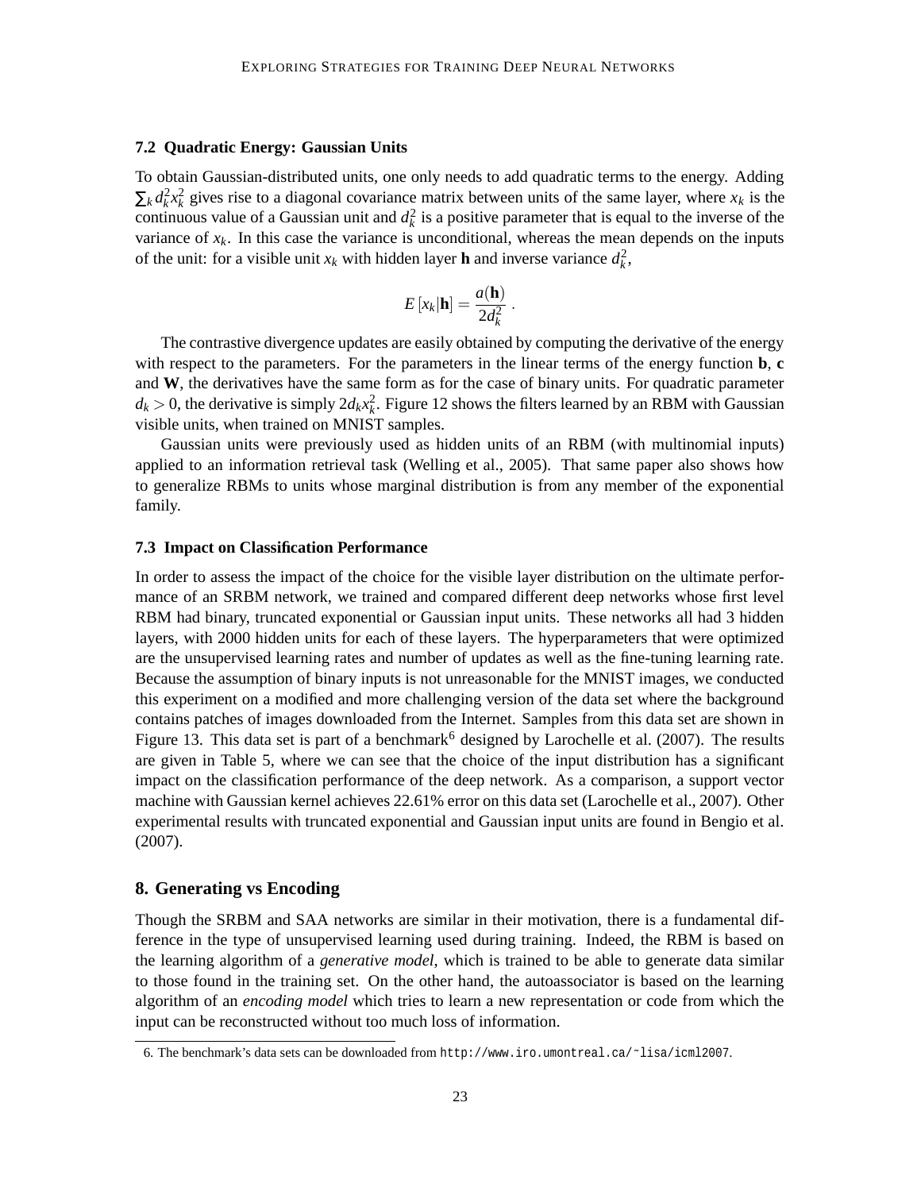### 7.2 Quadratic Energy: Gaussian Units

To obtain Gaussian-distributed units, one only needs to add quadratic terms to the energy. Adding $\sum_k d_k^2 x_k^2$ gives rise to a diagonal covariance matrix between units of the same layer, where $x_k$ is the continuous value of a Gaussian unit and $d_k^2$ is a positive parameter that is equal to the inverse of the variance of $x_k$. In this case the variance is unconditional, whereas the mean depends on the inputs of the unit: for a visible unit $x_k$ with hidden layer $\mathbf{h}$ and inverse variance $d_k^2$,

$$E\left[x_k|\mathbf{h}\right] = \frac{a(\mathbf{h})}{2d_k^2} \ .$$

The contrastive divergence updates are easily obtained by computing the derivative of the energy with respect to the parameters. For the parameters in the linear terms of the energy function $\mathbf{b}$, $\mathbf{c}$ and $\mathbf{W}$, the derivatives have the same form as for the case of binary units. For quadratic parameter $d_k > 0$, the derivative is simply $2d_k x_k^2$. Figure 12 shows the filters learned by an RBM with Gaussian visible units, when trained on MNIST samples.

Gaussian units were previously used as hidden units of an RBM (with multinomial inputs) applied to an information retrieval task (Welling et al., 2005). That same paper also shows how to generalize RBMs to units whose marginal distribution is from any member of the exponential family.

### 7.3 Impact on Classification Performance

In order to assess the impact of the choice for the visible layer distribution on the ultimate performance of an SRBM network, we trained and compared different deep networks whose first level RBM had binary, truncated exponential or Gaussian input units. These networks all had 3 hidden layers, with 2000 hidden units for each of these layers. The hyperparameters that were optimized are the unsupervised learning rates and number of updates as well as the fine-tuning learning rate. Because the assumption of binary inputs is not unreasonable for the MNIST images, we conducted this experiment on a modified and more challenging version of the data set where the background contains patches of images downloaded from the Internet. Samples from this data set are shown in Figure 13. This data set is part of a benchmark[6] designed by Larochelle et al. (2007). The results are given in Table 5, where we can see that the choice of the input distribution has a significant impact on the classification performance of the deep network. As a comparison, a support vector machine with Gaussian kernel achieves 22.61% error on this data set (Larochelle et al., 2007). Other experimental results with truncated exponential and Gaussian input units are found in Bengio et al. (2007).

## 8. Generating vs Encoding

Though the SRBM and SAA networks are similar in their motivation, there is a fundamental difference in the type of unsupervised learning used during training. Indeed, the RBM is based on the learning algorithm of a *generative model*, which is trained to be able to generate data similar to those found in the training set. On the other hand, the autoassociator is based on the learning algorithm of an *encoding model* which tries to learn a new representation or code from which the input can be reconstructed without too much loss of information.

6. The benchmark's data sets can be downloaded from http://www.iro.umontreal.ca/~lisa/icml2007.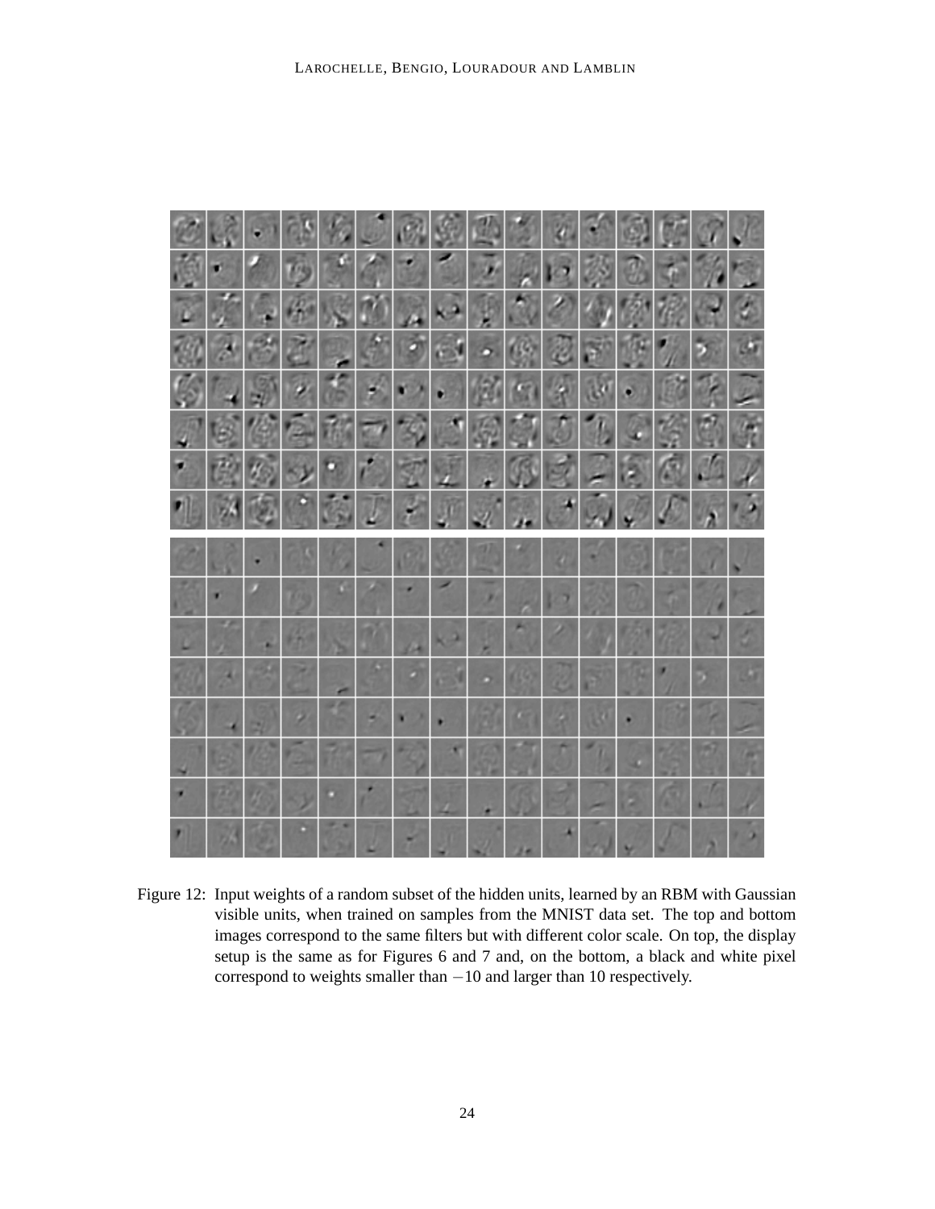Figure 12: Input weights of a random subset of the hidden units, learned by an RBM with Gaussian visible units, when trained on samples from the MNIST data set. The top and bottom images correspond to the same filters but with different color scale. On top, the display setup is the same as for Figures 6 and 7 and, on the bottom, a black and white pixel correspond to weights smaller than $-10$ and larger than 10 respectively.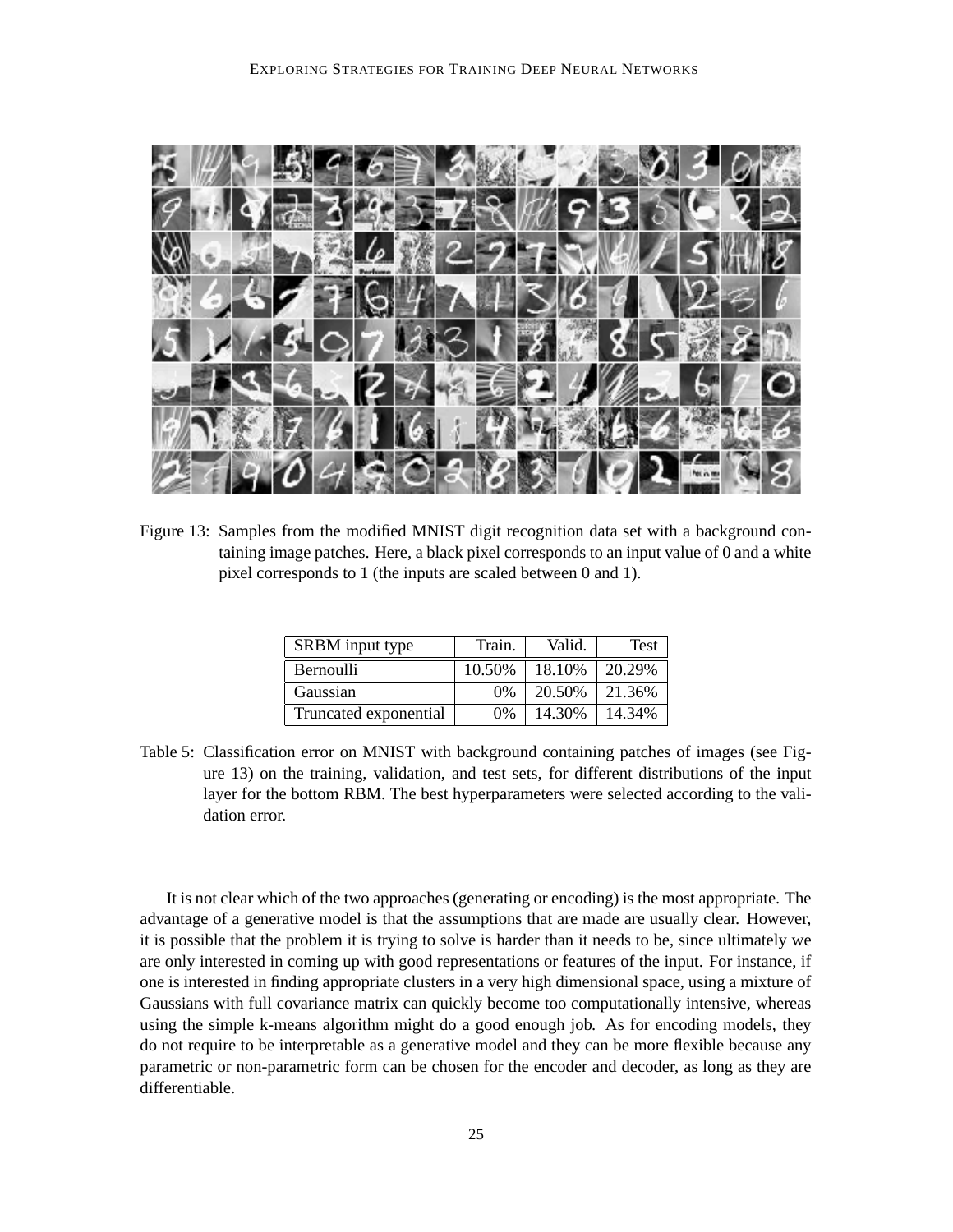Figure 13: Samples from the modified MNIST digit recognition data set with a background containing image patches. Here, a black pixel corresponds to an input value of 0 and a white pixel corresponds to 1 (the inputs are scaled between 0 and 1).

| SRBM input type | Train. | Valid. | Test |
|---|---|---|---|
| Bernoulli | 10.50% | 18.10% | 20.29% |
| Gaussian | 0% | 20.50% | 21.36% |
| Truncated exponential | 0% | 14.30% | 14.34% |

Table 5: Classification error on MNIST with background containing patches of images (see Figure 13) on the training, validation, and test sets, for different distributions of the input layer for the bottom RBM. The best hyperparameters were selected according to the validation error.

It is not clear which of the two approaches (generating or encoding) is the most appropriate. The advantage of a generative model is that the assumptions that are made are usually clear. However, it is possible that the problem it is trying to solve is harder than it needs to be, since ultimately we are only interested in coming up with good representations or features of the input. For instance, if one is interested in finding appropriate clusters in a very high dimensional space, using a mixture of Gaussians with full covariance matrix can quickly become too computationally intensive, whereas using the simple k-means algorithm might do a good enough job. As for encoding models, they do not require to be interpretable as a generative model and they can be more flexible because any parametric or non-parametric form can be chosen for the encoder and decoder, as long as they are differentiable.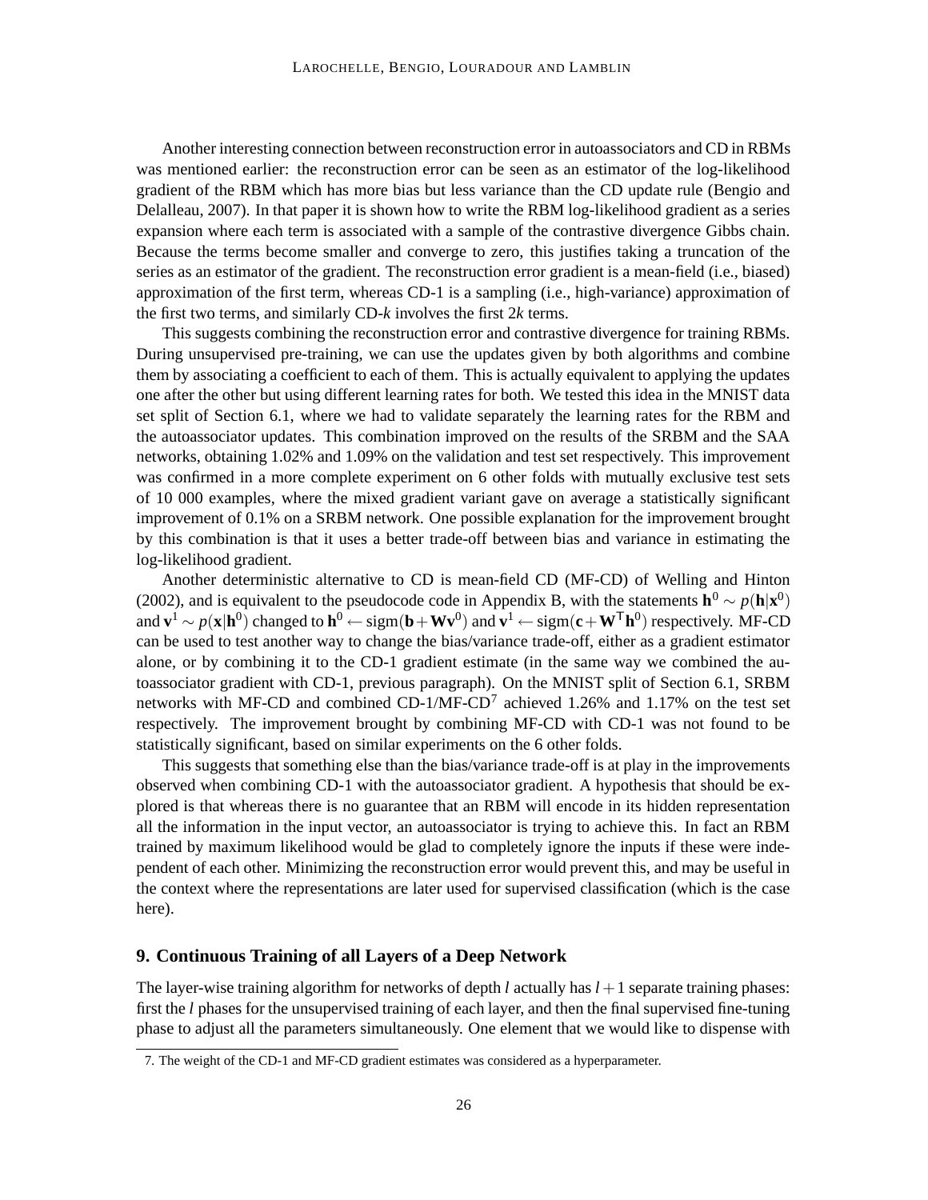Another interesting connection between reconstruction error in autoassociators and CD in RBMs was mentioned earlier: the reconstruction error can be seen as an estimator of the log-likelihood gradient of the RBM which has more bias but less variance than the CD update rule (Bengio and Delalleau, 2007). In that paper it is shown how to write the RBM log-likelihood gradient as a series expansion where each term is associated with a sample of the contrastive divergence Gibbs chain. Because the terms become smaller and converge to zero, this justifies taking a truncation of the series as an estimator of the gradient. The reconstruction error gradient is a mean-field (i.e., biased) approximation of the first term, whereas CD-1 is a sampling (i.e., high-variance) approximation of the first two terms, and similarly CD-$k$ involves the first $2k$ terms.

This suggests combining the reconstruction error and contrastive divergence for training RBMs. During unsupervised pre-training, we can use the updates given by both algorithms and combine them by associating a coefficient to each of them. This is actually equivalent to applying the updates one after the other but using different learning rates for both. We tested this idea in the MNIST data set split of Section 6.1, where we had to validate separately the learning rates for the RBM and the autoassociator updates. This combination improved on the results of the SRBM and the SAA networks, obtaining 1.02% and 1.09% on the validation and test set respectively. This improvement was confirmed in a more complete experiment on 6 other folds with mutually exclusive test sets of 10 000 examples, where the mixed gradient variant gave on average a statistically significant improvement of 0.1% on a SRBM network. One possible explanation for the improvement brought by this combination is that it uses a better trade-off between bias and variance in estimating the log-likelihood gradient.

Another deterministic alternative to CD is mean-field CD (MF-CD) of Welling and Hinton (2002), and is equivalent to the pseudocode code in Appendix B, with the statements $\mathbf{h}^0 \sim p(\mathbf{h}|\mathbf{x}^0)$ and $\mathbf{v}^1 \sim p(\mathbf{x}|\mathbf{h}^0)$ changed to $\mathbf{h}^0 \leftarrow \mathrm{sigm}(\mathbf{b}+\mathbf{W}\mathbf{v}^0)$ and $\mathbf{v}^1 \leftarrow \mathrm{sigm}(\mathbf{c}+\mathbf{W}^\mathsf{T}\mathbf{h}^0)$ respectively. MF-CD can be used to test another way to change the bias/variance trade-off, either as a gradient estimator alone, or by combining it to the CD-1 gradient estimate (in the same way we combined the autoassociator gradient with CD-1, previous paragraph). On the MNIST split of Section 6.1, SRBM networks with MF-CD and combined CD-1/MF-CD[7] achieved 1.26% and 1.17% on the test set respectively. The improvement brought by combining MF-CD with CD-1 was not found to be statistically significant, based on similar experiments on the 6 other folds.

This suggests that something else than the bias/variance trade-off is at play in the improvements observed when combining CD-1 with the autoassociator gradient. A hypothesis that should be explored is that whereas there is no guarantee that an RBM will encode in its hidden representation all the information in the input vector, an autoassociator is trying to achieve this. In fact an RBM trained by maximum likelihood would be glad to completely ignore the inputs if these were independent of each other. Minimizing the reconstruction error would prevent this, and may be useful in the context where the representations are later used for supervised classification (which is the case here).

## 9. Continuous Training of all Layers of a Deep Network

The layer-wise training algorithm for networks of depth $l$ actually has $l+1$ separate training phases: first the $l$ phases for the unsupervised training of each layer, and then the final supervised fine-tuning phase to adjust all the parameters simultaneously. One element that we would like to dispense with

7. The weight of the CD-1 and MF-CD gradient estimates was considered as a hyperparameter.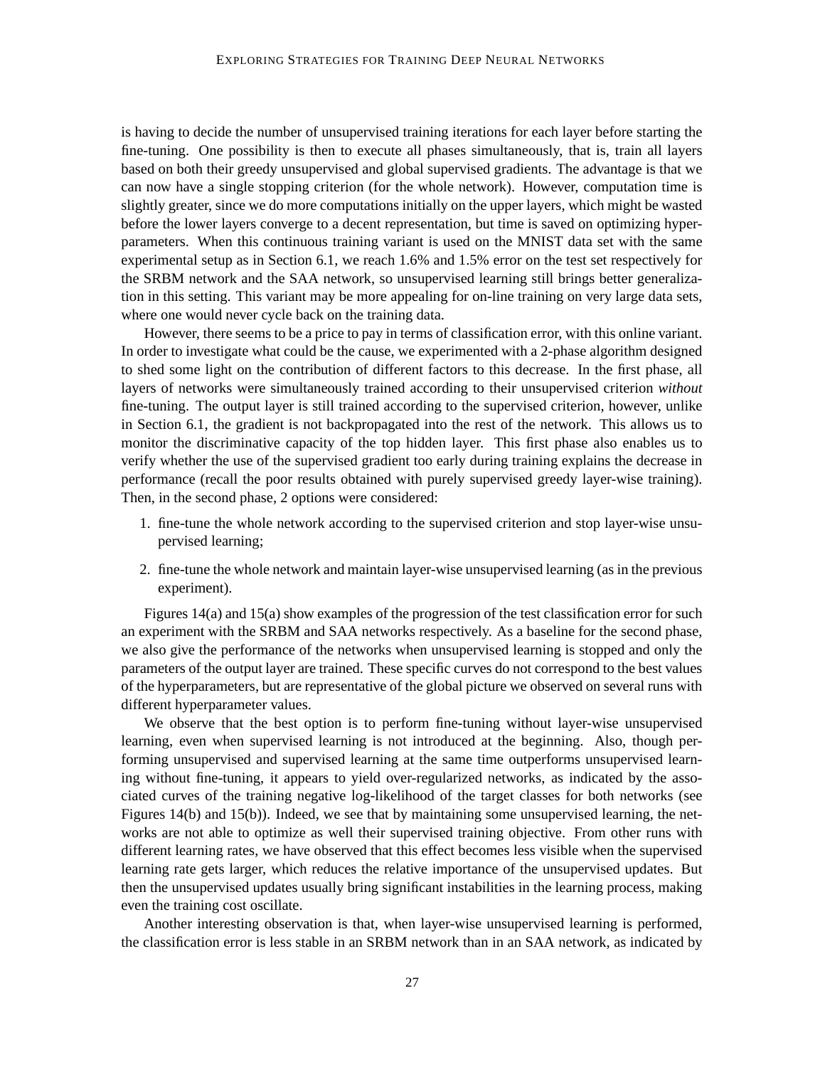is having to decide the number of unsupervised training iterations for each layer before starting the fine-tuning. One possibility is then to execute all phases simultaneously, that is, train all layers based on both their greedy unsupervised and global supervised gradients. The advantage is that we can now have a single stopping criterion (for the whole network). However, computation time is slightly greater, since we do more computations initially on the upper layers, which might be wasted before the lower layers converge to a decent representation, but time is saved on optimizing hyperparameters. When this continuous training variant is used on the MNIST data set with the same experimental setup as in Section 6.1, we reach 1.6% and 1.5% error on the test set respectively for the SRBM network and the SAA network, so unsupervised learning still brings better generalization in this setting. This variant may be more appealing for on-line training on very large data sets, where one would never cycle back on the training data.

However, there seems to be a price to pay in terms of classification error, with this online variant. In order to investigate what could be the cause, we experimented with a 2-phase algorithm designed to shed some light on the contribution of different factors to this decrease. In the first phase, all layers of networks were simultaneously trained according to their unsupervised criterion *without* fine-tuning. The output layer is still trained according to the supervised criterion, however, unlike in Section 6.1, the gradient is not backpropagated into the rest of the network. This allows us to monitor the discriminative capacity of the top hidden layer. This first phase also enables us to verify whether the use of the supervised gradient too early during training explains the decrease in performance (recall the poor results obtained with purely supervised greedy layer-wise training). Then, in the second phase, 2 options were considered:

1. fine-tune the whole network according to the supervised criterion and stop layer-wise unsupervised learning;
2. fine-tune the whole network and maintain layer-wise unsupervised learning (as in the previous experiment).

Figures 14(a) and 15(a) show examples of the progression of the test classification error for such an experiment with the SRBM and SAA networks respectively. As a baseline for the second phase, we also give the performance of the networks when unsupervised learning is stopped and only the parameters of the output layer are trained. These specific curves do not correspond to the best values of the hyperparameters, but are representative of the global picture we observed on several runs with different hyperparameter values.

We observe that the best option is to perform fine-tuning without layer-wise unsupervised learning, even when supervised learning is not introduced at the beginning. Also, though performing unsupervised and supervised learning at the same time outperforms unsupervised learning without fine-tuning, it appears to yield over-regularized networks, as indicated by the associated curves of the training negative log-likelihood of the target classes for both networks (see Figures 14(b) and 15(b)). Indeed, we see that by maintaining some unsupervised learning, the networks are not able to optimize as well their supervised training objective. From other runs with different learning rates, we have observed that this effect becomes less visible when the supervised learning rate gets larger, which reduces the relative importance of the unsupervised updates. But then the unsupervised updates usually bring significant instabilities in the learning process, making even the training cost oscillate.

Another interesting observation is that, when layer-wise unsupervised learning is performed, the classification error is less stable in an SRBM network than in an SAA network, as indicated by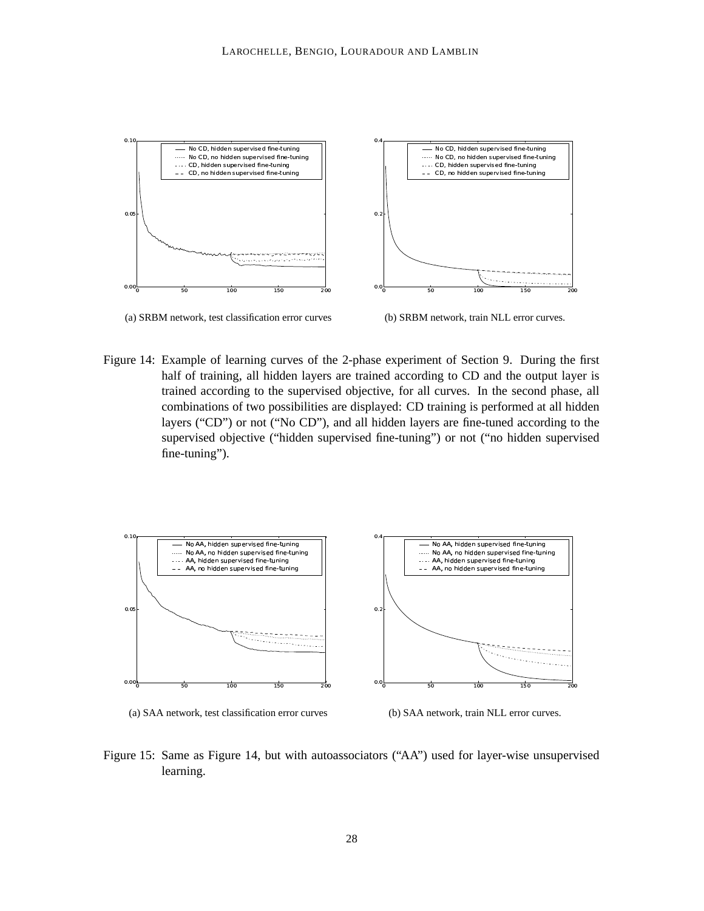(a) SRBM network, test classification error curves

(b) SRBM network, train NLL error curves.

Figure 14: Example of learning curves of the 2-phase experiment of Section 9. During the first half of training, all hidden layers are trained according to CD and the output layer is trained according to the supervised objective, for all curves. In the second phase, all combinations of two possibilities are displayed: CD training is performed at all hidden layers ("CD") or not ("No CD"), and all hidden layers are fine-tuned according to the supervised objective ("hidden supervised fine-tuning") or not ("no hidden supervised fine-tuning").

(a) SAA network, test classification error curves

(b) SAA network, train NLL error curves.

Figure 15: Same as Figure 14, but with autoassociators ("AA") used for layer-wise unsupervised learning.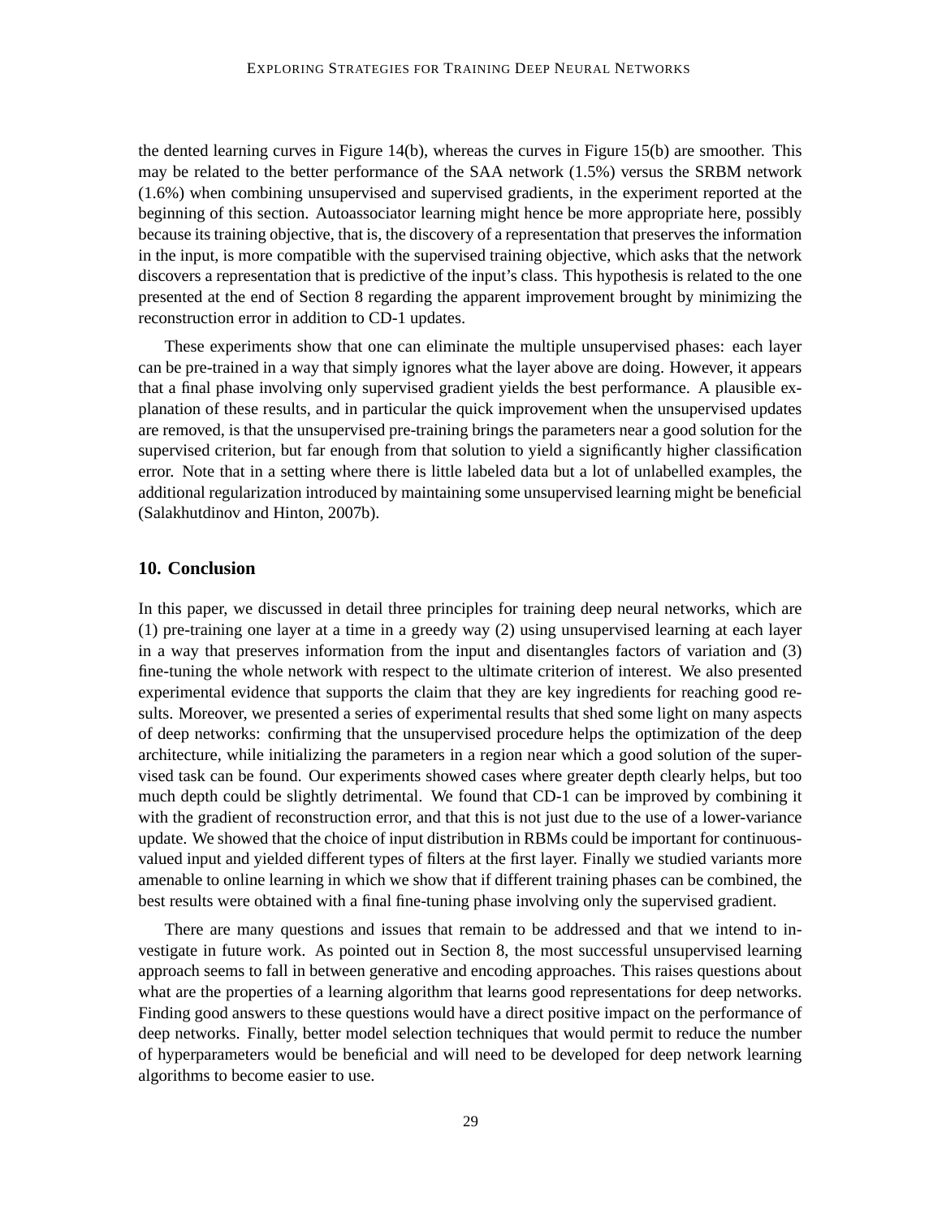the dented learning curves in Figure 14(b), whereas the curves in Figure 15(b) are smoother. This may be related to the better performance of the SAA network (1.5%) versus the SRBM network (1.6%) when combining unsupervised and supervised gradients, in the experiment reported at the beginning of this section. Autoassociator learning might hence be more appropriate here, possibly because its training objective, that is, the discovery of a representation that preserves the information in the input, is more compatible with the supervised training objective, which asks that the network discovers a representation that is predictive of the input's class. This hypothesis is related to the one presented at the end of Section 8 regarding the apparent improvement brought by minimizing the reconstruction error in addition to CD-1 updates.

These experiments show that one can eliminate the multiple unsupervised phases: each layer can be pre-trained in a way that simply ignores what the layer above are doing. However, it appears that a final phase involving only supervised gradient yields the best performance. A plausible explanation of these results, and in particular the quick improvement when the unsupervised updates are removed, is that the unsupervised pre-training brings the parameters near a good solution for the supervised criterion, but far enough from that solution to yield a significantly higher classification error. Note that in a setting where there is little labeled data but a lot of unlabelled examples, the additional regularization introduced by maintaining some unsupervised learning might be beneficial (Salakhutdinov and Hinton, 2007b).

## 10. Conclusion

In this paper, we discussed in detail three principles for training deep neural networks, which are (1) pre-training one layer at a time in a greedy way (2) using unsupervised learning at each layer in a way that preserves information from the input and disentangles factors of variation and (3) fine-tuning the whole network with respect to the ultimate criterion of interest. We also presented experimental evidence that supports the claim that they are key ingredients for reaching good results. Moreover, we presented a series of experimental results that shed some light on many aspects of deep networks: confirming that the unsupervised procedure helps the optimization of the deep architecture, while initializing the parameters in a region near which a good solution of the supervised task can be found. Our experiments showed cases where greater depth clearly helps, but too much depth could be slightly detrimental. We found that CD-1 can be improved by combining it with the gradient of reconstruction error, and that this is not just due to the use of a lower-variance update. We showed that the choice of input distribution in RBMs could be important for continuous-valued input and yielded different types of filters at the first layer. Finally we studied variants more amenable to online learning in which we show that if different training phases can be combined, the best results were obtained with a final fine-tuning phase involving only the supervised gradient.

There are many questions and issues that remain to be addressed and that we intend to investigate in future work. As pointed out in Section 8, the most successful unsupervised learning approach seems to fall in between generative and encoding approaches. This raises questions about what are the properties of a learning algorithm that learns good representations for deep networks. Finding good answers to these questions would have a direct positive impact on the performance of deep networks. Finally, better model selection techniques that would permit to reduce the number of hyperparameters would be beneficial and will need to be developed for deep network learning algorithms to become easier to use.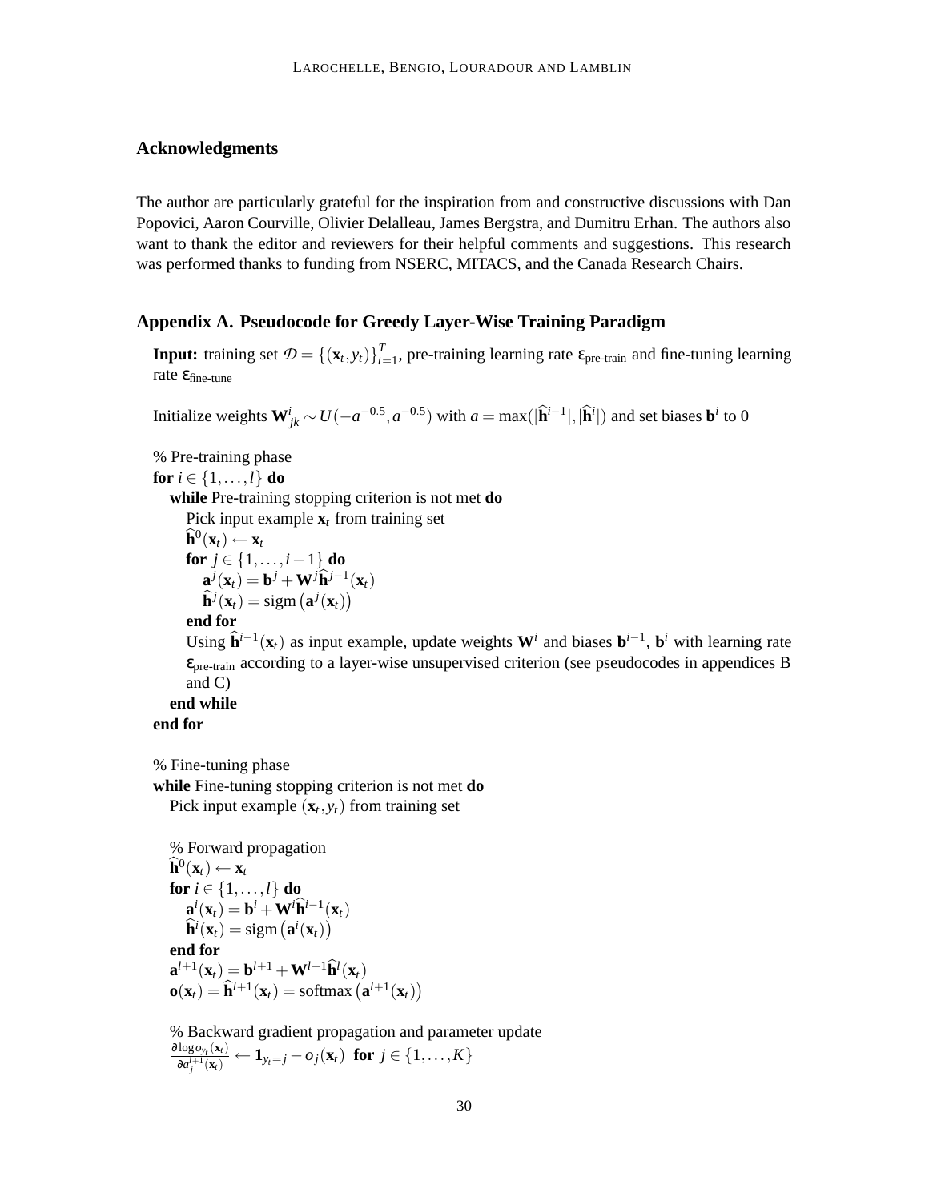## Acknowledgments

The author are particularly grateful for the inspiration from and constructive discussions with Dan Popovici, Aaron Courville, Olivier Delalleau, James Bergstra, and Dumitru Erhan. The authors also want to thank the editor and reviewers for their helpful comments and suggestions. This research was performed thanks to funding from NSERC, MITACS, and the Canada Research Chairs.

## Appendix A. Pseudocode for Greedy Layer-Wise Training Paradigm

**Input:** training set $\mathcal{D} = \{(\mathbf{x}_t, y_t)\}_{t=1}^{T}$, pre-training learning rate $\varepsilon_{\text{pre-train}}$ and fine-tuning learning rate $\varepsilon_{\text{fine-tune}}$

Initialize weights $\mathbf{W}^i_{jk} \sim U(-a^{-0.5}, a^{-0.5})$ with $a = \max(|\widehat{\mathbf{h}}^{i-1}|, |\widehat{\mathbf{h}}^{i}|)$ and set biases $\mathbf{b}^i$ to 0

% Pre-training phase
**for** $i \in \{1, \ldots, l\}$ **do**
  **while** Pre-training stopping criterion is not met **do**
    Pick input example $\mathbf{x}_t$ from training set
    $\widehat{\mathbf{h}}^0(\mathbf{x}_t) \leftarrow \mathbf{x}_t$
    **for** $j \in \{1, \ldots, i-1\}$ **do**
      $\mathbf{a}^j(\mathbf{x}_t) = \mathbf{b}^j + \mathbf{W}^j \widehat{\mathbf{h}}^{j-1}(\mathbf{x}_t)$
      $\widehat{\mathbf{h}}^j(\mathbf{x}_t) = \text{sigm}\left(\mathbf{a}^j(\mathbf{x}_t)\right)$
    **end for**
    Using $\widehat{\mathbf{h}}^{i-1}(\mathbf{x}_t)$ as input example, update weights $\mathbf{W}^i$ and biases $\mathbf{b}^{i-1}$, $\mathbf{b}^i$ with learning rate $\varepsilon_{\text{pre-train}}$ according to a layer-wise unsupervised criterion (see pseudocodes in appendices B and C)
  **end while**
**end for**

% Fine-tuning phase
**while** Fine-tuning stopping criterion is not met **do**
  Pick input example $(\mathbf{x}_t, y_t)$ from training set

  % Forward propagation
  $\widehat{\mathbf{h}}^0(\mathbf{x}_t) \leftarrow \mathbf{x}_t$
  **for** $i \in \{1, \ldots, l\}$ **do**
    $\mathbf{a}^i(\mathbf{x}_t) = \mathbf{b}^i + \mathbf{W}^i \widehat{\mathbf{h}}^{i-1}(\mathbf{x}_t)$
    $\widehat{\mathbf{h}}^i(\mathbf{x}_t) = \text{sigm}\left(\mathbf{a}^i(\mathbf{x}_t)\right)$
  **end for**
  $\mathbf{a}^{l+1}(\mathbf{x}_t) = \mathbf{b}^{l+1} + \mathbf{W}^{l+1} \widehat{\mathbf{h}}^{l}(\mathbf{x}_t)$
  $\mathbf{o}(\mathbf{x}_t) = \widehat{\mathbf{h}}^{l+1}(\mathbf{x}_t) = \text{softmax}\left(\mathbf{a}^{l+1}(\mathbf{x}_t)\right)$

  % Backward gradient propagation and parameter update
  $\frac{\partial \log o_{y_t}(\mathbf{x}_t)}{\partial a_j^{l+1}(\mathbf{x}_t)} \leftarrow \mathbf{1}_{y_t = j} - o_j(\mathbf{x}_t)$ **for** $j \in \{1, \ldots, K\}$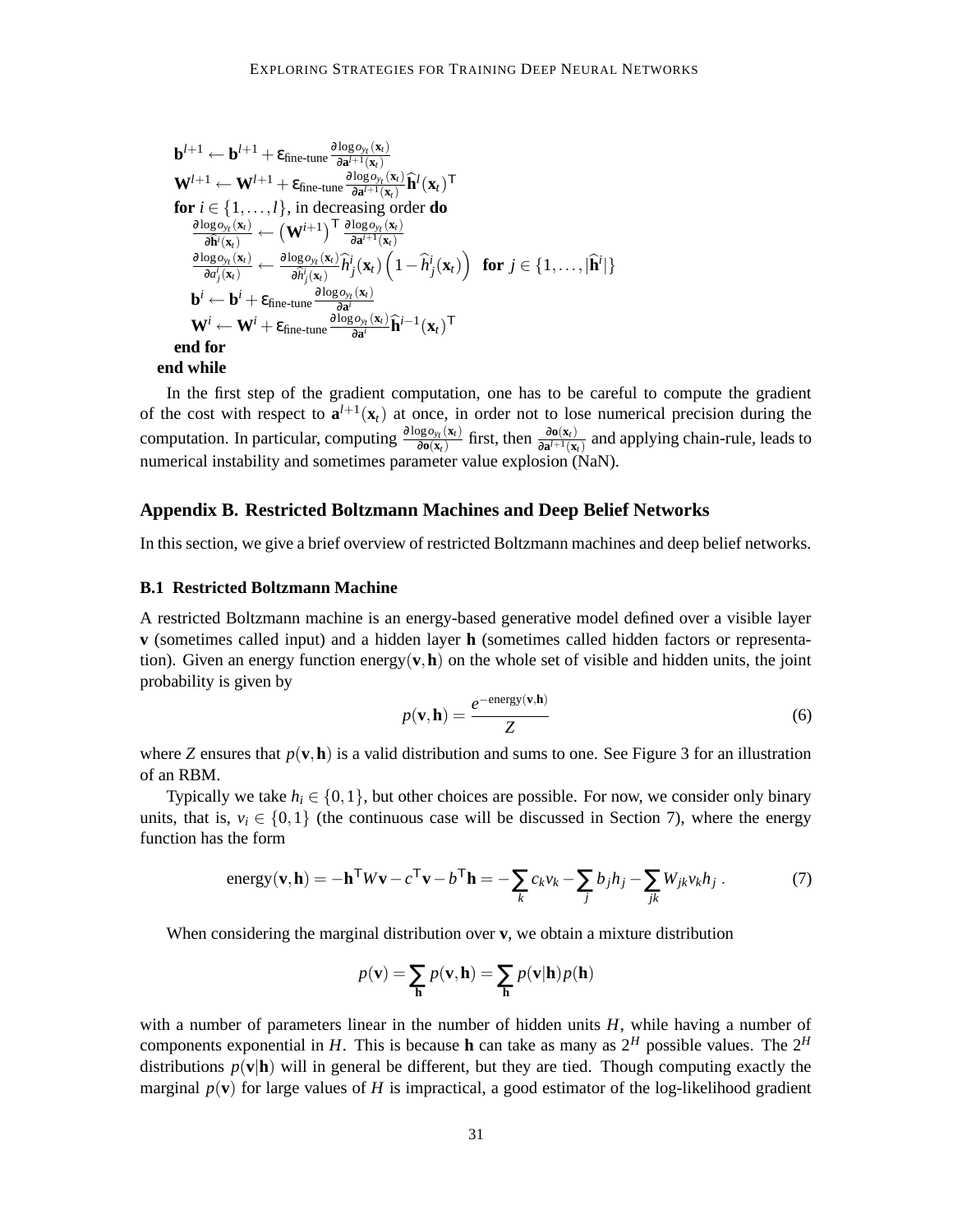$\mathbf{b}^{l+1} \leftarrow \mathbf{b}^{l+1} + \varepsilon_{\text{fine-tune}} \frac{\partial \log o_{y_t}(\mathbf{x}_t)}{\partial \mathbf{a}^{l+1}(\mathbf{x}_t)}$

$\mathbf{W}^{l+1} \leftarrow \mathbf{W}^{l+1} + \varepsilon_{\text{fine-tune}} \frac{\partial \log o_{y_t}(\mathbf{x}_t)}{\partial \mathbf{a}^{l+1}(\mathbf{x}_t)} \widehat{\mathbf{h}}^{l}(\mathbf{x}_t)^{\mathsf{T}}$

**for** $i \in \{1, \ldots, l\}$, in decreasing order **do**

  $\frac{\partial \log o_{y_t}(\mathbf{x}_t)}{\partial \widehat{\mathbf{h}}^{i}(\mathbf{x}_t)} \leftarrow \left(\mathbf{W}^{i+1}\right)^{\mathsf{T}} \frac{\partial \log o_{y_t}(\mathbf{x}_t)}{\partial \mathbf{a}^{i+1}(\mathbf{x}_t)}$

  $\frac{\partial \log o_{y_t}(\mathbf{x}_t)}{\partial a^{i}_{j}(\mathbf{x}_t)} \leftarrow \frac{\partial \log o_{y_t}(\mathbf{x}_t)}{\partial \widehat{h}^{i}_{j}(\mathbf{x}_t)} \widehat{h}^{i}_{j}(\mathbf{x}_t)\left(1 - \widehat{h}^{i}_{j}(\mathbf{x}_t)\right)$ **for** $j \in \{1, \ldots, |\widehat{\mathbf{h}}^{i}|\}$

  $\mathbf{b}^{i} \leftarrow \mathbf{b}^{i} + \varepsilon_{\text{fine-tune}} \frac{\partial \log o_{y_t}(\mathbf{x}_t)}{\partial \mathbf{a}^{i}}$

  $\mathbf{W}^{i} \leftarrow \mathbf{W}^{i} + \varepsilon_{\text{fine-tune}} \frac{\partial \log o_{y_t}(\mathbf{x}_t)}{\partial \mathbf{a}^{i}} \widehat{\mathbf{h}}^{i-1}(\mathbf{x}_t)^{\mathsf{T}}$

 **end for**

**end while**

In the first step of the gradient computation, one has to be careful to compute the gradient of the cost with respect to $\mathbf{a}^{l+1}(\mathbf{x}_t)$ at once, in order not to lose numerical precision during the computation. In particular, computing $\frac{\partial \log o_{y_t}(\mathbf{x}_t)}{\partial \mathbf{o}(\mathbf{x}_t)}$ first, then $\frac{\partial \mathbf{o}(\mathbf{x}_t)}{\partial \mathbf{a}^{l+1}(\mathbf{x}_t)}$ and applying chain-rule, leads to numerical instability and sometimes parameter value explosion (NaN).

## Appendix B. Restricted Boltzmann Machines and Deep Belief Networks

In this section, we give a brief overview of restricted Boltzmann machines and deep belief networks.

### B.1 Restricted Boltzmann Machine

A restricted Boltzmann machine is an energy-based generative model defined over a visible layer $\mathbf{v}$ (sometimes called input) and a hidden layer $\mathbf{h}$ (sometimes called hidden factors or representation). Given an energy function energy$(\mathbf{v}, \mathbf{h})$ on the whole set of visible and hidden units, the joint probability is given by

$$p(\mathbf{v}, \mathbf{h}) = \frac{e^{-\text{energy}(\mathbf{v}, \mathbf{h})}}{Z} \tag{6}$$

where $Z$ ensures that $p(\mathbf{v}, \mathbf{h})$ is a valid distribution and sums to one. See Figure 3 for an illustration of an RBM.

Typically we take $h_i \in \{0, 1\}$, but other choices are possible. For now, we consider only binary units, that is, $v_i \in \{0, 1\}$ (the continuous case will be discussed in Section 7), where the energy function has the form

$$\text{energy}(\mathbf{v}, \mathbf{h}) = -\mathbf{h}^{\mathsf{T}} W \mathbf{v} - c^{\mathsf{T}} \mathbf{v} - b^{\mathsf{T}} \mathbf{h} = -\sum_k c_k v_k - \sum_j b_j h_j - \sum_{jk} W_{jk} v_k h_j \,. \tag{7}$$

When considering the marginal distribution over $\mathbf{v}$, we obtain a mixture distribution

$$p(\mathbf{v}) = \sum_{\mathbf{h}} p(\mathbf{v}, \mathbf{h}) = \sum_{\mathbf{h}} p(\mathbf{v}|\mathbf{h}) p(\mathbf{h})$$

with a number of parameters linear in the number of hidden units $H$, while having a number of components exponential in $H$. This is because $\mathbf{h}$ can take as many as $2^H$ possible values. The $2^H$ distributions $p(\mathbf{v}|\mathbf{h})$ will in general be different, but they are tied. Though computing exactly the marginal $p(\mathbf{v})$ for large values of $H$ is impractical, a good estimator of the log-likelihood gradient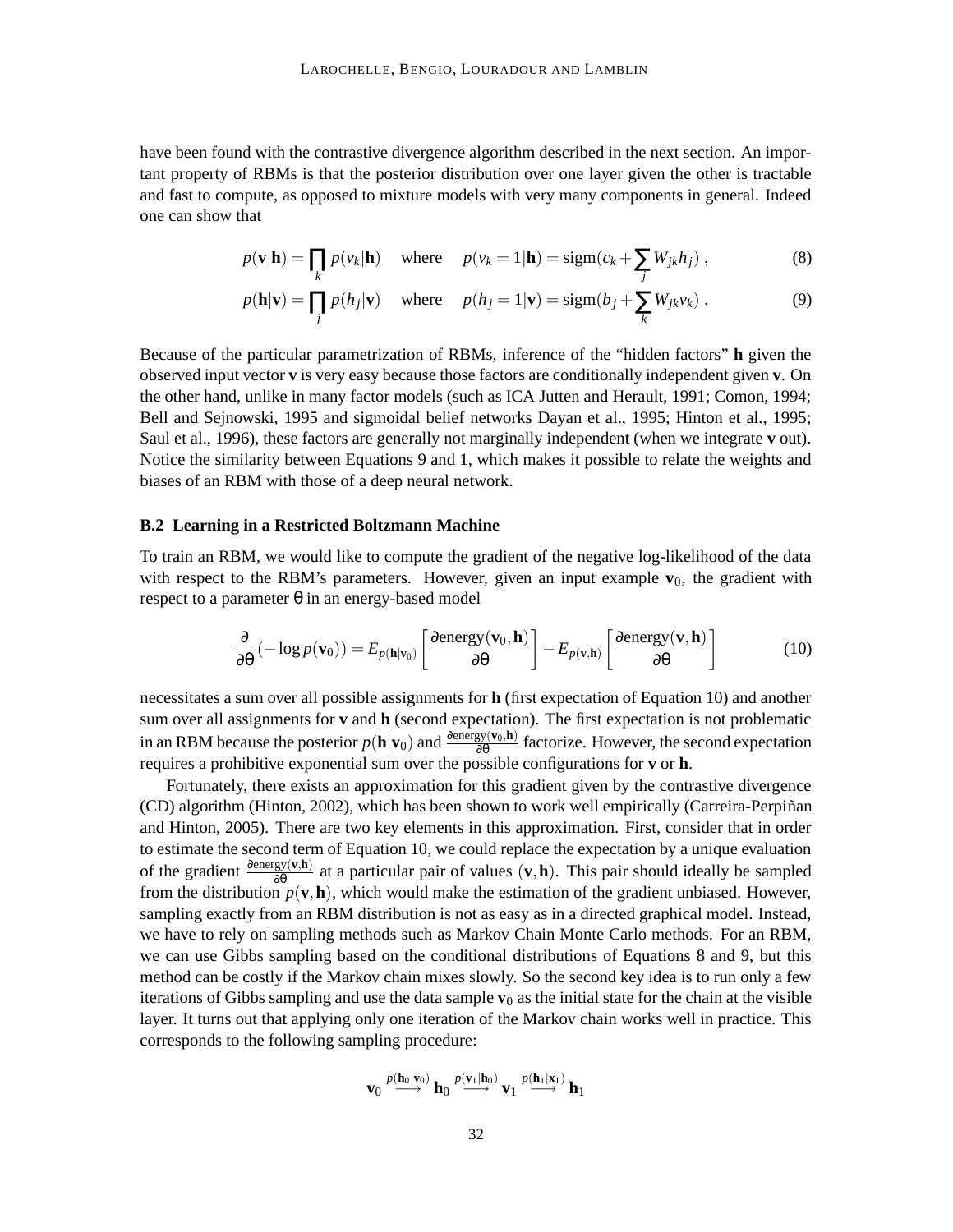have been found with the contrastive divergence algorithm described in the next section. An important property of RBMs is that the posterior distribution over one layer given the other is tractable and fast to compute, as opposed to mixture models with very many components in general. Indeed one can show that

$$p(\mathbf{v}|\mathbf{h}) = \prod_k p(v_k|\mathbf{h}) \quad \text{where} \quad p(v_k = 1|\mathbf{h}) = \text{sigm}(c_k + \sum_j W_{jk} h_j) \,, \tag{8}$$

$$p(\mathbf{h}|\mathbf{v}) = \prod_j p(h_j|\mathbf{v}) \quad \text{where} \quad p(h_j = 1|\mathbf{v}) = \text{sigm}(b_j + \sum_k W_{jk} v_k) \,. \tag{9}$$

Because of the particular parametrization of RBMs, inference of the "hidden factors" $\mathbf{h}$ given the observed input vector $\mathbf{v}$ is very easy because those factors are conditionally independent given $\mathbf{v}$. On the other hand, unlike in many factor models (such as ICA Jutten and Herault, 1991; Comon, 1994; Bell and Sejnowski, 1995 and sigmoidal belief networks Dayan et al., 1995; Hinton et al., 1995; Saul et al., 1996), these factors are generally not marginally independent (when we integrate $\mathbf{v}$ out). Notice the similarity between Equations 9 and 1, which makes it possible to relate the weights and biases of an RBM with those of a deep neural network.

### B.2 Learning in a Restricted Boltzmann Machine

To train an RBM, we would like to compute the gradient of the negative log-likelihood of the data with respect to the RBM's parameters. However, given an input example $\mathbf{v}_0$, the gradient with respect to a parameter $\theta$ in an energy-based model

$$\frac{\partial}{\partial \theta}(-\log p(\mathbf{v}_0)) = E_{p(\mathbf{h}|\mathbf{v}_0)}\left[\frac{\partial \text{energy}(\mathbf{v}_0, \mathbf{h})}{\partial \theta}\right] - E_{p(\mathbf{v},\mathbf{h})}\left[\frac{\partial \text{energy}(\mathbf{v}, \mathbf{h})}{\partial \theta}\right] \tag{10}$$

necessitates a sum over all possible assignments for $\mathbf{h}$ (first expectation of Equation 10) and another sum over all assignments for $\mathbf{v}$ and $\mathbf{h}$ (second expectation). The first expectation is not problematic in an RBM because the posterior $p(\mathbf{h}|\mathbf{v}_0)$ and $\frac{\partial \text{energy}(\mathbf{v}_0, \mathbf{h})}{\partial \theta}$ factorize. However, the second expectation requires a prohibitive exponential sum over the possible configurations for $\mathbf{v}$ or $\mathbf{h}$.

Fortunately, there exists an approximation for this gradient given by the contrastive divergence (CD) algorithm (Hinton, 2002), which has been shown to work well empirically (Carreira-Perpiñan and Hinton, 2005). There are two key elements in this approximation. First, consider that in order to estimate the second term of Equation 10, we could replace the expectation by a unique evaluation of the gradient $\frac{\partial \text{energy}(\mathbf{v}, \mathbf{h})}{\partial \theta}$ at a particular pair of values $(\mathbf{v}, \mathbf{h})$. This pair should ideally be sampled from the distribution $p(\mathbf{v}, \mathbf{h})$, which would make the estimation of the gradient unbiased. However, sampling exactly from an RBM distribution is not as easy as in a directed graphical model. Instead, we have to rely on sampling methods such as Markov Chain Monte Carlo methods. For an RBM, we can use Gibbs sampling based on the conditional distributions of Equations 8 and 9, but this method can be costly if the Markov chain mixes slowly. So the second key idea is to run only a few iterations of Gibbs sampling and use the data sample $\mathbf{v}_0$ as the initial state for the chain at the visible layer. It turns out that applying only one iteration of the Markov chain works well in practice. This corresponds to the following sampling procedure:

$$\mathbf{v}_0 \overset{p(\mathbf{h}_0|\mathbf{v}_0)}{\longrightarrow} \mathbf{h}_0 \overset{p(\mathbf{v}_1|\mathbf{h}_0)}{\longrightarrow} \mathbf{v}_1 \overset{p(\mathbf{h}_1|\mathbf{x}_1)}{\longrightarrow} \mathbf{h}_1$$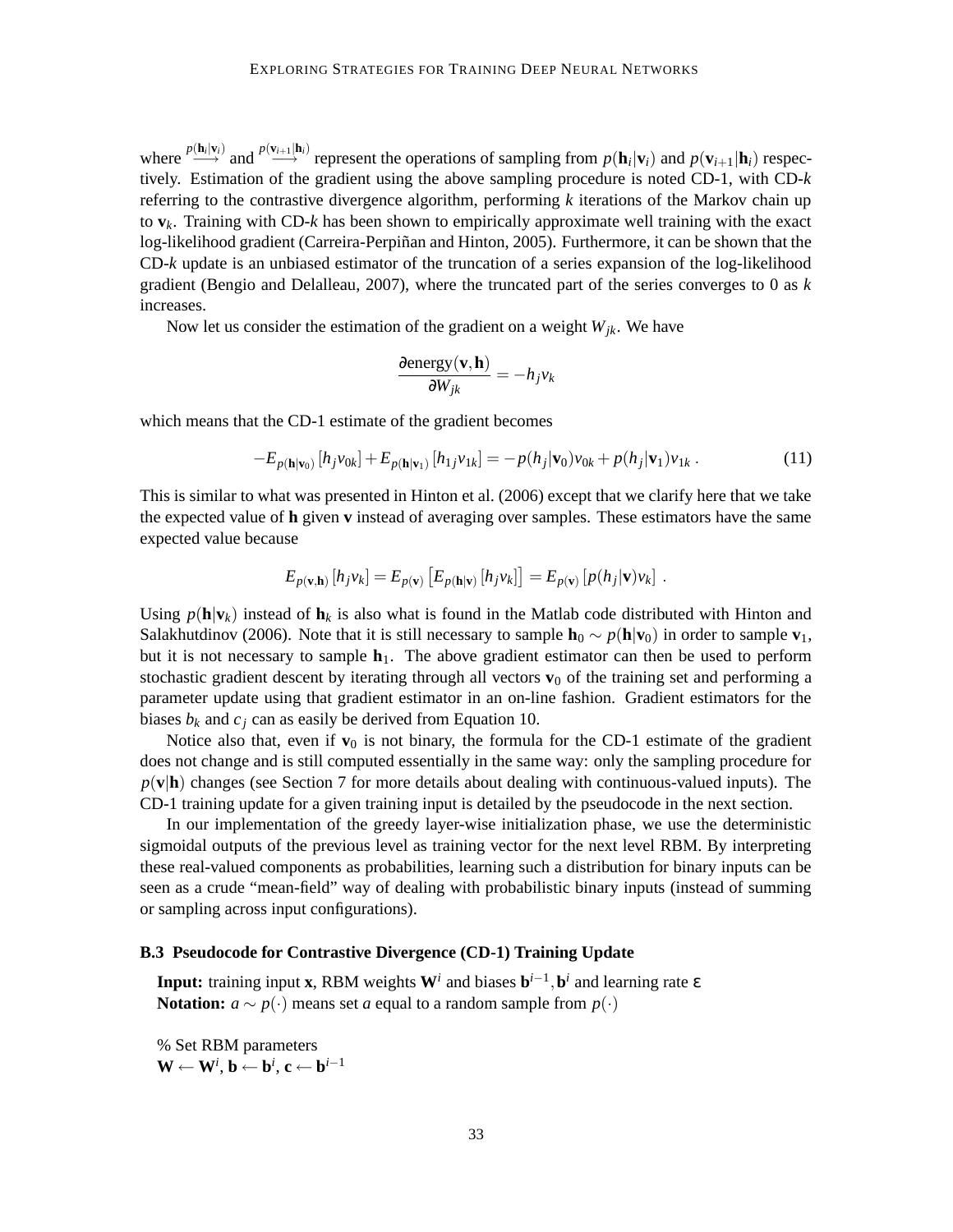where $\overset{p(\mathbf{h}_i|\mathbf{v}_i)}{\longrightarrow}$ and $\overset{p(\mathbf{v}_{i+1}|\mathbf{h}_i)}{\longrightarrow}$ represent the operations of sampling from $p(\mathbf{h}_i|\mathbf{v}_i)$ and $p(\mathbf{v}_{i+1}|\mathbf{h}_i)$ respectively. Estimation of the gradient using the above sampling procedure is noted CD-1, with CD-$k$ referring to the contrastive divergence algorithm, performing $k$ iterations of the Markov chain up to $\mathbf{v}_k$. Training with CD-$k$ has been shown to empirically approximate well training with the exact log-likelihood gradient (Carreira-Perpiñan and Hinton, 2005). Furthermore, it can be shown that the CD-$k$ update is an unbiased estimator of the truncation of a series expansion of the log-likelihood gradient (Bengio and Delalleau, 2007), where the truncated part of the series converges to 0 as $k$ increases.

Now let us consider the estimation of the gradient on a weight $W_{jk}$. We have

$$\frac{\partial \text{energy}(\mathbf{v},\mathbf{h})}{\partial W_{jk}} = -h_j v_k$$

which means that the CD-1 estimate of the gradient becomes

$$-E_{p(\mathbf{h}|\mathbf{v}_0)}\left[h_j v_{0k}\right] + E_{p(\mathbf{h}|\mathbf{v}_1)}\left[h_{1j} v_{1k}\right] = -p(h_j|\mathbf{v}_0)v_{0k} + p(h_j|\mathbf{v}_1)v_{1k}\ . \tag{11}$$

This is similar to what was presented in Hinton et al. (2006) except that we clarify here that we take the expected value of $\mathbf{h}$ given $\mathbf{v}$ instead of averaging over samples. These estimators have the same expected value because

$$E_{p(\mathbf{v},\mathbf{h})}\left[h_j v_k\right] = E_{p(\mathbf{v})}\left[E_{p(\mathbf{h}|\mathbf{v})}\left[h_j v_k\right]\right] = E_{p(\mathbf{v})}\left[p(h_j|\mathbf{v})v_k\right]\ .$$

Using $p(\mathbf{h}|\mathbf{v}_k)$ instead of $\mathbf{h}_k$ is also what is found in the Matlab code distributed with Hinton and Salakhutdinov (2006). Note that it is still necessary to sample $\mathbf{h}_0 \sim p(\mathbf{h}|\mathbf{v}_0)$ in order to sample $\mathbf{v}_1$, but it is not necessary to sample $\mathbf{h}_1$. The above gradient estimator can then be used to perform stochastic gradient descent by iterating through all vectors $\mathbf{v}_0$ of the training set and performing a parameter update using that gradient estimator in an on-line fashion. Gradient estimators for the biases $b_k$ and $c_j$ can as easily be derived from Equation 10.

Notice also that, even if $\mathbf{v}_0$ is not binary, the formula for the CD-1 estimate of the gradient does not change and is still computed essentially in the same way: only the sampling procedure for $p(\mathbf{v}|\mathbf{h})$ changes (see Section 7 for more details about dealing with continuous-valued inputs). The CD-1 training update for a given training input is detailed by the pseudocode in the next section.

In our implementation of the greedy layer-wise initialization phase, we use the deterministic sigmoidal outputs of the previous level as training vector for the next level RBM. By interpreting these real-valued components as probabilities, learning such a distribution for binary inputs can be seen as a crude "mean-field" way of dealing with probabilistic binary inputs (instead of summing or sampling across input configurations).

### B.3 Pseudocode for Contrastive Divergence (CD-1) Training Update

**Input:** training input $\mathbf{x}$, RBM weights $\mathbf{W}^i$ and biases $\mathbf{b}^{i-1}, \mathbf{b}^i$ and learning rate $\varepsilon$
**Notation:** $a \sim p(\cdot)$ means set $a$ equal to a random sample from $p(\cdot)$

% Set RBM parameters
$\mathbf{W} \leftarrow \mathbf{W}^i$, $\mathbf{b} \leftarrow \mathbf{b}^i$, $\mathbf{c} \leftarrow \mathbf{b}^{i-1}$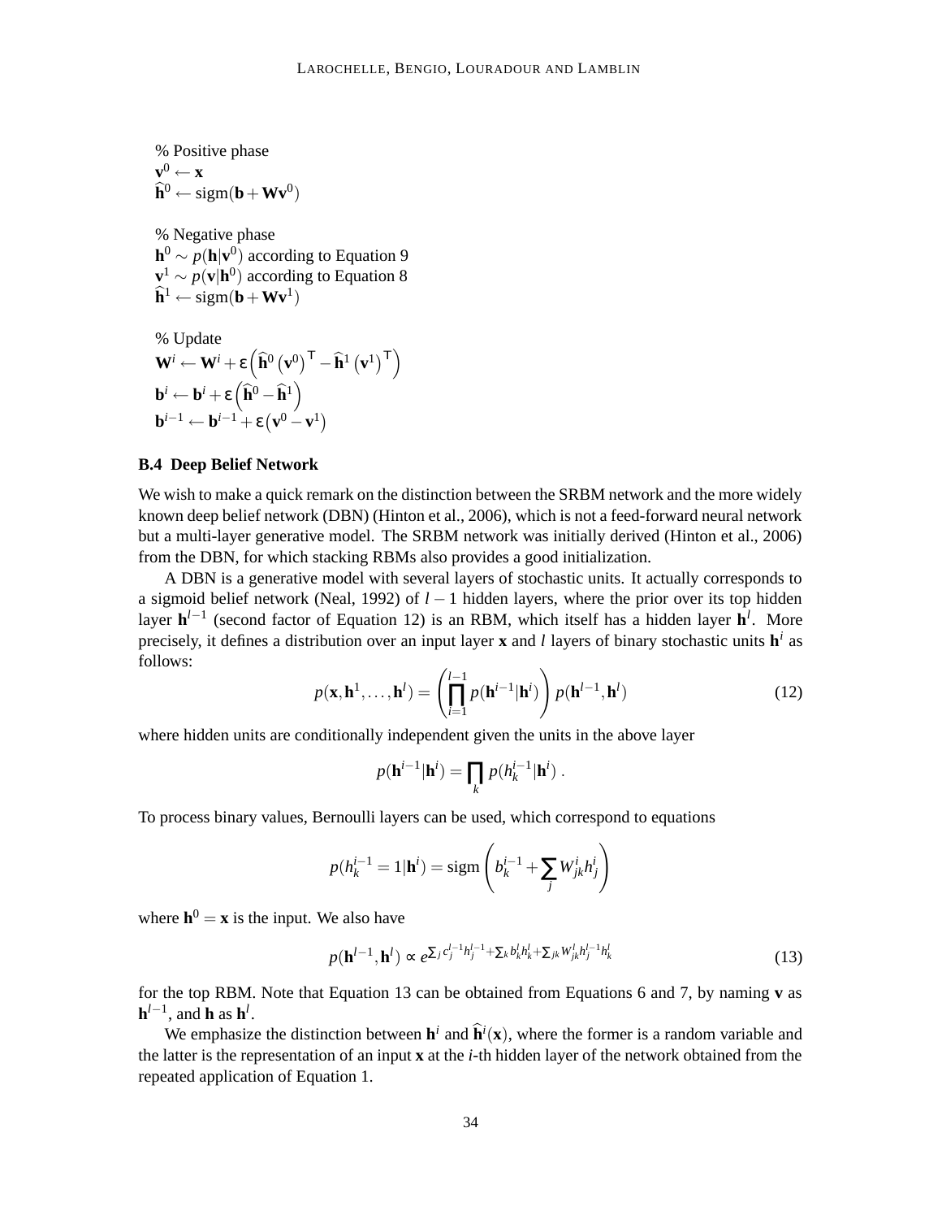% Positive phase
$\mathbf{v}^0 \leftarrow \mathbf{x}$
$\widehat{\mathbf{h}}^0 \leftarrow \text{sigm}(\mathbf{b} + \mathbf{W}\mathbf{v}^0)$

% Negative phase
$\mathbf{h}^0 \sim p(\mathbf{h}|\mathbf{v}^0)$ according to Equation 9
$\mathbf{v}^1 \sim p(\mathbf{v}|\mathbf{h}^0)$ according to Equation 8
$\widehat{\mathbf{h}}^1 \leftarrow \text{sigm}(\mathbf{b} + \mathbf{W}\mathbf{v}^1)$

% Update
$\mathbf{W}^i \leftarrow \mathbf{W}^i + \varepsilon\left(\widehat{\mathbf{h}}^0 \left(\mathbf{v}^0\right)^\mathsf{T} - \widehat{\mathbf{h}}^1 \left(\mathbf{v}^1\right)^\mathsf{T}\right)$
$\mathbf{b}^i \leftarrow \mathbf{b}^i + \varepsilon\left(\widehat{\mathbf{h}}^0 - \widehat{\mathbf{h}}^1\right)$
$\mathbf{b}^{i-1} \leftarrow \mathbf{b}^{i-1} + \varepsilon\left(\mathbf{v}^0 - \mathbf{v}^1\right)$

### B.4 Deep Belief Network

We wish to make a quick remark on the distinction between the SRBM network and the more widely known deep belief network (DBN) (Hinton et al., 2006), which is not a feed-forward neural network but a multi-layer generative model. The SRBM network was initially derived (Hinton et al., 2006) from the DBN, for which stacking RBMs also provides a good initialization.

A DBN is a generative model with several layers of stochastic units. It actually corresponds to a sigmoid belief network (Neal, 1992) of $l-1$ hidden layers, where the prior over its top hidden layer $\mathbf{h}^{l-1}$ (second factor of Equation 12) is an RBM, which itself has a hidden layer $\mathbf{h}^l$. More precisely, it defines a distribution over an input layer $\mathbf{x}$ and $l$ layers of binary stochastic units $\mathbf{h}^i$ as follows:

$$p(\mathbf{x}, \mathbf{h}^1, \ldots, \mathbf{h}^l) = \left(\prod_{i=1}^{l-1} p(\mathbf{h}^{i-1}|\mathbf{h}^i)\right) p(\mathbf{h}^{l-1}, \mathbf{h}^l) \tag{12}$$

where hidden units are conditionally independent given the units in the above layer

$$p(\mathbf{h}^{i-1}|\mathbf{h}^i) = \prod_k p(h_k^{i-1}|\mathbf{h}^i) \, .$$

To process binary values, Bernoulli layers can be used, which correspond to equations

$$p(h_k^{i-1} = 1|\mathbf{h}^i) = \text{sigm}\left(b_k^{i-1} + \sum_j W_{jk}^i h_j^i\right)$$

where $\mathbf{h}^0 = \mathbf{x}$ is the input. We also have

$$p(\mathbf{h}^{l-1}, \mathbf{h}^l) \propto e^{\sum_j c_j^{l-1} h_j^{l-1} + \sum_k b_k^l h_k^l + \sum_{jk} W_{jk}^l h_j^{l-1} h_k^l} \tag{13}$$

for the top RBM. Note that Equation 13 can be obtained from Equations 6 and 7, by naming $\mathbf{v}$ as $\mathbf{h}^{l-1}$, and $\mathbf{h}$ as $\mathbf{h}^l$.

We emphasize the distinction between $\mathbf{h}^i$ and $\widehat{\mathbf{h}}^i(\mathbf{x})$, where the former is a random variable and the latter is the representation of an input $\mathbf{x}$ at the $i$-th hidden layer of the network obtained from the repeated application of Equation 1.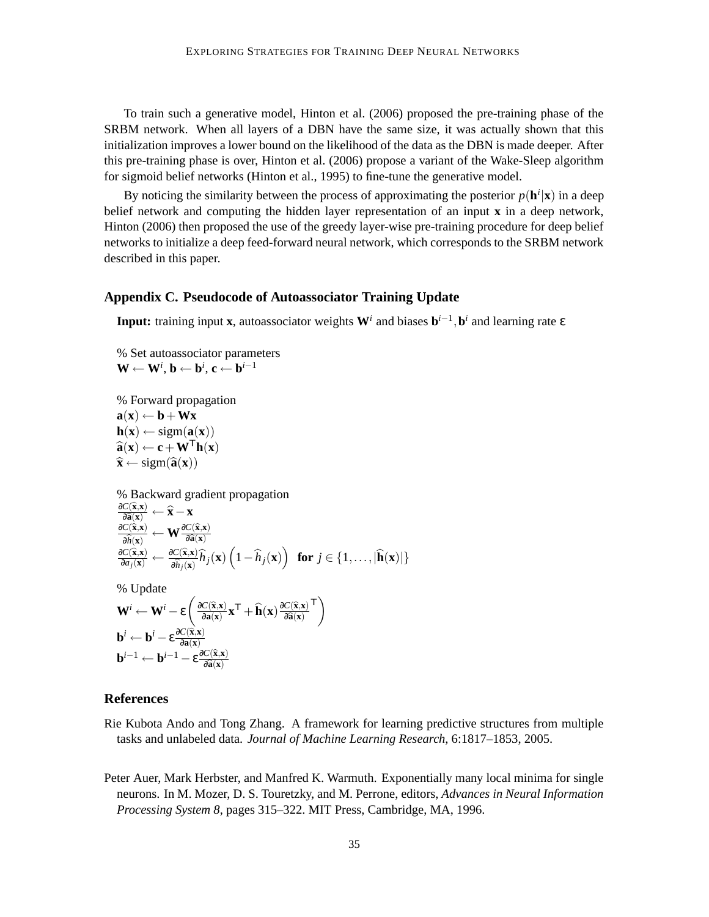To train such a generative model, Hinton et al. (2006) proposed the pre-training phase of the SRBM network. When all layers of a DBN have the same size, it was actually shown that this initialization improves a lower bound on the likelihood of the data as the DBN is made deeper. After this pre-training phase is over, Hinton et al. (2006) propose a variant of the Wake-Sleep algorithm for sigmoid belief networks (Hinton et al., 1995) to fine-tune the generative model.

By noticing the similarity between the process of approximating the posterior $p(\mathbf{h}^i|\mathbf{x})$ in a deep belief network and computing the hidden layer representation of an input $\mathbf{x}$ in a deep network, Hinton (2006) then proposed the use of the greedy layer-wise pre-training procedure for deep belief networks to initialize a deep feed-forward neural network, which corresponds to the SRBM network described in this paper.

## Appendix C. Pseudocode of Autoassociator Training Update

**Input:** training input $\mathbf{x}$, autoassociator weights $\mathbf{W}^i$ and biases $\mathbf{b}^{i-1}, \mathbf{b}^i$ and learning rate $\varepsilon$

% Set autoassociator parameters
$\mathbf{W} \leftarrow \mathbf{W}^i$, $\mathbf{b} \leftarrow \mathbf{b}^i$, $\mathbf{c} \leftarrow \mathbf{b}^{i-1}$

% Forward propagation
$\mathbf{a}(\mathbf{x}) \leftarrow \mathbf{b} + \mathbf{W}\mathbf{x}$
$\mathbf{h}(\mathbf{x}) \leftarrow \mathrm{sigm}(\mathbf{a}(\mathbf{x}))$
$\widehat{\mathbf{a}}(\mathbf{x}) \leftarrow \mathbf{c} + \mathbf{W}^{\mathsf{T}}\mathbf{h}(\mathbf{x})$
$\widehat{\mathbf{x}} \leftarrow \mathrm{sigm}(\widehat{\mathbf{a}}(\mathbf{x}))$

% Backward gradient propagation
$\frac{\partial C(\widehat{\mathbf{x}},\mathbf{x})}{\partial \widehat{\mathbf{a}}(\mathbf{x})} \leftarrow \widehat{\mathbf{x}} - \mathbf{x}$
$\frac{\partial C(\widehat{\mathbf{x}},\mathbf{x})}{\partial \widehat{h}(\mathbf{x})} \leftarrow \mathbf{W} \frac{\partial C(\widehat{\mathbf{x}},\mathbf{x})}{\partial \widehat{\mathbf{a}}(\mathbf{x})}$
$\frac{\partial C(\widehat{\mathbf{x}},\mathbf{x})}{\partial a_j(\mathbf{x})} \leftarrow \frac{\partial C(\widehat{\mathbf{x}},\mathbf{x})}{\partial \widehat{h}_j(\mathbf{x})} \widehat{h}_j(\mathbf{x}) \left(1 - \widehat{h}_j(\mathbf{x})\right)$ **for** $j \in \{1, \ldots, |\widehat{\mathbf{h}}(\mathbf{x})|\}$

% Update
$\mathbf{W}^i \leftarrow \mathbf{W}^i - \varepsilon \left( \frac{\partial C(\widehat{\mathbf{x}},\mathbf{x})}{\partial \mathbf{a}(\mathbf{x})} \mathbf{x}^{\mathsf{T}} + \widehat{\mathbf{h}}(\mathbf{x}) \frac{\partial C(\widehat{\mathbf{x}},\mathbf{x})}{\partial \widehat{\mathbf{a}}(\mathbf{x})}^{\mathsf{T}} \right)$
$\mathbf{b}^i \leftarrow \mathbf{b}^i - \varepsilon \frac{\partial C(\widehat{\mathbf{x}},\mathbf{x})}{\partial \mathbf{a}(\mathbf{x})}$
$\mathbf{b}^{i-1} \leftarrow \mathbf{b}^{i-1} - \varepsilon \frac{\partial C(\widehat{\mathbf{x}},\mathbf{x})}{\partial \widehat{\mathbf{a}}(\mathbf{x})}$

## References

Rie Kubota Ando and Tong Zhang. A framework for learning predictive structures from multiple tasks and unlabeled data. *Journal of Machine Learning Research*, 6:1817–1853, 2005.

Peter Auer, Mark Herbster, and Manfred K. Warmuth. Exponentially many local minima for single neurons. In M. Mozer, D. S. Touretzky, and M. Perrone, editors, *Advances in Neural Information Processing System 8*, pages 315–322. MIT Press, Cambridge, MA, 1996.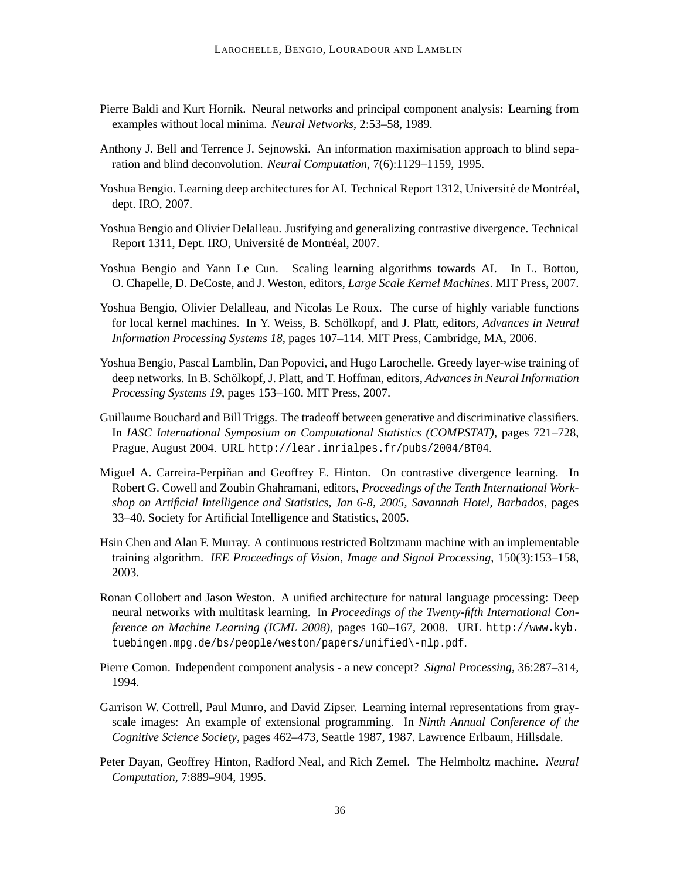Pierre Baldi and Kurt Hornik. Neural networks and principal component analysis: Learning from examples without local minima. *Neural Networks*, 2:53–58, 1989.

Anthony J. Bell and Terrence J. Sejnowski. An information maximisation approach to blind separation and blind deconvolution. *Neural Computation*, 7(6):1129–1159, 1995.

Yoshua Bengio. Learning deep architectures for AI. Technical Report 1312, Université de Montréal, dept. IRO, 2007.

Yoshua Bengio and Olivier Delalleau. Justifying and generalizing contrastive divergence. Technical Report 1311, Dept. IRO, Université de Montréal, 2007.

Yoshua Bengio and Yann Le Cun. Scaling learning algorithms towards AI. In L. Bottou, O. Chapelle, D. DeCoste, and J. Weston, editors, *Large Scale Kernel Machines*. MIT Press, 2007.

Yoshua Bengio, Olivier Delalleau, and Nicolas Le Roux. The curse of highly variable functions for local kernel machines. In Y. Weiss, B. Schölkopf, and J. Platt, editors, *Advances in Neural Information Processing Systems 18*, pages 107–114. MIT Press, Cambridge, MA, 2006.

Yoshua Bengio, Pascal Lamblin, Dan Popovici, and Hugo Larochelle. Greedy layer-wise training of deep networks. In B. Schölkopf, J. Platt, and T. Hoffman, editors, *Advances in Neural Information Processing Systems 19*, pages 153–160. MIT Press, 2007.

Guillaume Bouchard and Bill Triggs. The tradeoff between generative and discriminative classifiers. In *IASC International Symposium on Computational Statistics (COMPSTAT)*, pages 721–728, Prague, August 2004. URL `http://lear.inrialpes.fr/pubs/2004/BT04`.

Miguel A. Carreira-Perpiñan and Geoffrey E. Hinton. On contrastive divergence learning. In Robert G. Cowell and Zoubin Ghahramani, editors, *Proceedings of the Tenth International Workshop on Artificial Intelligence and Statistics, Jan 6-8, 2005, Savannah Hotel, Barbados*, pages 33–40. Society for Artificial Intelligence and Statistics, 2005.

Hsin Chen and Alan F. Murray. A continuous restricted Boltzmann machine with an implementable training algorithm. *IEE Proceedings of Vision, Image and Signal Processing*, 150(3):153–158, 2003.

Ronan Collobert and Jason Weston. A unified architecture for natural language processing: Deep neural networks with multitask learning. In *Proceedings of the Twenty-fifth International Conference on Machine Learning (ICML 2008)*, pages 160–167, 2008. URL `http://www.kyb.tuebingen.mpg.de/bs/people/weston/papers/unified\-nlp.pdf`.

Pierre Comon. Independent component analysis - a new concept? *Signal Processing*, 36:287–314, 1994.

Garrison W. Cottrell, Paul Munro, and David Zipser. Learning internal representations from gray-scale images: An example of extensional programming. In *Ninth Annual Conference of the Cognitive Science Society*, pages 462–473, Seattle 1987, 1987. Lawrence Erlbaum, Hillsdale.

Peter Dayan, Geoffrey Hinton, Radford Neal, and Rich Zemel. The Helmholtz machine. *Neural Computation*, 7:889–904, 1995.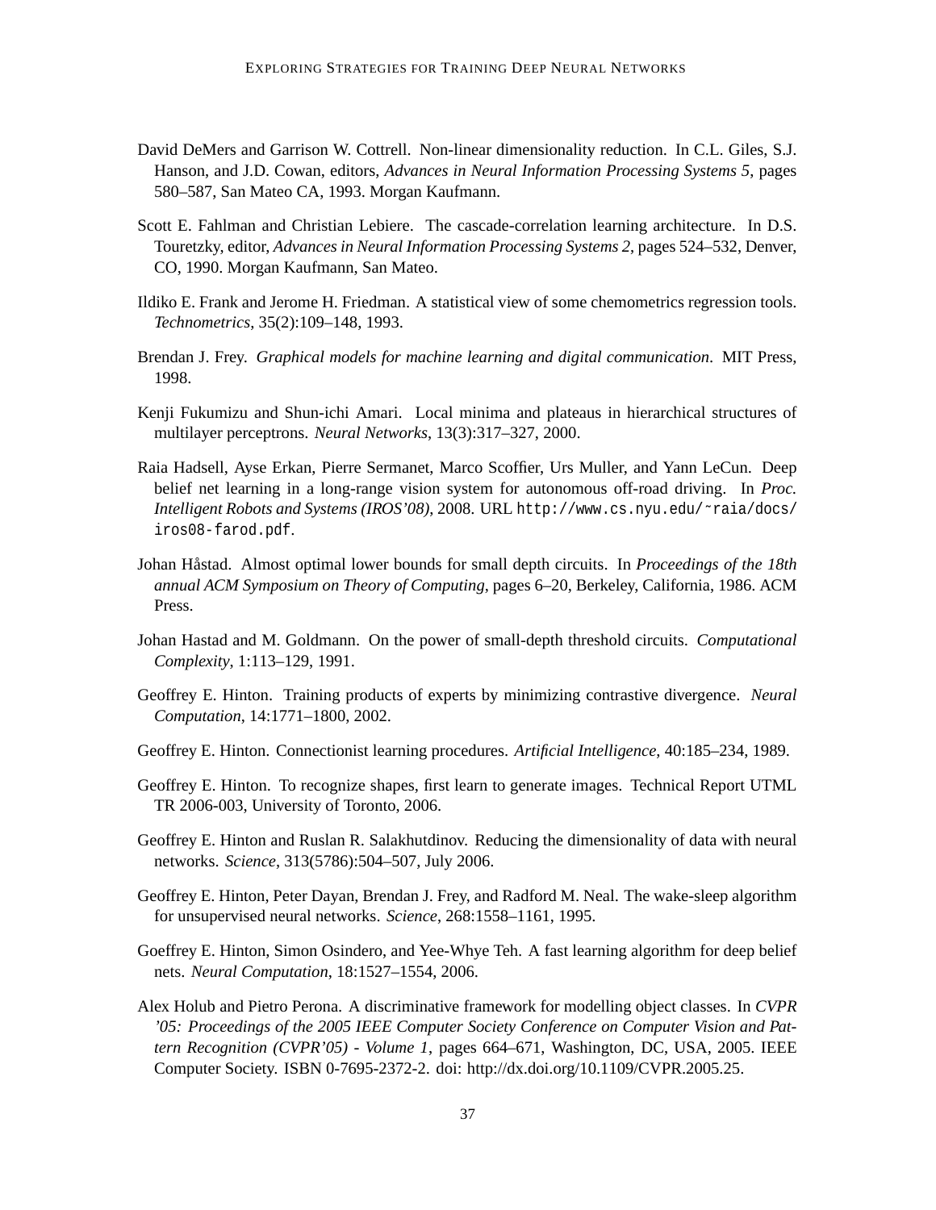David DeMers and Garrison W. Cottrell. Non-linear dimensionality reduction. In C.L. Giles, S.J. Hanson, and J.D. Cowan, editors, *Advances in Neural Information Processing Systems 5*, pages 580–587, San Mateo CA, 1993. Morgan Kaufmann.

Scott E. Fahlman and Christian Lebiere. The cascade-correlation learning architecture. In D.S. Touretzky, editor, *Advances in Neural Information Processing Systems 2*, pages 524–532, Denver, CO, 1990. Morgan Kaufmann, San Mateo.

Ildiko E. Frank and Jerome H. Friedman. A statistical view of some chemometrics regression tools. *Technometrics*, 35(2):109–148, 1993.

Brendan J. Frey. *Graphical models for machine learning and digital communication*. MIT Press, 1998.

Kenji Fukumizu and Shun-ichi Amari. Local minima and plateaus in hierarchical structures of multilayer perceptrons. *Neural Networks*, 13(3):317–327, 2000.

Raia Hadsell, Ayse Erkan, Pierre Sermanet, Marco Scoffier, Urs Muller, and Yann LeCun. Deep belief net learning in a long-range vision system for autonomous off-road driving. In *Proc. Intelligent Robots and Systems (IROS'08)*, 2008. URL `http://www.cs.nyu.edu/~raia/docs/iros08-farod.pdf`.

Johan Håstad. Almost optimal lower bounds for small depth circuits. In *Proceedings of the 18th annual ACM Symposium on Theory of Computing*, pages 6–20, Berkeley, California, 1986. ACM Press.

Johan Hastad and M. Goldmann. On the power of small-depth threshold circuits. *Computational Complexity*, 1:113–129, 1991.

Geoffrey E. Hinton. Training products of experts by minimizing contrastive divergence. *Neural Computation*, 14:1771–1800, 2002.

Geoffrey E. Hinton. Connectionist learning procedures. *Artificial Intelligence*, 40:185–234, 1989.

Geoffrey E. Hinton. To recognize shapes, first learn to generate images. Technical Report UTML TR 2006-003, University of Toronto, 2006.

Geoffrey E. Hinton and Ruslan R. Salakhutdinov. Reducing the dimensionality of data with neural networks. *Science*, 313(5786):504–507, July 2006.

Geoffrey E. Hinton, Peter Dayan, Brendan J. Frey, and Radford M. Neal. The wake-sleep algorithm for unsupervised neural networks. *Science*, 268:1558–1161, 1995.

Goeffrey E. Hinton, Simon Osindero, and Yee-Whye Teh. A fast learning algorithm for deep belief nets. *Neural Computation*, 18:1527–1554, 2006.

Alex Holub and Pietro Perona. A discriminative framework for modelling object classes. In *CVPR '05: Proceedings of the 2005 IEEE Computer Society Conference on Computer Vision and Pattern Recognition (CVPR'05) - Volume 1*, pages 664–671, Washington, DC, USA, 2005. IEEE Computer Society. ISBN 0-7695-2372-2. doi: http://dx.doi.org/10.1109/CVPR.2005.25.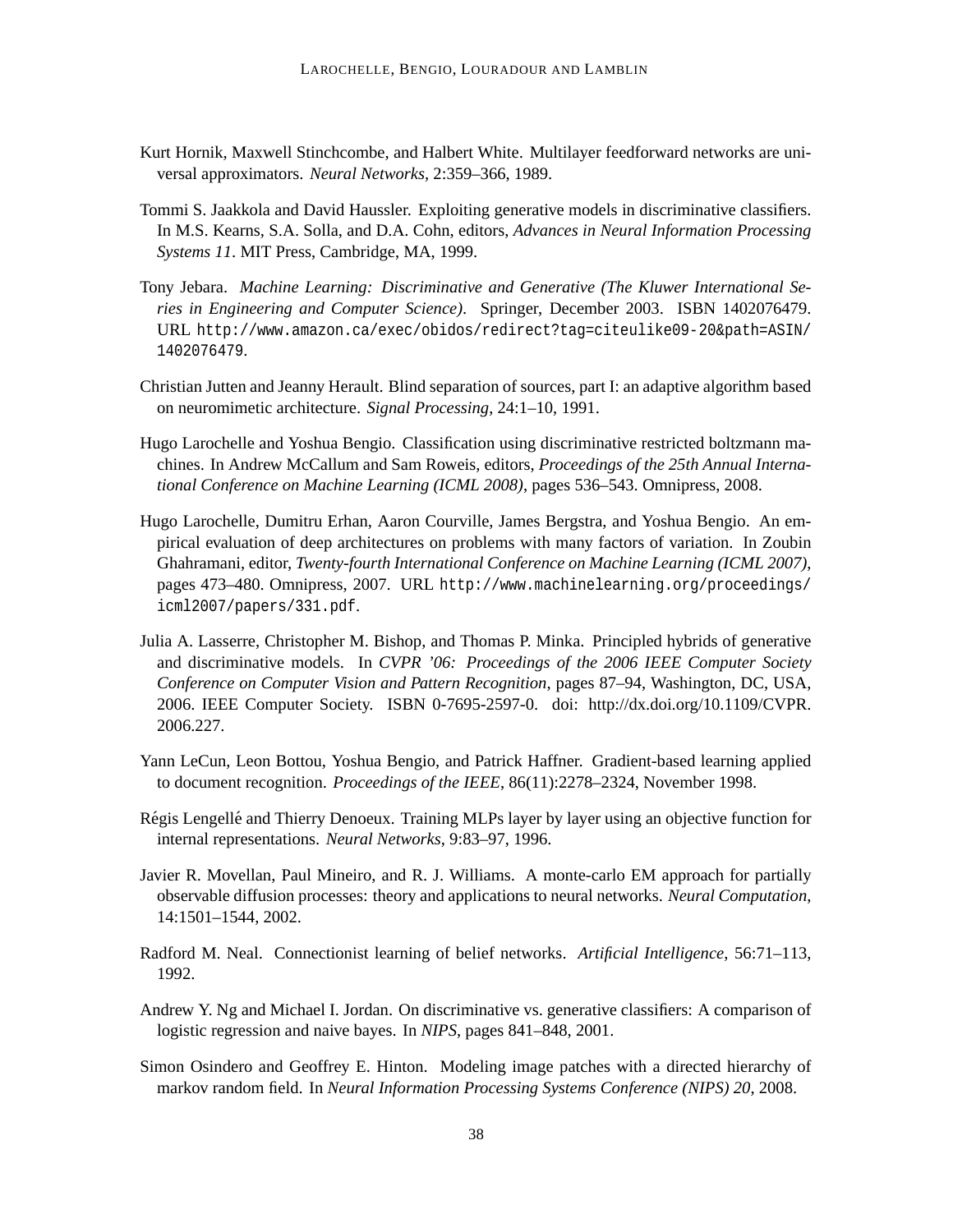Kurt Hornik, Maxwell Stinchcombe, and Halbert White. Multilayer feedforward networks are universal approximators. *Neural Networks*, 2:359–366, 1989.

Tommi S. Jaakkola and David Haussler. Exploiting generative models in discriminative classifiers. In M.S. Kearns, S.A. Solla, and D.A. Cohn, editors, *Advances in Neural Information Processing Systems 11*. MIT Press, Cambridge, MA, 1999.

Tony Jebara. *Machine Learning: Discriminative and Generative (The Kluwer International Series in Engineering and Computer Science)*. Springer, December 2003. ISBN 1402076479. URL `http://www.amazon.ca/exec/obidos/redirect?tag=citeulike09-20&path=ASIN/1402076479`.

Christian Jutten and Jeanny Herault. Blind separation of sources, part I: an adaptive algorithm based on neuromimetic architecture. *Signal Processing*, 24:1–10, 1991.

Hugo Larochelle and Yoshua Bengio. Classification using discriminative restricted boltzmann machines. In Andrew McCallum and Sam Roweis, editors, *Proceedings of the 25th Annual International Conference on Machine Learning (ICML 2008)*, pages 536–543. Omnipress, 2008.

Hugo Larochelle, Dumitru Erhan, Aaron Courville, James Bergstra, and Yoshua Bengio. An empirical evaluation of deep architectures on problems with many factors of variation. In Zoubin Ghahramani, editor, *Twenty-fourth International Conference on Machine Learning (ICML 2007)*, pages 473–480. Omnipress, 2007. URL `http://www.machinelearning.org/proceedings/icml2007/papers/331.pdf`.

Julia A. Lasserre, Christopher M. Bishop, and Thomas P. Minka. Principled hybrids of generative and discriminative models. In *CVPR '06: Proceedings of the 2006 IEEE Computer Society Conference on Computer Vision and Pattern Recognition*, pages 87–94, Washington, DC, USA, 2006. IEEE Computer Society. ISBN 0-7695-2597-0. doi: http://dx.doi.org/10.1109/CVPR.2006.227.

Yann LeCun, Leon Bottou, Yoshua Bengio, and Patrick Haffner. Gradient-based learning applied to document recognition. *Proceedings of the IEEE*, 86(11):2278–2324, November 1998.

Régis Lengellé and Thierry Denoeux. Training MLPs layer by layer using an objective function for internal representations. *Neural Networks*, 9:83–97, 1996.

Javier R. Movellan, Paul Mineiro, and R. J. Williams. A monte-carlo EM approach for partially observable diffusion processes: theory and applications to neural networks. *Neural Computation*, 14:1501–1544, 2002.

Radford M. Neal. Connectionist learning of belief networks. *Artificial Intelligence*, 56:71–113, 1992.

Andrew Y. Ng and Michael I. Jordan. On discriminative vs. generative classifiers: A comparison of logistic regression and naive bayes. In *NIPS*, pages 841–848, 2001.

Simon Osindero and Geoffrey E. Hinton. Modeling image patches with a directed hierarchy of markov random field. In *Neural Information Processing Systems Conference (NIPS) 20*, 2008.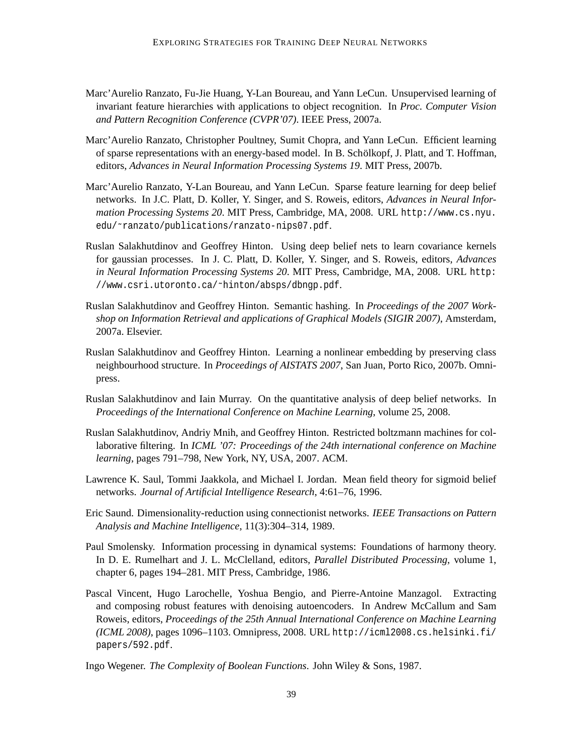Marc'Aurelio Ranzato, Fu-Jie Huang, Y-Lan Boureau, and Yann LeCun. Unsupervised learning of invariant feature hierarchies with applications to object recognition. In *Proc. Computer Vision and Pattern Recognition Conference (CVPR'07)*. IEEE Press, 2007a.

Marc'Aurelio Ranzato, Christopher Poultney, Sumit Chopra, and Yann LeCun. Efficient learning of sparse representations with an energy-based model. In B. Schölkopf, J. Platt, and T. Hoffman, editors, *Advances in Neural Information Processing Systems 19*. MIT Press, 2007b.

Marc'Aurelio Ranzato, Y-Lan Boureau, and Yann LeCun. Sparse feature learning for deep belief networks. In J.C. Platt, D. Koller, Y. Singer, and S. Roweis, editors, *Advances in Neural Information Processing Systems 20*. MIT Press, Cambridge, MA, 2008. URL `http://www.cs.nyu.edu/~ranzato/publications/ranzato-nips07.pdf`.

Ruslan Salakhutdinov and Geoffrey Hinton. Using deep belief nets to learn covariance kernels for gaussian processes. In J. C. Platt, D. Koller, Y. Singer, and S. Roweis, editors, *Advances in Neural Information Processing Systems 20*. MIT Press, Cambridge, MA, 2008. URL `http://www.csri.utoronto.ca/~hinton/absps/dbngp.pdf`.

Ruslan Salakhutdinov and Geoffrey Hinton. Semantic hashing. In *Proceedings of the 2007 Workshop on Information Retrieval and applications of Graphical Models (SIGIR 2007)*, Amsterdam, 2007a. Elsevier.

Ruslan Salakhutdinov and Geoffrey Hinton. Learning a nonlinear embedding by preserving class neighbourhood structure. In *Proceedings of AISTATS 2007*, San Juan, Porto Rico, 2007b. Omnipress.

Ruslan Salakhutdinov and Iain Murray. On the quantitative analysis of deep belief networks. In *Proceedings of the International Conference on Machine Learning*, volume 25, 2008.

Ruslan Salakhutdinov, Andriy Mnih, and Geoffrey Hinton. Restricted boltzmann machines for collaborative filtering. In *ICML '07: Proceedings of the 24th international conference on Machine learning*, pages 791–798, New York, NY, USA, 2007. ACM.

Lawrence K. Saul, Tommi Jaakkola, and Michael I. Jordan. Mean field theory for sigmoid belief networks. *Journal of Artificial Intelligence Research*, 4:61–76, 1996.

Eric Saund. Dimensionality-reduction using connectionist networks. *IEEE Transactions on Pattern Analysis and Machine Intelligence*, 11(3):304–314, 1989.

Paul Smolensky. Information processing in dynamical systems: Foundations of harmony theory. In D. E. Rumelhart and J. L. McClelland, editors, *Parallel Distributed Processing*, volume 1, chapter 6, pages 194–281. MIT Press, Cambridge, 1986.

Pascal Vincent, Hugo Larochelle, Yoshua Bengio, and Pierre-Antoine Manzagol. Extracting and composing robust features with denoising autoencoders. In Andrew McCallum and Sam Roweis, editors, *Proceedings of the 25th Annual International Conference on Machine Learning (ICML 2008)*, pages 1096–1103. Omnipress, 2008. URL `http://icml2008.cs.helsinki.fi/papers/592.pdf`.

Ingo Wegener. *The Complexity of Boolean Functions*. John Wiley & Sons, 1987.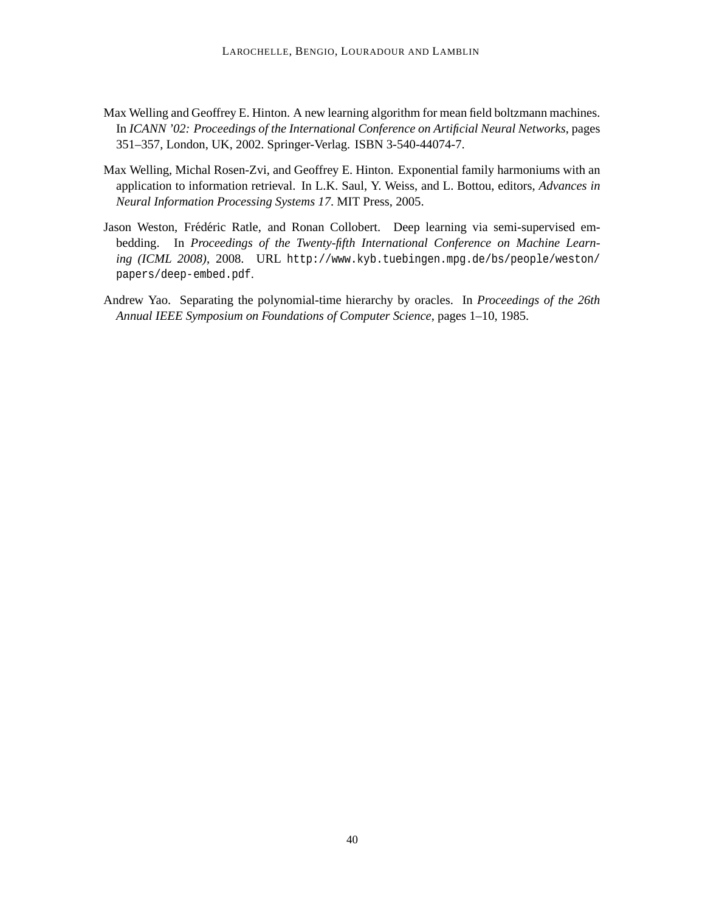Max Welling and Geoffrey E. Hinton. A new learning algorithm for mean field boltzmann machines. In *ICANN '02: Proceedings of the International Conference on Artificial Neural Networks*, pages 351–357, London, UK, 2002. Springer-Verlag. ISBN 3-540-44074-7.

Max Welling, Michal Rosen-Zvi, and Geoffrey E. Hinton. Exponential family harmoniums with an application to information retrieval. In L.K. Saul, Y. Weiss, and L. Bottou, editors, *Advances in Neural Information Processing Systems 17*. MIT Press, 2005.

Jason Weston, Frédéric Ratle, and Ronan Collobert. Deep learning via semi-supervised embedding. In *Proceedings of the Twenty-fifth International Conference on Machine Learning (ICML 2008)*, 2008. URL `http://www.kyb.tuebingen.mpg.de/bs/people/weston/papers/deep-embed.pdf`.

Andrew Yao. Separating the polynomial-time hierarchy by oracles. In *Proceedings of the 26th Annual IEEE Symposium on Foundations of Computer Science*, pages 1–10, 1985.